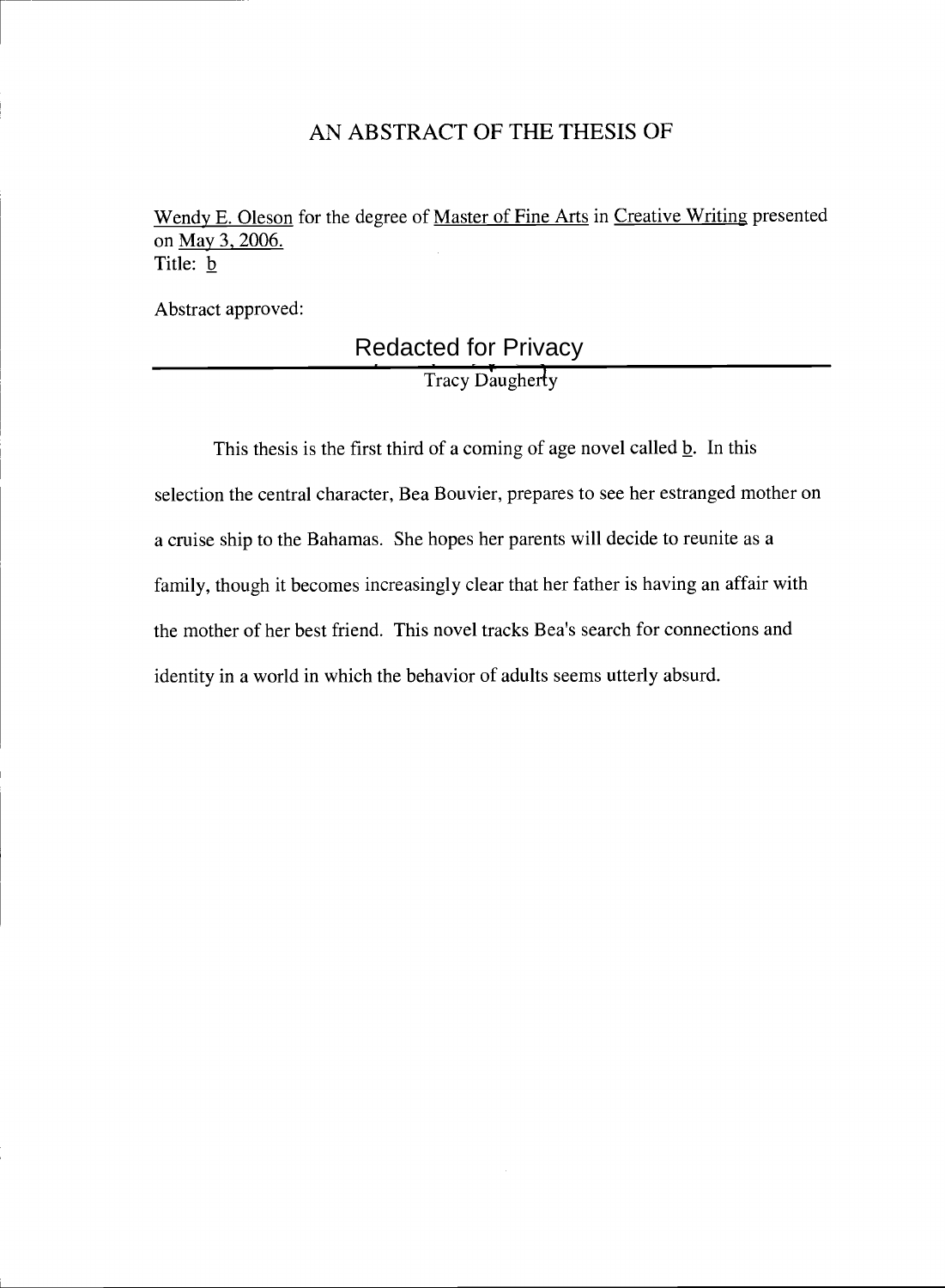# AN ABSTRACT OF THE THESIS OF

Wendy E. Oleson for the degree of Master of Fine Arts in Creative Writing presented on May 3, 2006.
Title: b

Abstract approved:

Redacted for Privacy

Tracy Daugherty

This thesis is the first third of a coming of age novel called b. In this selection the central character, Bea Bouvier, prepares to see her estranged mother on a cruise ship to the Bahamas. She hopes her parents will decide to reunite as a family, though it becomes increasingly clear that her father is having an affair with the mother of her best friend. This novel tracks Bea's search for connections and identity in a world in which the behavior of adults seems utterly absurd.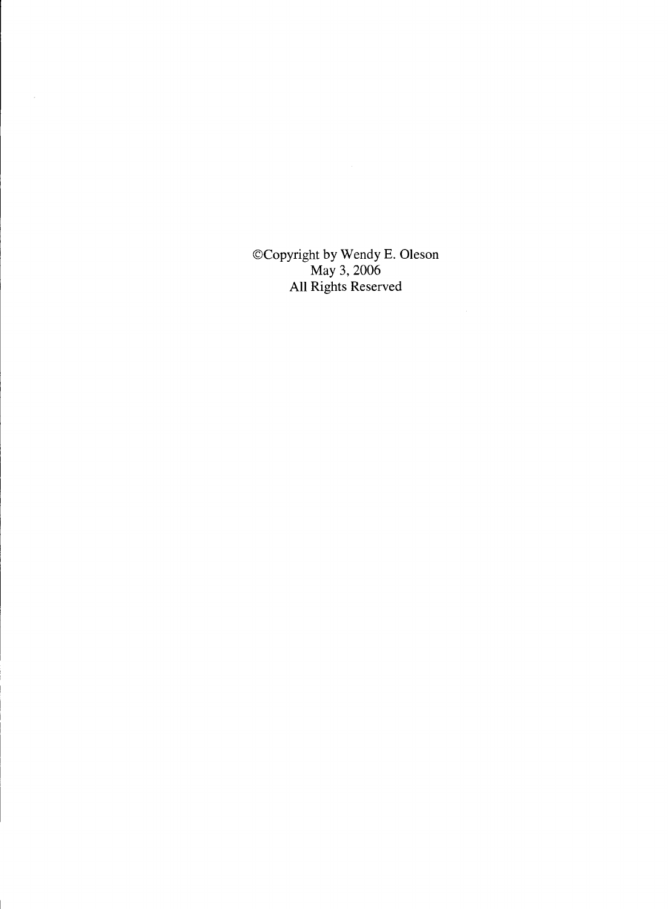©Copyright by Wendy E. Oleson
May 3, 2006
All Rights Reserved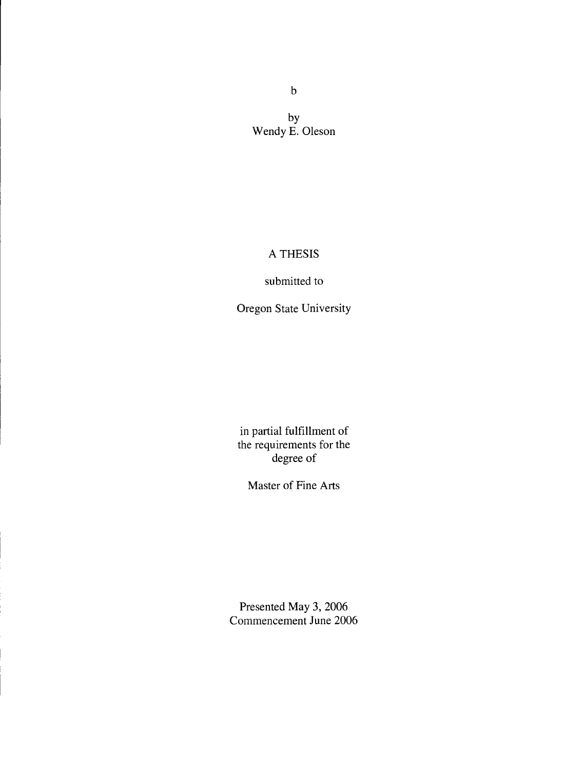b

by
Wendy E. Oleson

A THESIS

submitted to

Oregon State University

in partial fulfillment of
the requirements for the
degree of

Master of Fine Arts

Presented May 3, 2006
Commencement June 2006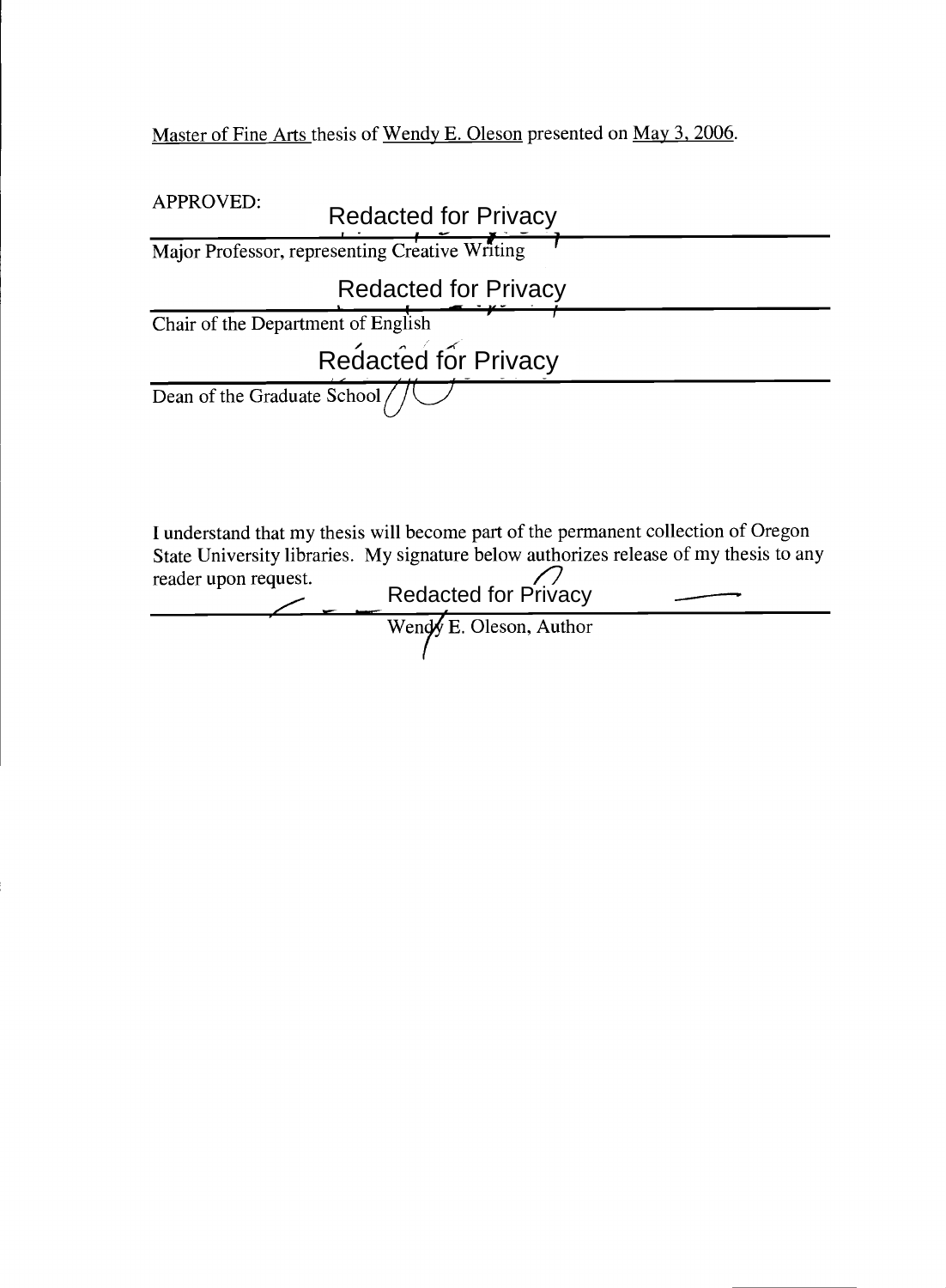Master of Fine Arts thesis of Wendy E. Oleson presented on May 3, 2006.

APPROVED:

Redacted for Privacy

Major Professor, representing Creative Writing

Redacted for Privacy

Chair of the Department of English

Redacted for Privacy

Dean of the Graduate School

I understand that my thesis will become part of the permanent collection of Oregon State University libraries. My signature below authorizes release of my thesis to any reader upon request.

Redacted for Privacy

Wendy E. Oleson, Author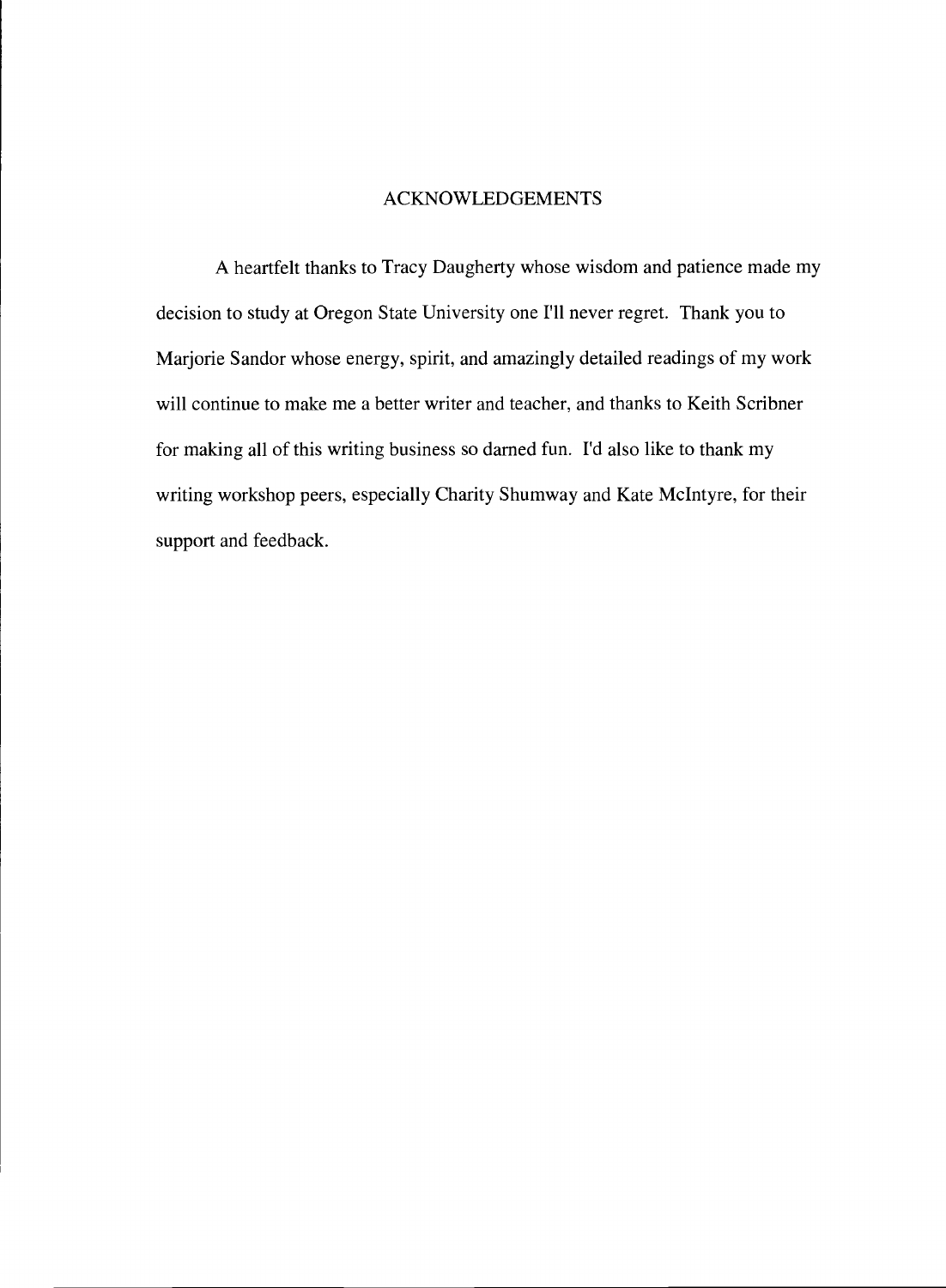# ACKNOWLEDGEMENTS

A heartfelt thanks to Tracy Daugherty whose wisdom and patience made my decision to study at Oregon State University one I'll never regret. Thank you to Marjorie Sandor whose energy, spirit, and amazingly detailed readings of my work will continue to make me a better writer and teacher, and thanks to Keith Scribner for making all of this writing business so darned fun. I'd also like to thank my writing workshop peers, especially Charity Shumway and Kate McIntyre, for their support and feedback.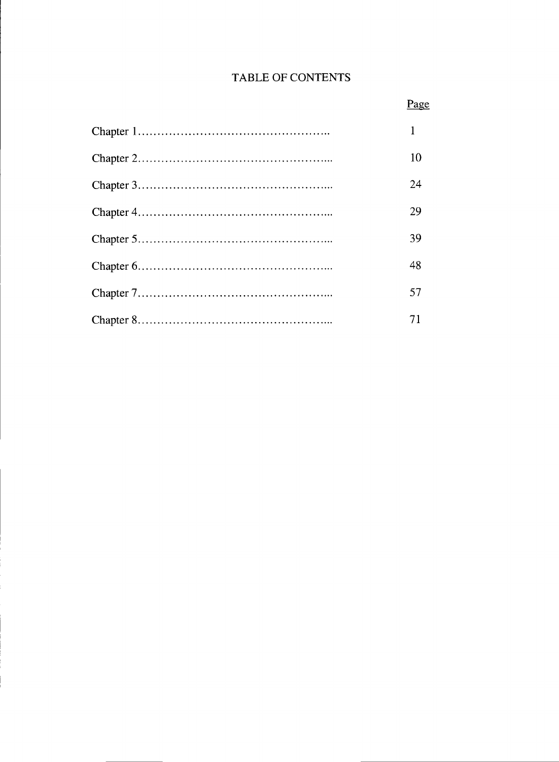# TABLE OF CONTENTS

| | Page |
|---|---|
| Chapter 1 | 1 |
| Chapter 2 | 10 |
| Chapter 3 | 24 |
| Chapter 4 | 29 |
| Chapter 5 | 39 |
| Chapter 6 | 48 |
| Chapter 7 | 57 |
| Chapter 8 | 71 |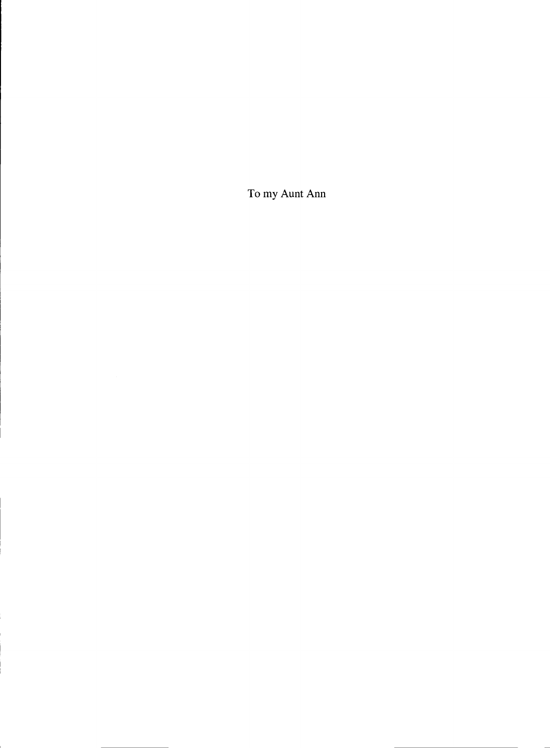To my Aunt Ann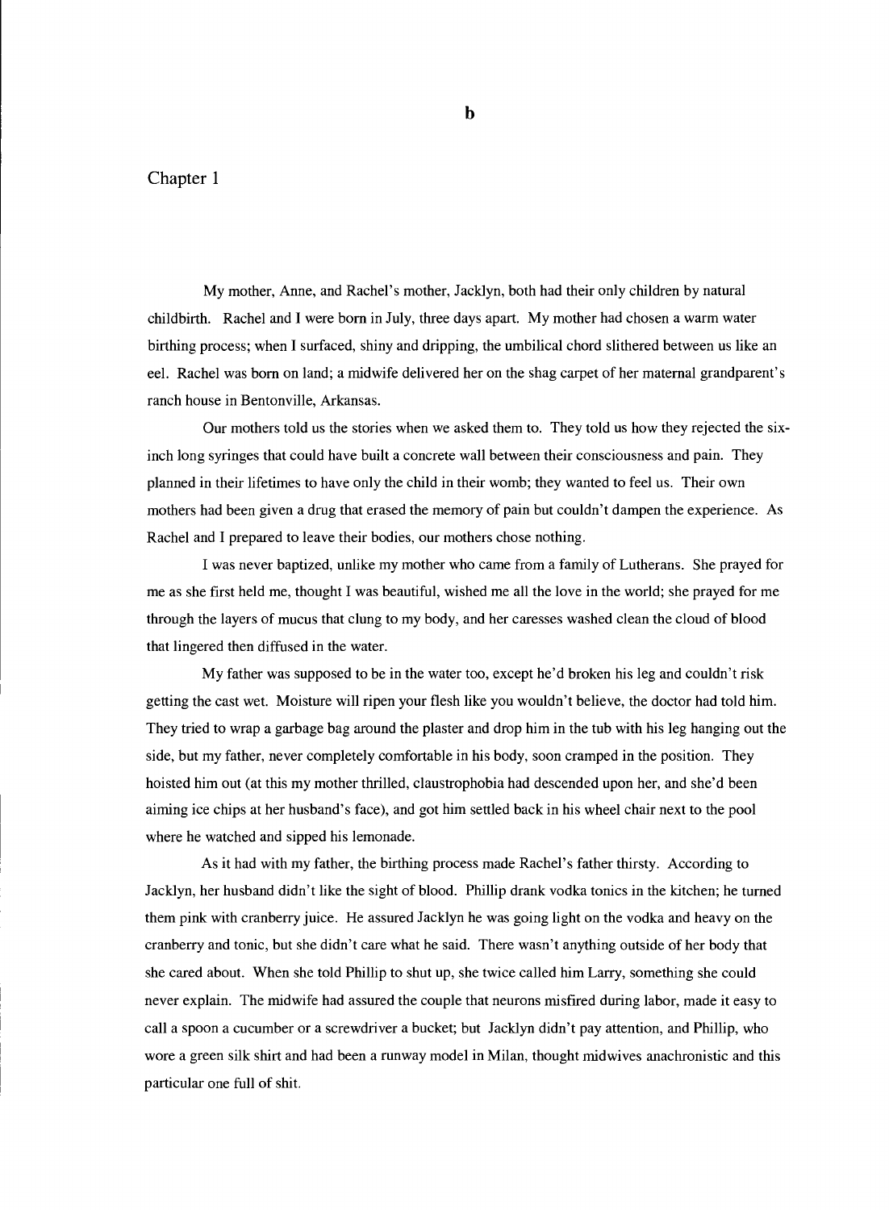Chapter 1

My mother, Anne, and Rachel's mother, Jacklyn, both had their only children by natural childbirth. Rachel and I were born in July, three days apart. My mother had chosen a warm water birthing process; when I surfaced, shiny and dripping, the umbilical chord slithered between us like an eel. Rachel was born on land; a midwife delivered her on the shag carpet of her maternal grandparent's ranch house in Bentonville, Arkansas.

Our mothers told us the stories when we asked them to. They told us how they rejected the six-inch long syringes that could have built a concrete wall between their consciousness and pain. They planned in their lifetimes to have only the child in their womb; they wanted to feel us. Their own mothers had been given a drug that erased the memory of pain but couldn't dampen the experience. As Rachel and I prepared to leave their bodies, our mothers chose nothing.

I was never baptized, unlike my mother who came from a family of Lutherans. She prayed for me as she first held me, thought I was beautiful, wished me all the love in the world; she prayed for me through the layers of mucus that clung to my body, and her caresses washed clean the cloud of blood that lingered then diffused in the water.

My father was supposed to be in the water too, except he'd broken his leg and couldn't risk getting the cast wet. Moisture will ripen your flesh like you wouldn't believe, the doctor had told him. They tried to wrap a garbage bag around the plaster and drop him in the tub with his leg hanging out the side, but my father, never completely comfortable in his body, soon cramped in the position. They hoisted him out (at this my mother thrilled, claustrophobia had descended upon her, and she'd been aiming ice chips at her husband's face), and got him settled back in his wheel chair next to the pool where he watched and sipped his lemonade.

As it had with my father, the birthing process made Rachel's father thirsty. According to Jacklyn, her husband didn't like the sight of blood. Phillip drank vodka tonics in the kitchen; he turned them pink with cranberry juice. He assured Jacklyn he was going light on the vodka and heavy on the cranberry and tonic, but she didn't care what he said. There wasn't anything outside of her body that she cared about. When she told Phillip to shut up, she twice called him Larry, something she could never explain. The midwife had assured the couple that neurons misfired during labor, made it easy to call a spoon a cucumber or a screwdriver a bucket; but Jacklyn didn't pay attention, and Phillip, who wore a green silk shirt and had been a runway model in Milan, thought midwives anachronistic and this particular one full of shit.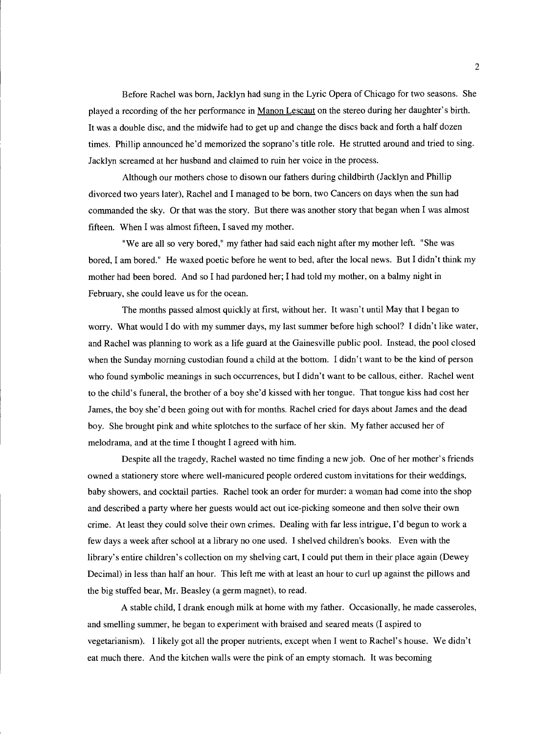Before Rachel was born, Jacklyn had sung in the Lyric Opera of Chicago for two seasons. She played a recording of the her performance in Manon Lescaut on the stereo during her daughter's birth. It was a double disc, and the midwife had to get up and change the discs back and forth a half dozen times. Phillip announced he'd memorized the soprano's title role. He strutted around and tried to sing. Jacklyn screamed at her husband and claimed to ruin her voice in the process.

Although our mothers chose to disown our fathers during childbirth (Jacklyn and Phillip divorced two years later), Rachel and I managed to be born, two Cancers on days when the sun had commanded the sky. Or that was the story. But there was another story that began when I was almost fifteen. When I was almost fifteen, I saved my mother.

"We are all so very bored," my father had said each night after my mother left. "She was bored, I am bored." He waxed poetic before he went to bed, after the local news. But I didn't think my mother had been bored. And so I had pardoned her; I had told my mother, on a balmy night in February, she could leave us for the ocean.

The months passed almost quickly at first, without her. It wasn't until May that I began to worry. What would I do with my summer days, my last summer before high school? I didn't like water, and Rachel was planning to work as a life guard at the Gainesville public pool. Instead, the pool closed when the Sunday morning custodian found a child at the bottom. I didn't want to be the kind of person who found symbolic meanings in such occurrences, but I didn't want to be callous, either. Rachel went to the child's funeral, the brother of a boy she'd kissed with her tongue. That tongue kiss had cost her James, the boy she'd been going out with for months. Rachel cried for days about James and the dead boy. She brought pink and white splotches to the surface of her skin. My father accused her of melodrama, and at the time I thought I agreed with him.

Despite all the tragedy, Rachel wasted no time finding a new job. One of her mother's friends owned a stationery store where well-manicured people ordered custom invitations for their weddings, baby showers, and cocktail parties. Rachel took an order for murder: a woman had come into the shop and described a party where her guests would act out ice-picking someone and then solve their own crime. At least they could solve their own crimes. Dealing with far less intrigue, I'd begun to work a few days a week after school at a library no one used. I shelved children's books. Even with the library's entire children's collection on my shelving cart, I could put them in their place again (Dewey Decimal) in less than half an hour. This left me with at least an hour to curl up against the pillows and the big stuffed bear, Mr. Beasley (a germ magnet), to read.

A stable child, I drank enough milk at home with my father. Occasionally, he made casseroles, and smelling summer, he began to experiment with braised and seared meats (I aspired to vegetarianism). I likely got all the proper nutrients, except when I went to Rachel's house. We didn't eat much there. And the kitchen walls were the pink of an empty stomach. It was becoming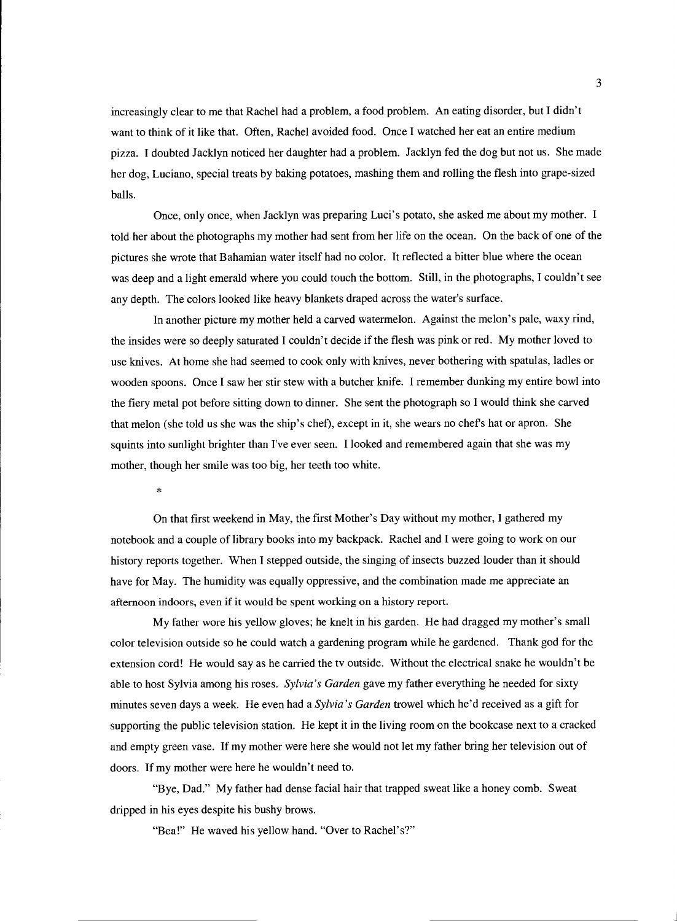increasingly clear to me that Rachel had a problem, a food problem. An eating disorder, but I didn't want to think of it like that. Often, Rachel avoided food. Once I watched her eat an entire medium pizza. I doubted Jacklyn noticed her daughter had a problem. Jacklyn fed the dog but not us. She made her dog, Luciano, special treats by baking potatoes, mashing them and rolling the flesh into grape-sized balls.

Once, only once, when Jacklyn was preparing Luci's potato, she asked me about my mother. I told her about the photographs my mother had sent from her life on the ocean. On the back of one of the pictures she wrote that Bahamian water itself had no color. It reflected a bitter blue where the ocean was deep and a light emerald where you could touch the bottom. Still, in the photographs, I couldn't see any depth. The colors looked like heavy blankets draped across the water's surface.

In another picture my mother held a carved watermelon. Against the melon's pale, waxy rind, the insides were so deeply saturated I couldn't decide if the flesh was pink or red. My mother loved to use knives. At home she had seemed to cook only with knives, never bothering with spatulas, ladles or wooden spoons. Once I saw her stir stew with a butcher knife. I remember dunking my entire bowl into the fiery metal pot before sitting down to dinner. She sent the photograph so I would think she carved that melon (she told us she was the ship's chef), except in it, she wears no chef's hat or apron. She squints into sunlight brighter than I've ever seen. I looked and remembered again that she was my mother, though her smile was too big, her teeth too white.

*

On that first weekend in May, the first Mother's Day without my mother, I gathered my notebook and a couple of library books into my backpack. Rachel and I were going to work on our history reports together. When I stepped outside, the singing of insects buzzed louder than it should have for May. The humidity was equally oppressive, and the combination made me appreciate an afternoon indoors, even if it would be spent working on a history report.

My father wore his yellow gloves; he knelt in his garden. He had dragged my mother's small color television outside so he could watch a gardening program while he gardened. Thank god for the extension cord! He would say as he carried the tv outside. Without the electrical snake he wouldn't be able to host Sylvia among his roses. *Sylvia's Garden* gave my father everything he needed for sixty minutes seven days a week. He even had a *Sylvia's Garden* trowel which he'd received as a gift for supporting the public television station. He kept it in the living room on the bookcase next to a cracked and empty green vase. If my mother were here she would not let my father bring her television out of doors. If my mother were here he wouldn't need to.

"Bye, Dad." My father had dense facial hair that trapped sweat like a honey comb. Sweat dripped in his eyes despite his bushy brows.

"Bea!" He waved his yellow hand. "Over to Rachel's?"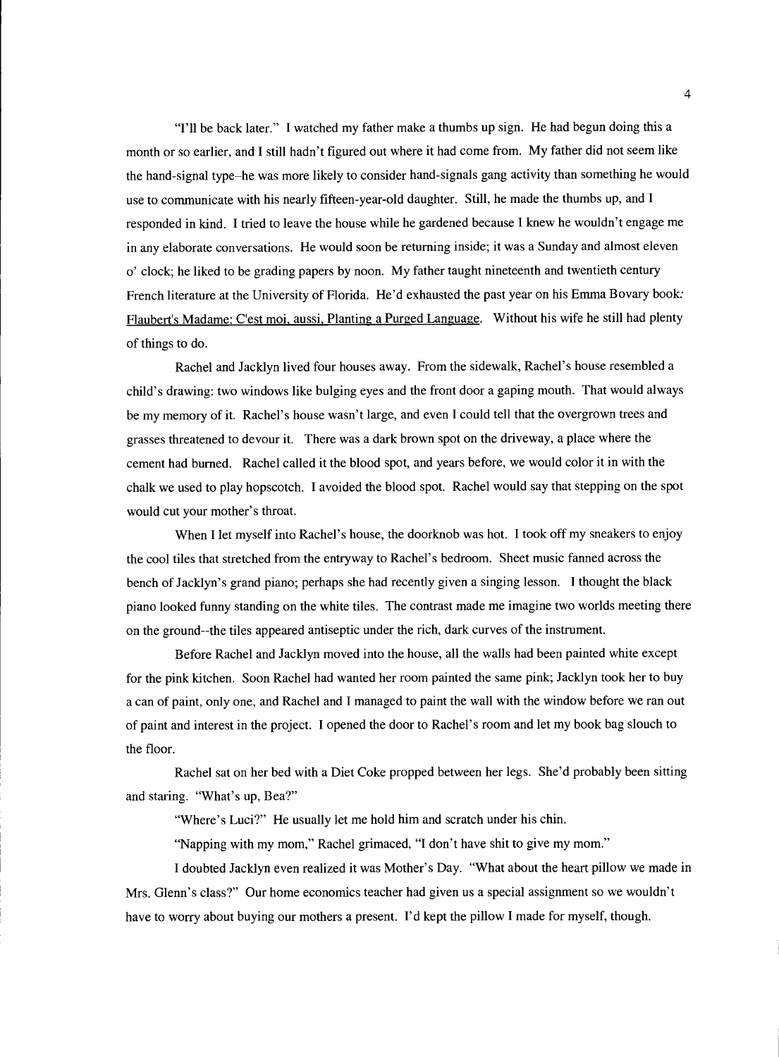"I'll be back later." I watched my father make a thumbs up sign. He had begun doing this a month or so earlier, and I still hadn't figured out where it had come from. My father did not seem like the hand-signal type–he was more likely to consider hand-signals gang activity than something he would use to communicate with his nearly fifteen-year-old daughter. Still, he made the thumbs up, and I responded in kind. I tried to leave the house while he gardened because I knew he wouldn't engage me in any elaborate conversations. He would soon be returning inside; it was a Sunday and almost eleven o' clock; he liked to be grading papers by noon. My father taught nineteenth and twentieth century French literature at the University of Florida. He'd exhausted the past year on his Emma Bovary book: Flaubert's Madame: C'est moi, aussi, Planting a Purged Language. Without his wife he still had plenty of things to do.

Rachel and Jacklyn lived four houses away. From the sidewalk, Rachel's house resembled a child's drawing: two windows like bulging eyes and the front door a gaping mouth. That would always be my memory of it. Rachel's house wasn't large, and even I could tell that the overgrown trees and grasses threatened to devour it. There was a dark brown spot on the driveway, a place where the cement had burned. Rachel called it the blood spot, and years before, we would color it in with the chalk we used to play hopscotch. I avoided the blood spot. Rachel would say that stepping on the spot would cut your mother's throat.

When I let myself into Rachel's house, the doorknob was hot. I took off my sneakers to enjoy the cool tiles that stretched from the entryway to Rachel's bedroom. Sheet music fanned across the bench of Jacklyn's grand piano; perhaps she had recently given a singing lesson. I thought the black piano looked funny standing on the white tiles. The contrast made me imagine two worlds meeting there on the ground--the tiles appeared antiseptic under the rich, dark curves of the instrument.

Before Rachel and Jacklyn moved into the house, all the walls had been painted white except for the pink kitchen. Soon Rachel had wanted her room painted the same pink; Jacklyn took her to buy a can of paint, only one, and Rachel and I managed to paint the wall with the window before we ran out of paint and interest in the project. I opened the door to Rachel's room and let my book bag slouch to the floor.

Rachel sat on her bed with a Diet Coke propped between her legs. She'd probably been sitting and staring. "What's up, Bea?"

"Where's Luci?" He usually let me hold him and scratch under his chin.

"Napping with my mom," Rachel grimaced, "I don't have shit to give my mom."

I doubted Jacklyn even realized it was Mother's Day. "What about the heart pillow we made in Mrs. Glenn's class?" Our home economics teacher had given us a special assignment so we wouldn't have to worry about buying our mothers a present. I'd kept the pillow I made for myself, though.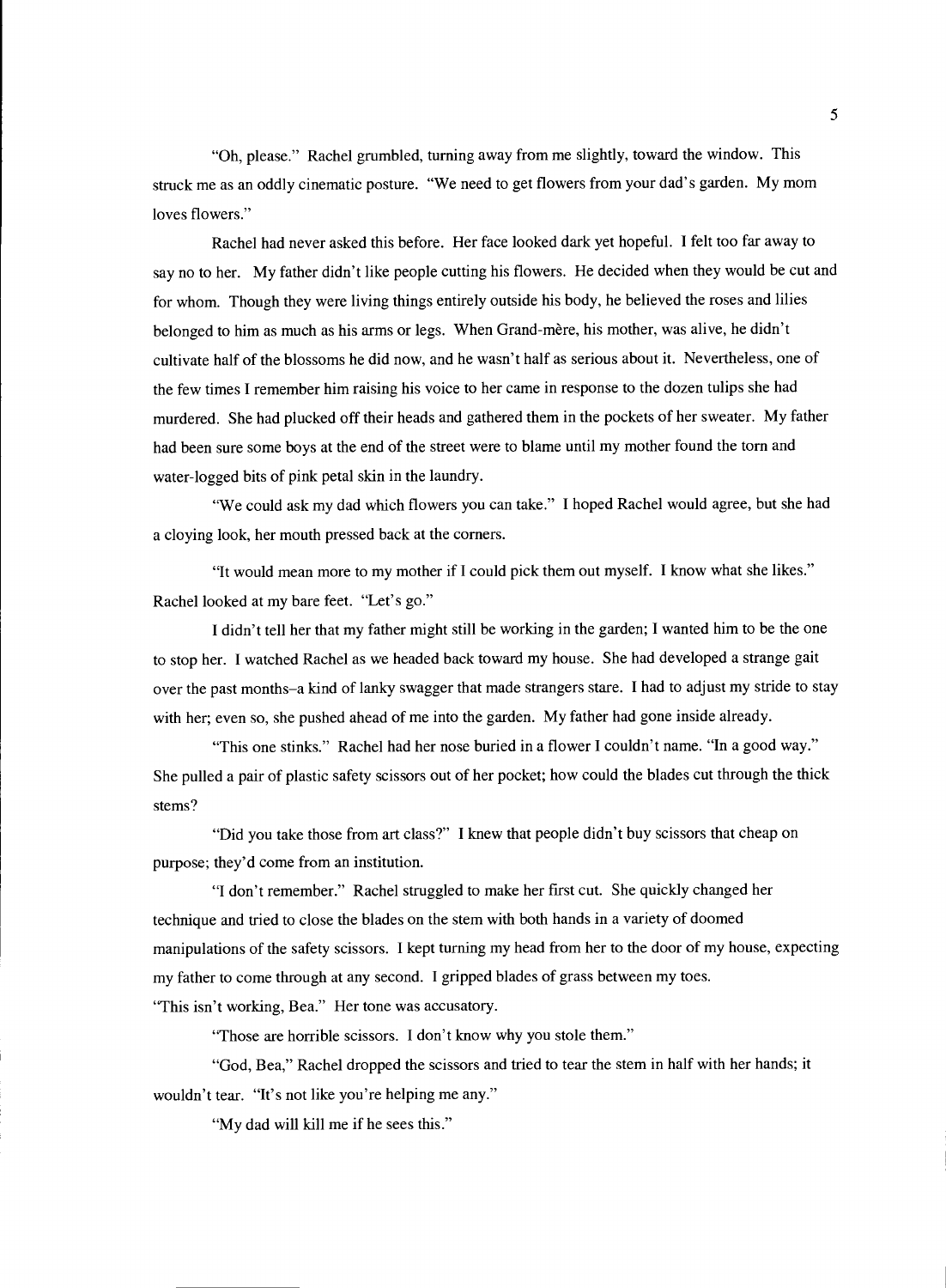"Oh, please." Rachel grumbled, turning away from me slightly, toward the window. This struck me as an oddly cinematic posture. "We need to get flowers from your dad's garden. My mom loves flowers."

Rachel had never asked this before. Her face looked dark yet hopeful. I felt too far away to say no to her. My father didn't like people cutting his flowers. He decided when they would be cut and for whom. Though they were living things entirely outside his body, he believed the roses and lilies belonged to him as much as his arms or legs. When Grand-mère, his mother, was alive, he didn't cultivate half of the blossoms he did now, and he wasn't half as serious about it. Nevertheless, one of the few times I remember him raising his voice to her came in response to the dozen tulips she had murdered. She had plucked off their heads and gathered them in the pockets of her sweater. My father had been sure some boys at the end of the street were to blame until my mother found the torn and water-logged bits of pink petal skin in the laundry.

"We could ask my dad which flowers you can take." I hoped Rachel would agree, but she had a cloying look, her mouth pressed back at the corners.

"It would mean more to my mother if I could pick them out myself. I know what she likes." Rachel looked at my bare feet. "Let's go."

I didn't tell her that my father might still be working in the garden; I wanted him to be the one to stop her. I watched Rachel as we headed back toward my house. She had developed a strange gait over the past months–a kind of lanky swagger that made strangers stare. I had to adjust my stride to stay with her; even so, she pushed ahead of me into the garden. My father had gone inside already.

"This one stinks." Rachel had her nose buried in a flower I couldn't name. "In a good way." She pulled a pair of plastic safety scissors out of her pocket; how could the blades cut through the thick stems?

"Did you take those from art class?" I knew that people didn't buy scissors that cheap on purpose; they'd come from an institution.

"I don't remember." Rachel struggled to make her first cut. She quickly changed her technique and tried to close the blades on the stem with both hands in a variety of doomed manipulations of the safety scissors. I kept turning my head from her to the door of my house, expecting my father to come through at any second. I gripped blades of grass between my toes.

"This isn't working, Bea." Her tone was accusatory.

"Those are horrible scissors. I don't know why you stole them."

"God, Bea," Rachel dropped the scissors and tried to tear the stem in half with her hands; it wouldn't tear. "It's not like you're helping me any."

"My dad will kill me if he sees this."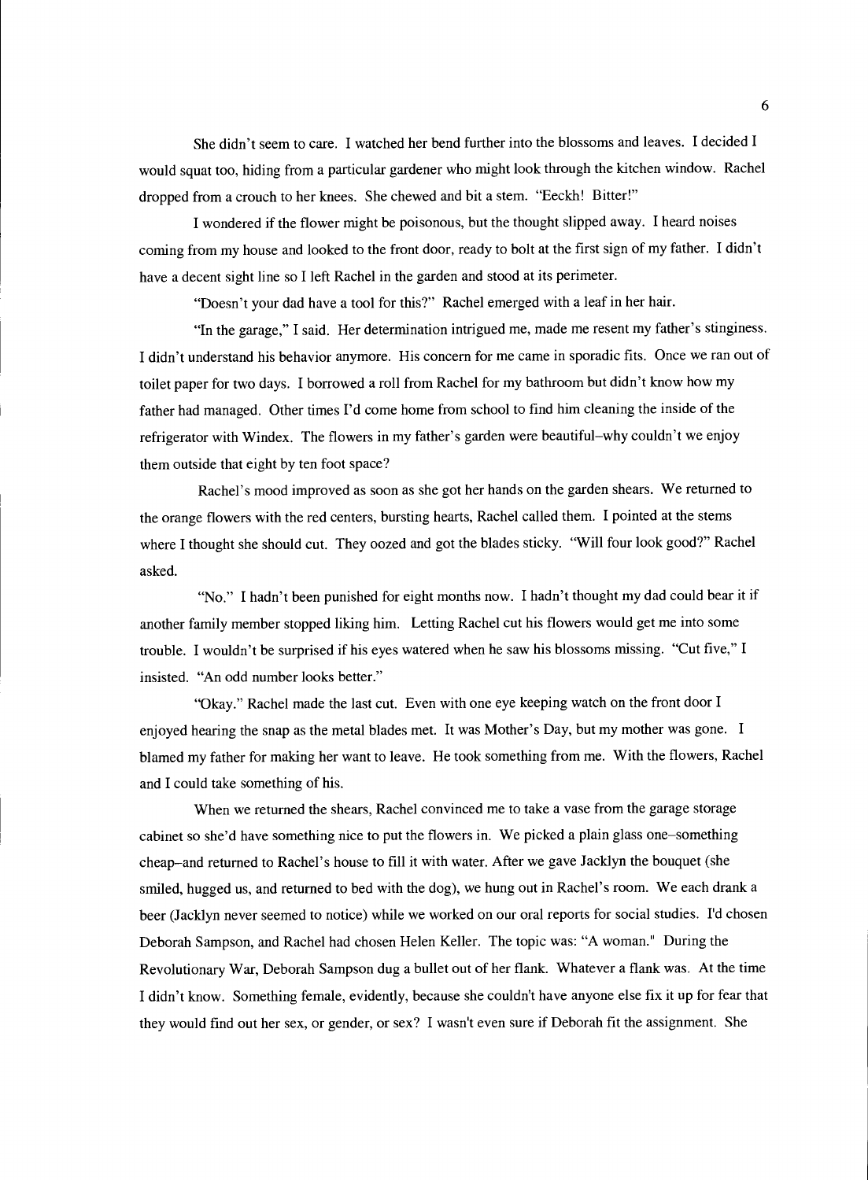She didn't seem to care. I watched her bend further into the blossoms and leaves. I decided I would squat too, hiding from a particular gardener who might look through the kitchen window. Rachel dropped from a crouch to her knees. She chewed and bit a stem. "Eeckh! Bitter!"

I wondered if the flower might be poisonous, but the thought slipped away. I heard noises coming from my house and looked to the front door, ready to bolt at the first sign of my father. I didn't have a decent sight line so I left Rachel in the garden and stood at its perimeter.

"Doesn't your dad have a tool for this?" Rachel emerged with a leaf in her hair.

"In the garage," I said. Her determination intrigued me, made me resent my father's stinginess. I didn't understand his behavior anymore. His concern for me came in sporadic fits. Once we ran out of toilet paper for two days. I borrowed a roll from Rachel for my bathroom but didn't know how my father had managed. Other times I'd come home from school to find him cleaning the inside of the refrigerator with Windex. The flowers in my father's garden were beautiful–why couldn't we enjoy them outside that eight by ten foot space?

Rachel's mood improved as soon as she got her hands on the garden shears. We returned to the orange flowers with the red centers, bursting hearts, Rachel called them. I pointed at the stems where I thought she should cut. They oozed and got the blades sticky. "Will four look good?" Rachel asked.

"No." I hadn't been punished for eight months now. I hadn't thought my dad could bear it if another family member stopped liking him. Letting Rachel cut his flowers would get me into some trouble. I wouldn't be surprised if his eyes watered when he saw his blossoms missing. "Cut five," I insisted. "An odd number looks better."

"Okay." Rachel made the last cut. Even with one eye keeping watch on the front door I enjoyed hearing the snap as the metal blades met. It was Mother's Day, but my mother was gone. I blamed my father for making her want to leave. He took something from me. With the flowers, Rachel and I could take something of his.

When we returned the shears, Rachel convinced me to take a vase from the garage storage cabinet so she'd have something nice to put the flowers in. We picked a plain glass one–something cheap–and returned to Rachel's house to fill it with water. After we gave Jacklyn the bouquet (she smiled, hugged us, and returned to bed with the dog), we hung out in Rachel's room. We each drank a beer (Jacklyn never seemed to notice) while we worked on our oral reports for social studies. I'd chosen Deborah Sampson, and Rachel had chosen Helen Keller. The topic was: "A woman." During the Revolutionary War, Deborah Sampson dug a bullet out of her flank. Whatever a flank was. At the time I didn't know. Something female, evidently, because she couldn't have anyone else fix it up for fear that they would find out her sex, or gender, or sex? I wasn't even sure if Deborah fit the assignment. She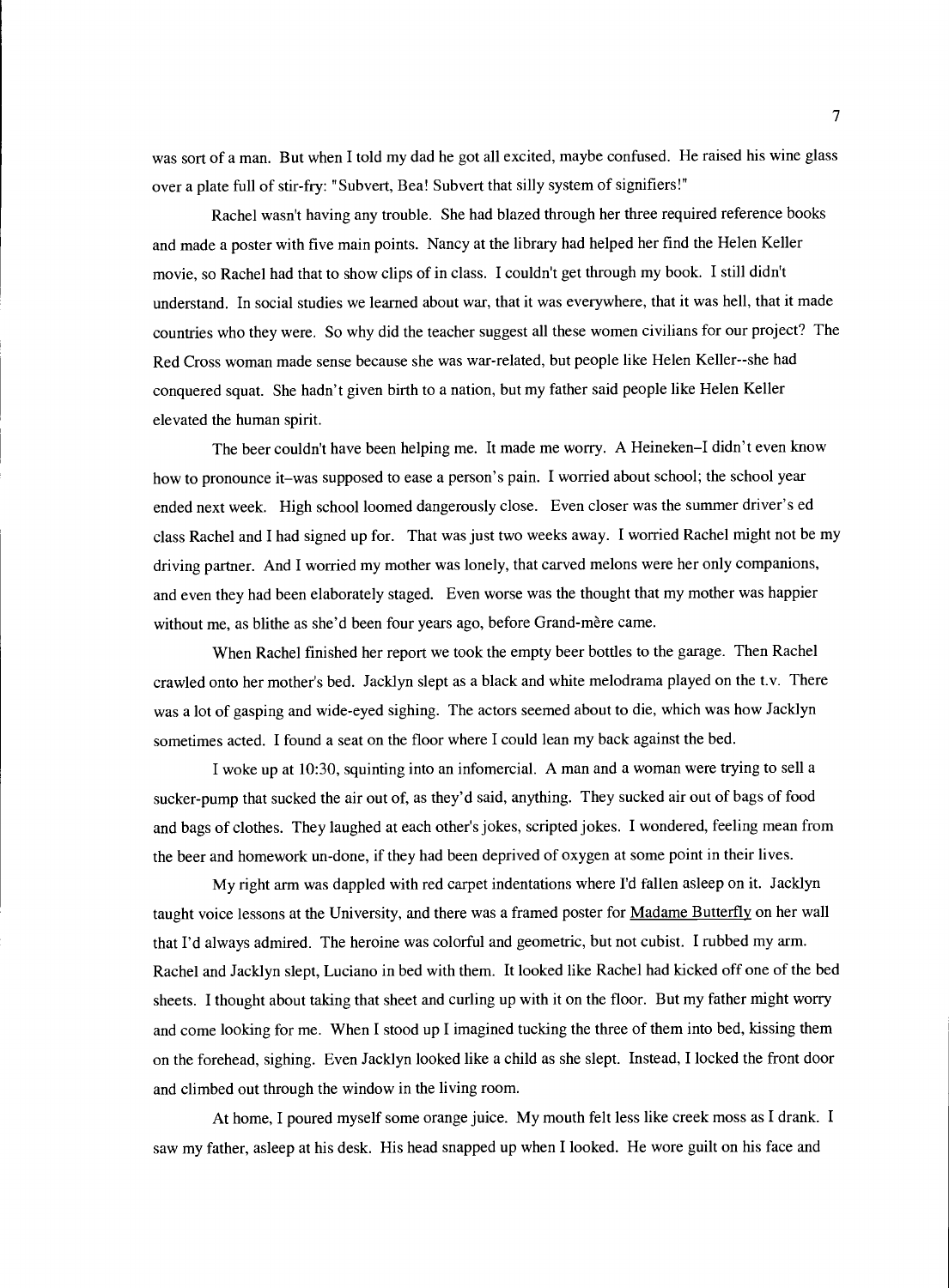was sort of a man. But when I told my dad he got all excited, maybe confused. He raised his wine glass over a plate full of stir-fry: "Subvert, Bea! Subvert that silly system of signifiers!"

Rachel wasn't having any trouble. She had blazed through her three required reference books and made a poster with five main points. Nancy at the library had helped her find the Helen Keller movie, so Rachel had that to show clips of in class. I couldn't get through my book. I still didn't understand. In social studies we learned about war, that it was everywhere, that it was hell, that it made countries who they were. So why did the teacher suggest all these women civilians for our project? The Red Cross woman made sense because she was war-related, but people like Helen Keller--she had conquered squat. She hadn't given birth to a nation, but my father said people like Helen Keller elevated the human spirit.

The beer couldn't have been helping me. It made me worry. A Heineken–I didn't even know how to pronounce it–was supposed to ease a person's pain. I worried about school; the school year ended next week. High school loomed dangerously close. Even closer was the summer driver's ed class Rachel and I had signed up for. That was just two weeks away. I worried Rachel might not be my driving partner. And I worried my mother was lonely, that carved melons were her only companions, and even they had been elaborately staged. Even worse was the thought that my mother was happier without me, as blithe as she'd been four years ago, before Grand-mère came.

When Rachel finished her report we took the empty beer bottles to the garage. Then Rachel crawled onto her mother's bed. Jacklyn slept as a black and white melodrama played on the t.v. There was a lot of gasping and wide-eyed sighing. The actors seemed about to die, which was how Jacklyn sometimes acted. I found a seat on the floor where I could lean my back against the bed.

I woke up at 10:30, squinting into an infomercial. A man and a woman were trying to sell a sucker-pump that sucked the air out of, as they'd said, anything. They sucked air out of bags of food and bags of clothes. They laughed at each other's jokes, scripted jokes. I wondered, feeling mean from the beer and homework un-done, if they had been deprived of oxygen at some point in their lives.

My right arm was dappled with red carpet indentations where I'd fallen asleep on it. Jacklyn taught voice lessons at the University, and there was a framed poster for <u>Madame Butterfly</u> on her wall that I'd always admired. The heroine was colorful and geometric, but not cubist. I rubbed my arm. Rachel and Jacklyn slept, Luciano in bed with them. It looked like Rachel had kicked off one of the bed sheets. I thought about taking that sheet and curling up with it on the floor. But my father might worry and come looking for me. When I stood up I imagined tucking the three of them into bed, kissing them on the forehead, sighing. Even Jacklyn looked like a child as she slept. Instead, I locked the front door and climbed out through the window in the living room.

At home, I poured myself some orange juice. My mouth felt less like creek moss as I drank. I saw my father, asleep at his desk. His head snapped up when I looked. He wore guilt on his face and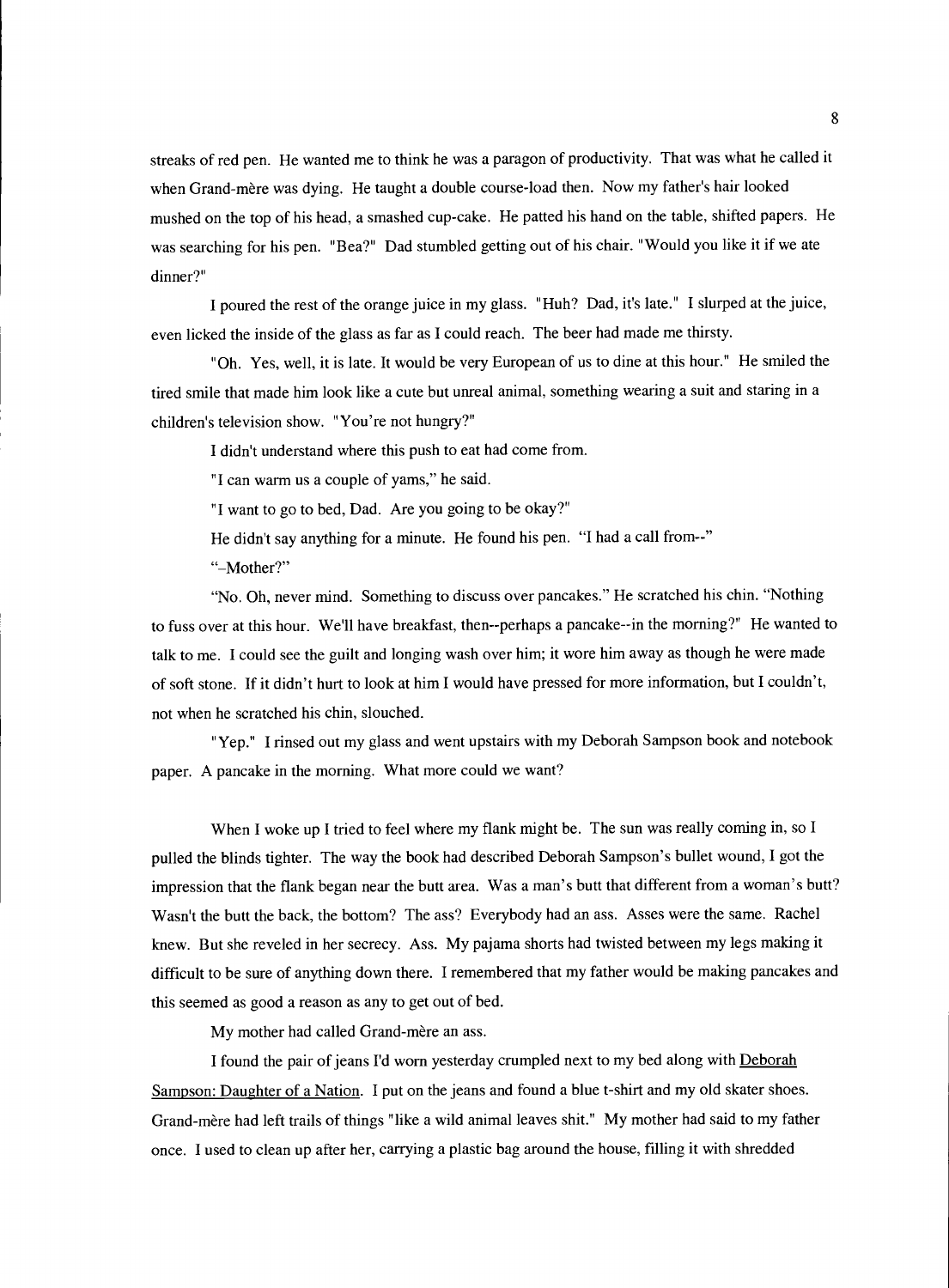streaks of red pen. He wanted me to think he was a paragon of productivity. That was what he called it when Grand-mère was dying. He taught a double course-load then. Now my father's hair looked mushed on the top of his head, a smashed cup-cake. He patted his hand on the table, shifted papers. He was searching for his pen. "Bea?" Dad stumbled getting out of his chair. "Would you like it if we ate dinner?"

I poured the rest of the orange juice in my glass. "Huh? Dad, it's late." I slurped at the juice, even licked the inside of the glass as far as I could reach. The beer had made me thirsty.

"Oh. Yes, well, it is late. It would be very European of us to dine at this hour." He smiled the tired smile that made him look like a cute but unreal animal, something wearing a suit and staring in a children's television show. "You're not hungry?"

I didn't understand where this push to eat had come from.

"I can warm us a couple of yams," he said.

"I want to go to bed, Dad. Are you going to be okay?"

He didn't say anything for a minute. He found his pen. "I had a call from--"

"–Mother?"

"No. Oh, never mind. Something to discuss over pancakes." He scratched his chin. "Nothing to fuss over at this hour. We'll have breakfast, then--perhaps a pancake--in the morning?" He wanted to talk to me. I could see the guilt and longing wash over him; it wore him away as though he were made of soft stone. If it didn't hurt to look at him I would have pressed for more information, but I couldn't, not when he scratched his chin, slouched.

"Yep." I rinsed out my glass and went upstairs with my Deborah Sampson book and notebook paper. A pancake in the morning. What more could we want?

When I woke up I tried to feel where my flank might be. The sun was really coming in, so I pulled the blinds tighter. The way the book had described Deborah Sampson's bullet wound, I got the impression that the flank began near the butt area. Was a man's butt that different from a woman's butt? Wasn't the butt the back, the bottom? The ass? Everybody had an ass. Asses were the same. Rachel knew. But she reveled in her secrecy. Ass. My pajama shorts had twisted between my legs making it difficult to be sure of anything down there. I remembered that my father would be making pancakes and this seemed as good a reason as any to get out of bed.

My mother had called Grand-mère an ass.

I found the pair of jeans I'd worn yesterday crumpled next to my bed along with Deborah Sampson: Daughter of a Nation. I put on the jeans and found a blue t-shirt and my old skater shoes. Grand-mère had left trails of things "like a wild animal leaves shit." My mother had said to my father once. I used to clean up after her, carrying a plastic bag around the house, filling it with shredded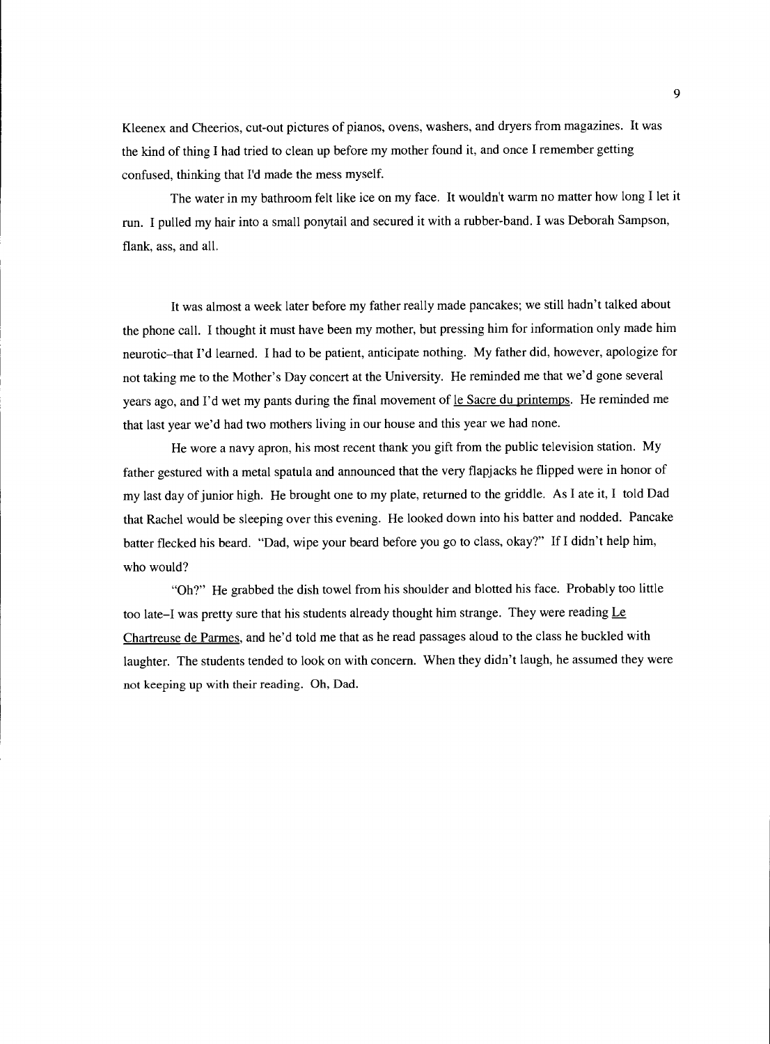Kleenex and Cheerios, cut-out pictures of pianos, ovens, washers, and dryers from magazines. It was the kind of thing I had tried to clean up before my mother found it, and once I remember getting confused, thinking that I'd made the mess myself.

The water in my bathroom felt like ice on my face. It wouldn't warm no matter how long I let it run. I pulled my hair into a small ponytail and secured it with a rubber-band. I was Deborah Sampson, flank, ass, and all.

It was almost a week later before my father really made pancakes; we still hadn't talked about the phone call. I thought it must have been my mother, but pressing him for information only made him neurotic–that I'd learned. I had to be patient, anticipate nothing. My father did, however, apologize for not taking me to the Mother's Day concert at the University. He reminded me that we'd gone several years ago, and I'd wet my pants during the final movement of <u>le Sacre du printemps</u>. He reminded me that last year we'd had two mothers living in our house and this year we had none.

He wore a navy apron, his most recent thank you gift from the public television station. My father gestured with a metal spatula and announced that the very flapjacks he flipped were in honor of my last day of junior high. He brought one to my plate, returned to the griddle. As I ate it, I told Dad that Rachel would be sleeping over this evening. He looked down into his batter and nodded. Pancake batter flecked his beard. "Dad, wipe your beard before you go to class, okay?" If I didn't help him, who would?

"Oh?" He grabbed the dish towel from his shoulder and blotted his face. Probably too little too late–I was pretty sure that his students already thought him strange. They were reading <u>Le Chartreuse de Parmes</u>, and he'd told me that as he read passages aloud to the class he buckled with laughter. The students tended to look on with concern. When they didn't laugh, he assumed they were not keeping up with their reading. Oh, Dad.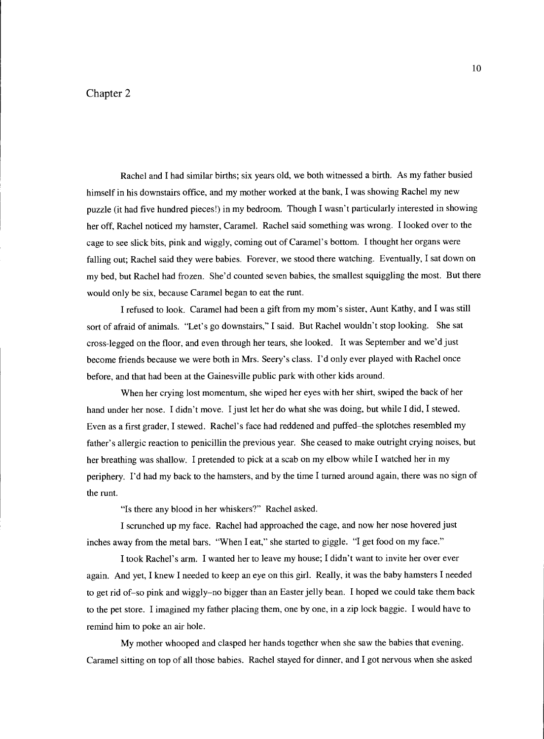## Chapter 2

Rachel and I had similar births; six years old, we both witnessed a birth. As my father busied himself in his downstairs office, and my mother worked at the bank, I was showing Rachel my new puzzle (it had five hundred pieces!) in my bedroom. Though I wasn't particularly interested in showing her off, Rachel noticed my hamster, Caramel. Rachel said something was wrong. I looked over to the cage to see slick bits, pink and wiggly, coming out of Caramel's bottom. I thought her organs were falling out; Rachel said they were babies. Forever, we stood there watching. Eventually, I sat down on my bed, but Rachel had frozen. She'd counted seven babies, the smallest squiggling the most. But there would only be six, because Caramel began to eat the runt.

I refused to look. Caramel had been a gift from my mom's sister, Aunt Kathy, and I was still sort of afraid of animals. "Let's go downstairs," I said. But Rachel wouldn't stop looking. She sat cross-legged on the floor, and even through her tears, she looked. It was September and we'd just become friends because we were both in Mrs. Seery's class. I'd only ever played with Rachel once before, and that had been at the Gainesville public park with other kids around.

When her crying lost momentum, she wiped her eyes with her shirt, swiped the back of her hand under her nose. I didn't move. I just let her do what she was doing, but while I did, I stewed. Even as a first grader, I stewed. Rachel's face had reddened and puffed–the splotches resembled my father's allergic reaction to penicillin the previous year. She ceased to make outright crying noises, but her breathing was shallow. I pretended to pick at a scab on my elbow while I watched her in my periphery. I'd had my back to the hamsters, and by the time I turned around again, there was no sign of the runt.

"Is there any blood in her whiskers?" Rachel asked.

I scrunched up my face. Rachel had approached the cage, and now her nose hovered just inches away from the metal bars. "When I eat," she started to giggle. "I get food on my face."

I took Rachel's arm. I wanted her to leave my house; I didn't want to invite her over ever again. And yet, I knew I needed to keep an eye on this girl. Really, it was the baby hamsters I needed to get rid of–so pink and wiggly–no bigger than an Easter jelly bean. I hoped we could take them back to the pet store. I imagined my father placing them, one by one, in a zip lock baggie. I would have to remind him to poke an air hole.

My mother whooped and clasped her hands together when she saw the babies that evening. Caramel sitting on top of all those babies. Rachel stayed for dinner, and I got nervous when she asked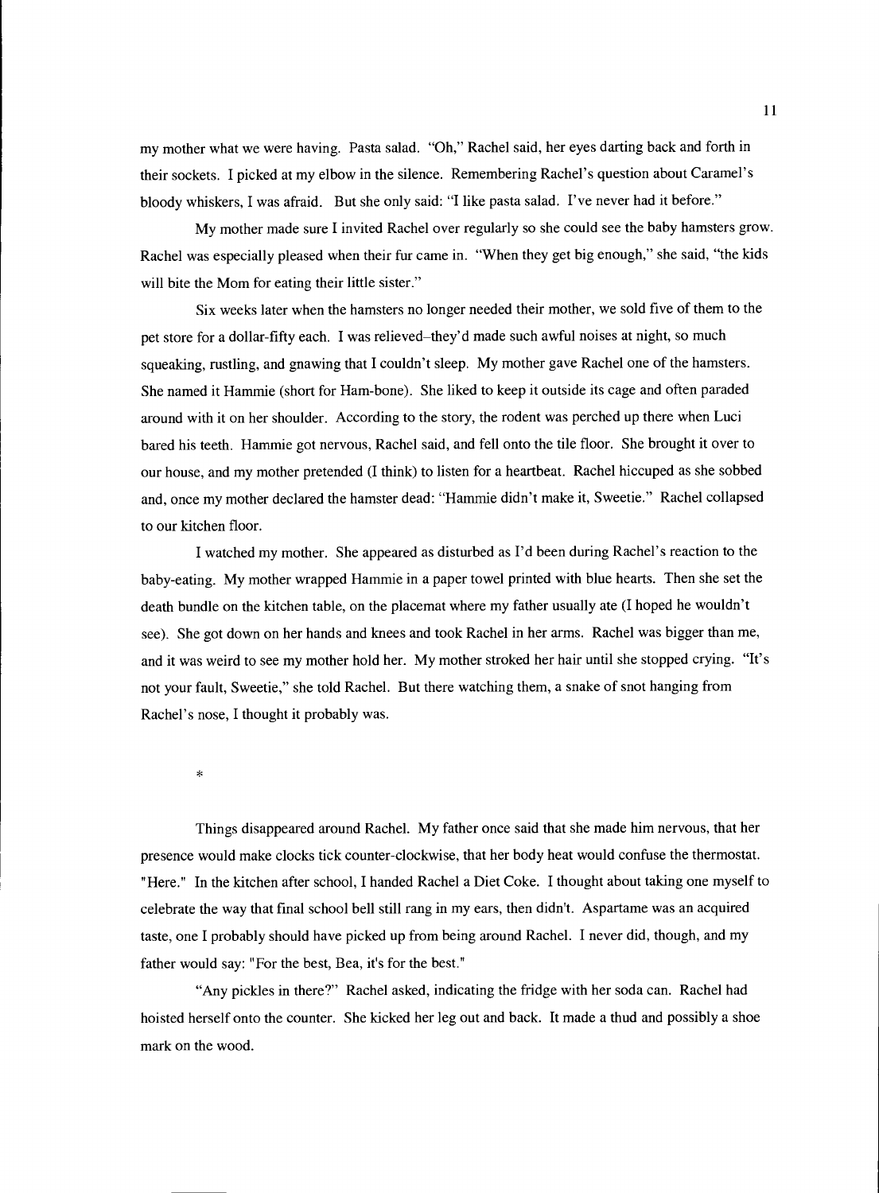my mother what we were having. Pasta salad. "Oh," Rachel said, her eyes darting back and forth in their sockets. I picked at my elbow in the silence. Remembering Rachel's question about Caramel's bloody whiskers, I was afraid. But she only said: "I like pasta salad. I've never had it before."

My mother made sure I invited Rachel over regularly so she could see the baby hamsters grow. Rachel was especially pleased when their fur came in. "When they get big enough," she said, "the kids will bite the Mom for eating their little sister."

Six weeks later when the hamsters no longer needed their mother, we sold five of them to the pet store for a dollar-fifty each. I was relieved–they'd made such awful noises at night, so much squeaking, rustling, and gnawing that I couldn't sleep. My mother gave Rachel one of the hamsters. She named it Hammie (short for Ham-bone). She liked to keep it outside its cage and often paraded around with it on her shoulder. According to the story, the rodent was perched up there when Luci bared his teeth. Hammie got nervous, Rachel said, and fell onto the tile floor. She brought it over to our house, and my mother pretended (I think) to listen for a heartbeat. Rachel hiccuped as she sobbed and, once my mother declared the hamster dead: "Hammie didn't make it, Sweetie." Rachel collapsed to our kitchen floor.

I watched my mother. She appeared as disturbed as I'd been during Rachel's reaction to the baby-eating. My mother wrapped Hammie in a paper towel printed with blue hearts. Then she set the death bundle on the kitchen table, on the placemat where my father usually ate (I hoped he wouldn't see). She got down on her hands and knees and took Rachel in her arms. Rachel was bigger than me, and it was weird to see my mother hold her. My mother stroked her hair until she stopped crying. "It's not your fault, Sweetie," she told Rachel. But there watching them, a snake of snot hanging from Rachel's nose, I thought it probably was.

*

Things disappeared around Rachel. My father once said that she made him nervous, that her presence would make clocks tick counter-clockwise, that her body heat would confuse the thermostat. "Here." In the kitchen after school, I handed Rachel a Diet Coke. I thought about taking one myself to celebrate the way that final school bell still rang in my ears, then didn't. Aspartame was an acquired taste, one I probably should have picked up from being around Rachel. I never did, though, and my father would say: "For the best, Bea, it's for the best."

"Any pickles in there?" Rachel asked, indicating the fridge with her soda can. Rachel had hoisted herself onto the counter. She kicked her leg out and back. It made a thud and possibly a shoe mark on the wood.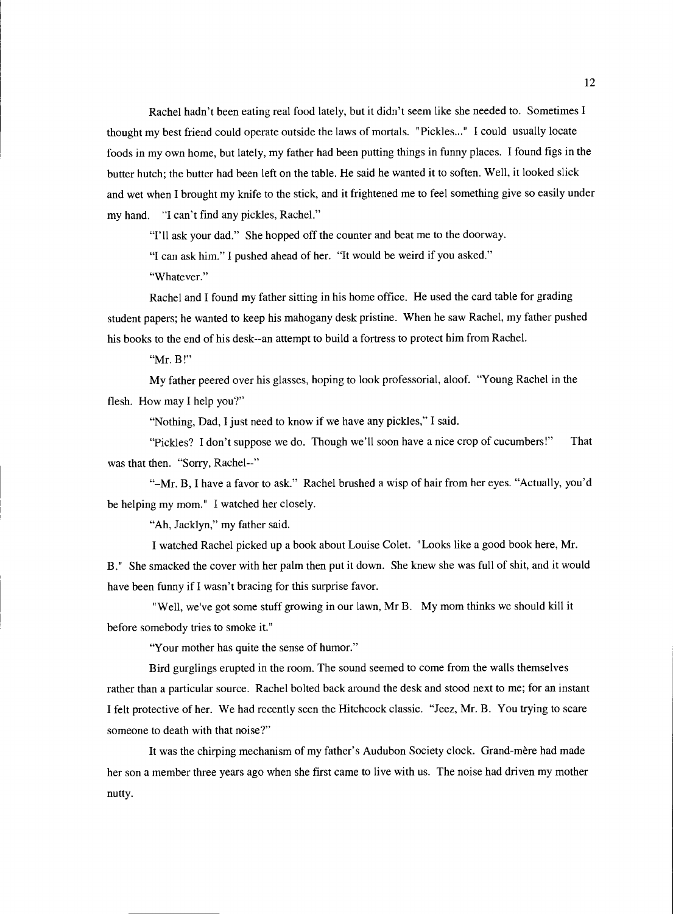Rachel hadn't been eating real food lately, but it didn't seem like she needed to. Sometimes I thought my best friend could operate outside the laws of mortals. "Pickles..." I could usually locate foods in my own home, but lately, my father had been putting things in funny places. I found figs in the butter hutch; the butter had been left on the table. He said he wanted it to soften. Well, it looked slick and wet when I brought my knife to the stick, and it frightened me to feel something give so easily under my hand. "I can't find any pickles, Rachel."

"I'll ask your dad." She hopped off the counter and beat me to the doorway.

"I can ask him." I pushed ahead of her. "It would be weird if you asked."

"Whatever."

Rachel and I found my father sitting in his home office. He used the card table for grading student papers; he wanted to keep his mahogany desk pristine. When he saw Rachel, my father pushed his books to the end of his desk--an attempt to build a fortress to protect him from Rachel.

"Mr. B!"

My father peered over his glasses, hoping to look professorial, aloof. "Young Rachel in the flesh. How may I help you?"

"Nothing, Dad, I just need to know if we have any pickles," I said.

"Pickles? I don't suppose we do. Though we'll soon have a nice crop of cucumbers!" That was that then. "Sorry, Rachel--"

"–Mr. B, I have a favor to ask." Rachel brushed a wisp of hair from her eyes. "Actually, you'd be helping my mom." I watched her closely.

"Ah, Jacklyn," my father said.

I watched Rachel picked up a book about Louise Colet. "Looks like a good book here, Mr. B." She smacked the cover with her palm then put it down. She knew she was full of shit, and it would have been funny if I wasn't bracing for this surprise favor.

"Well, we've got some stuff growing in our lawn, Mr B. My mom thinks we should kill it before somebody tries to smoke it."

"Your mother has quite the sense of humor."

Bird gurglings erupted in the room. The sound seemed to come from the walls themselves rather than a particular source. Rachel bolted back around the desk and stood next to me; for an instant I felt protective of her. We had recently seen the Hitchcock classic. "Jeez, Mr. B. You trying to scare someone to death with that noise?"

It was the chirping mechanism of my father's Audubon Society clock. Grand-mère had made her son a member three years ago when she first came to live with us. The noise had driven my mother nutty.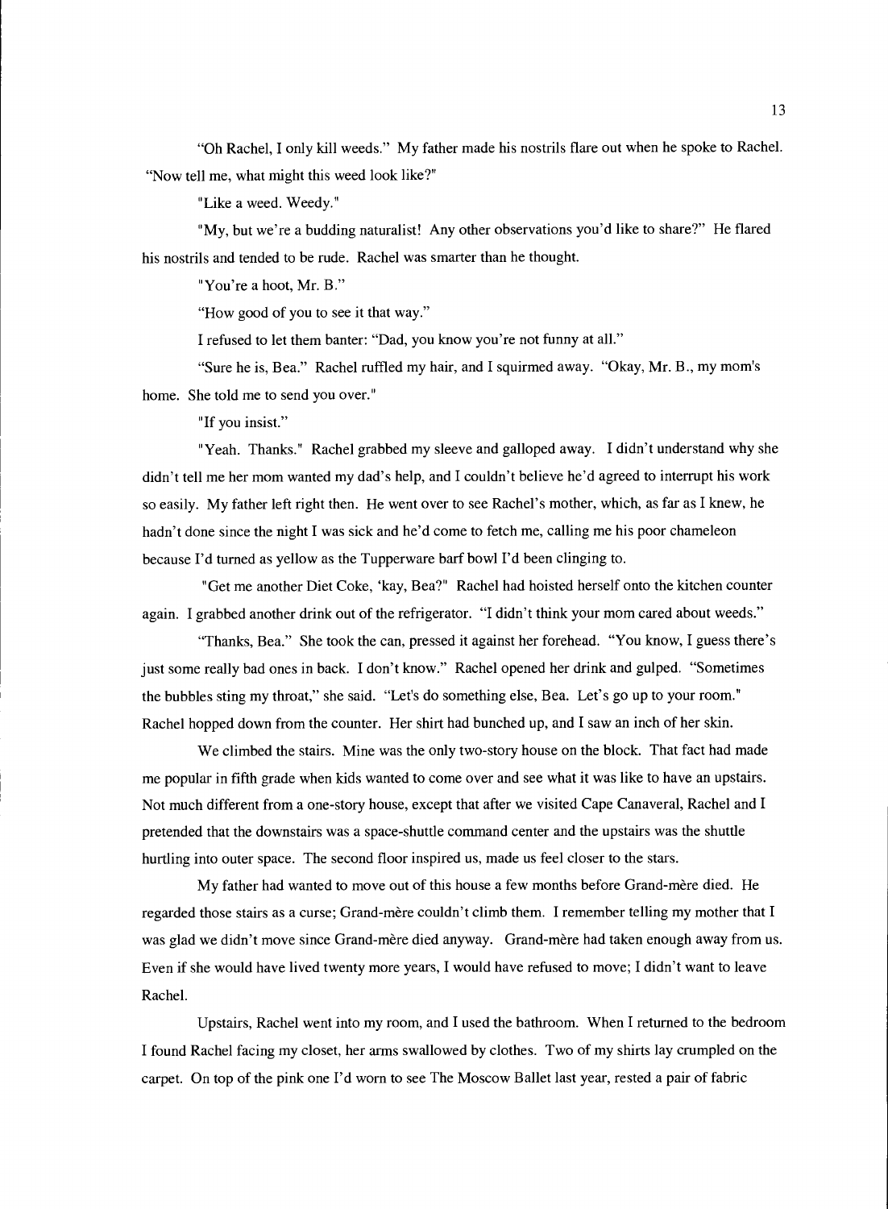"Oh Rachel, I only kill weeds." My father made his nostrils flare out when he spoke to Rachel. "Now tell me, what might this weed look like?"

"Like a weed. Weedy."

"My, but we're a budding naturalist! Any other observations you'd like to share?" He flared his nostrils and tended to be rude. Rachel was smarter than he thought.

"You're a hoot, Mr. B."

"How good of you to see it that way."

I refused to let them banter: "Dad, you know you're not funny at all."

"Sure he is, Bea." Rachel ruffled my hair, and I squirmed away. "Okay, Mr. B., my mom's home. She told me to send you over."

"If you insist."

"Yeah. Thanks." Rachel grabbed my sleeve and galloped away. I didn't understand why she didn't tell me her mom wanted my dad's help, and I couldn't believe he'd agreed to interrupt his work so easily. My father left right then. He went over to see Rachel's mother, which, as far as I knew, he hadn't done since the night I was sick and he'd come to fetch me, calling me his poor chameleon because I'd turned as yellow as the Tupperware barf bowl I'd been clinging to.

"Get me another Diet Coke, 'kay, Bea?" Rachel had hoisted herself onto the kitchen counter again. I grabbed another drink out of the refrigerator. "I didn't think your mom cared about weeds."

"Thanks, Bea." She took the can, pressed it against her forehead. "You know, I guess there's just some really bad ones in back. I don't know." Rachel opened her drink and gulped. "Sometimes the bubbles sting my throat," she said. "Let's do something else, Bea. Let's go up to your room." Rachel hopped down from the counter. Her shirt had bunched up, and I saw an inch of her skin.

We climbed the stairs. Mine was the only two-story house on the block. That fact had made me popular in fifth grade when kids wanted to come over and see what it was like to have an upstairs. Not much different from a one-story house, except that after we visited Cape Canaveral, Rachel and I pretended that the downstairs was a space-shuttle command center and the upstairs was the shuttle hurtling into outer space. The second floor inspired us, made us feel closer to the stars.

My father had wanted to move out of this house a few months before Grand-mère died. He regarded those stairs as a curse; Grand-mère couldn't climb them. I remember telling my mother that I was glad we didn't move since Grand-mère died anyway. Grand-mère had taken enough away from us. Even if she would have lived twenty more years, I would have refused to move; I didn't want to leave Rachel.

Upstairs, Rachel went into my room, and I used the bathroom. When I returned to the bedroom I found Rachel facing my closet, her arms swallowed by clothes. Two of my shirts lay crumpled on the carpet. On top of the pink one I'd worn to see The Moscow Ballet last year, rested a pair of fabric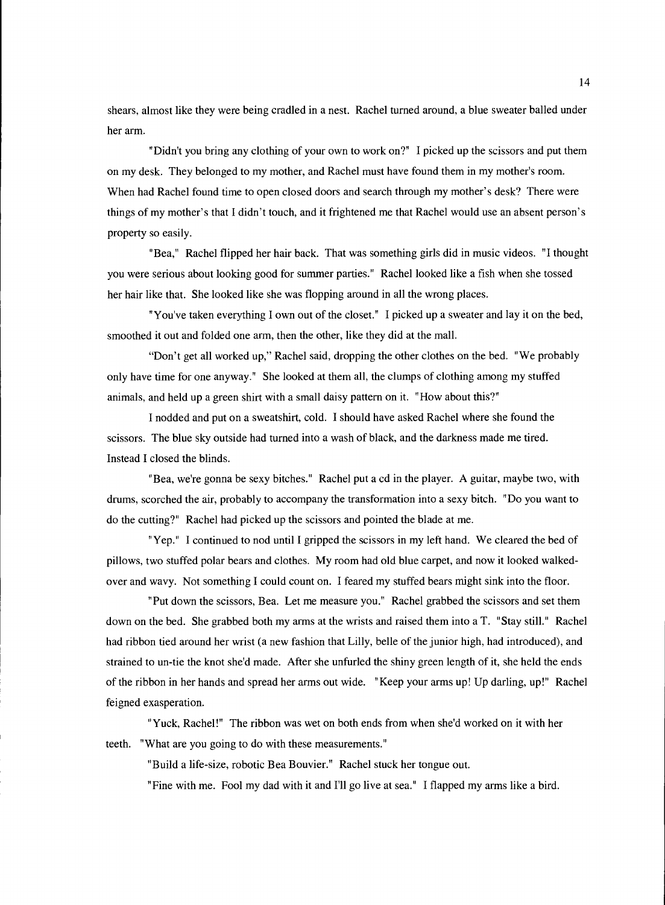shears, almost like they were being cradled in a nest. Rachel turned around, a blue sweater balled under her arm.

"Didn't you bring any clothing of your own to work on?" I picked up the scissors and put them on my desk. They belonged to my mother, and Rachel must have found them in my mother's room. When had Rachel found time to open closed doors and search through my mother's desk? There were things of my mother's that I didn't touch, and it frightened me that Rachel would use an absent person's property so easily.

"Bea," Rachel flipped her hair back. That was something girls did in music videos. "I thought you were serious about looking good for summer parties." Rachel looked like a fish when she tossed her hair like that. She looked like she was flopping around in all the wrong places.

"You've taken everything I own out of the closet." I picked up a sweater and lay it on the bed, smoothed it out and folded one arm, then the other, like they did at the mall.

"Don't get all worked up," Rachel said, dropping the other clothes on the bed. "We probably only have time for one anyway." She looked at them all, the clumps of clothing among my stuffed animals, and held up a green shirt with a small daisy pattern on it. "How about this?"

I nodded and put on a sweatshirt, cold. I should have asked Rachel where she found the scissors. The blue sky outside had turned into a wash of black, and the darkness made me tired. Instead I closed the blinds.

"Bea, we're gonna be sexy bitches." Rachel put a cd in the player. A guitar, maybe two, with drums, scorched the air, probably to accompany the transformation into a sexy bitch. "Do you want to do the cutting?" Rachel had picked up the scissors and pointed the blade at me.

"Yep." I continued to nod until I gripped the scissors in my left hand. We cleared the bed of pillows, two stuffed polar bears and clothes. My room had old blue carpet, and now it looked walked-over and wavy. Not something I could count on. I feared my stuffed bears might sink into the floor.

"Put down the scissors, Bea. Let me measure you." Rachel grabbed the scissors and set them down on the bed. She grabbed both my arms at the wrists and raised them into a T. "Stay still." Rachel had ribbon tied around her wrist (a new fashion that Lilly, belle of the junior high, had introduced), and strained to un-tie the knot she'd made. After she unfurled the shiny green length of it, she held the ends of the ribbon in her hands and spread her arms out wide. "Keep your arms up! Up darling, up!" Rachel feigned exasperation.

"Yuck, Rachel!" The ribbon was wet on both ends from when she'd worked on it with her teeth. "What are you going to do with these measurements."

"Build a life-size, robotic Bea Bouvier." Rachel stuck her tongue out.

"Fine with me. Fool my dad with it and I'll go live at sea." I flapped my arms like a bird.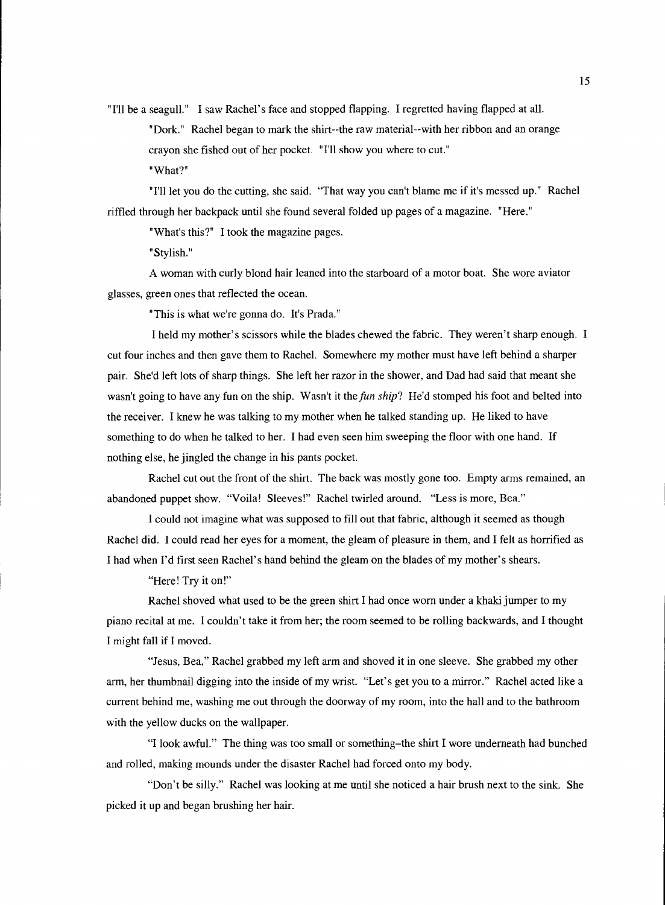"I'll be a seagull." I saw Rachel's face and stopped flapping. I regretted having flapped at all.

"Dork." Rachel began to mark the shirt--the raw material--with her ribbon and an orange crayon she fished out of her pocket. "I'll show you where to cut."

"What?"

"I'll let you do the cutting, she said. "That way you can't blame me if it's messed up." Rachel riffled through her backpack until she found several folded up pages of a magazine. "Here."

"What's this?" I took the magazine pages.

"Stylish."

A woman with curly blond hair leaned into the starboard of a motor boat. She wore aviator glasses, green ones that reflected the ocean.

"This is what we're gonna do. It's Prada."

I held my mother's scissors while the blades chewed the fabric. They weren't sharp enough. I cut four inches and then gave them to Rachel. Somewhere my mother must have left behind a sharper pair. She'd left lots of sharp things. She left her razor in the shower, and Dad had said that meant she wasn't going to have any fun on the ship. Wasn't it the *fun ship*? He'd stomped his foot and belted into the receiver. I knew he was talking to my mother when he talked standing up. He liked to have something to do when he talked to her. I had even seen him sweeping the floor with one hand. If nothing else, he jingled the change in his pants pocket.

Rachel cut out the front of the shirt. The back was mostly gone too. Empty arms remained, an abandoned puppet show. "Voila! Sleeves!" Rachel twirled around. "Less is more, Bea."

I could not imagine what was supposed to fill out that fabric, although it seemed as though Rachel did. I could read her eyes for a moment, the gleam of pleasure in them, and I felt as horrified as I had when I'd first seen Rachel's hand behind the gleam on the blades of my mother's shears.

"Here! Try it on!"

Rachel shoved what used to be the green shirt I had once worn under a khaki jumper to my piano recital at me. I couldn't take it from her; the room seemed to be rolling backwards, and I thought I might fall if I moved.

"Jesus, Bea," Rachel grabbed my left arm and shoved it in one sleeve. She grabbed my other arm, her thumbnail digging into the inside of my wrist. "Let's get you to a mirror." Rachel acted like a current behind me, washing me out through the doorway of my room, into the hall and to the bathroom with the yellow ducks on the wallpaper.

"I look awful." The thing was too small or something–the shirt I wore underneath had bunched and rolled, making mounds under the disaster Rachel had forced onto my body.

"Don't be silly." Rachel was looking at me until she noticed a hair brush next to the sink. She picked it up and began brushing her hair.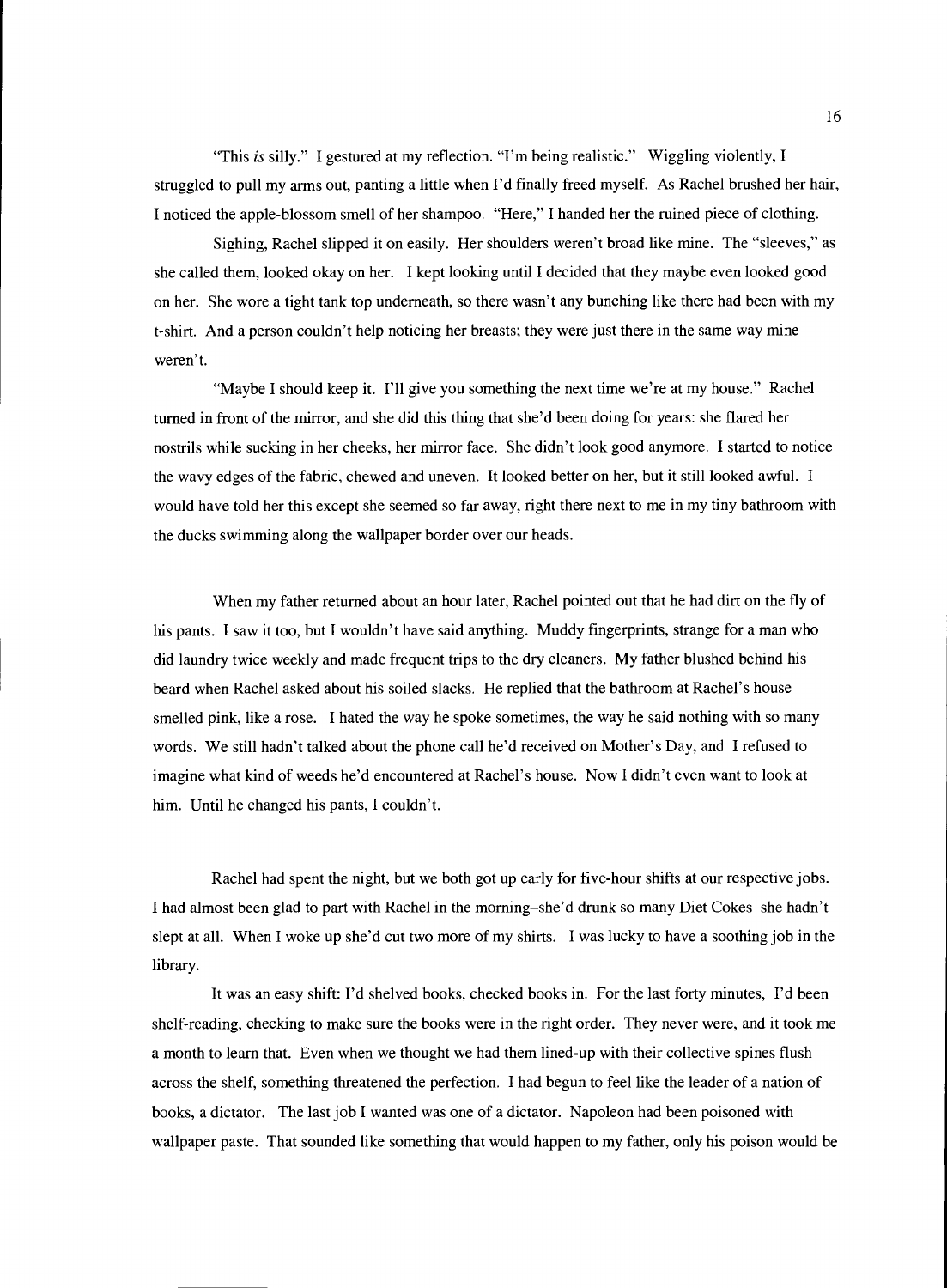"This *is* silly." I gestured at my reflection. "I'm being realistic." Wiggling violently, I struggled to pull my arms out, panting a little when I'd finally freed myself. As Rachel brushed her hair, I noticed the apple-blossom smell of her shampoo. "Here," I handed her the ruined piece of clothing.

Sighing, Rachel slipped it on easily. Her shoulders weren't broad like mine. The "sleeves," as she called them, looked okay on her. I kept looking until I decided that they maybe even looked good on her. She wore a tight tank top underneath, so there wasn't any bunching like there had been with my t-shirt. And a person couldn't help noticing her breasts; they were just there in the same way mine weren't.

"Maybe I should keep it. I'll give you something the next time we're at my house." Rachel turned in front of the mirror, and she did this thing that she'd been doing for years: she flared her nostrils while sucking in her cheeks, her mirror face. She didn't look good anymore. I started to notice the wavy edges of the fabric, chewed and uneven. It looked better on her, but it still looked awful. I would have told her this except she seemed so far away, right there next to me in my tiny bathroom with the ducks swimming along the wallpaper border over our heads.

When my father returned about an hour later, Rachel pointed out that he had dirt on the fly of his pants. I saw it too, but I wouldn't have said anything. Muddy fingerprints, strange for a man who did laundry twice weekly and made frequent trips to the dry cleaners. My father blushed behind his beard when Rachel asked about his soiled slacks. He replied that the bathroom at Rachel's house smelled pink, like a rose. I hated the way he spoke sometimes, the way he said nothing with so many words. We still hadn't talked about the phone call he'd received on Mother's Day, and I refused to imagine what kind of weeds he'd encountered at Rachel's house. Now I didn't even want to look at him. Until he changed his pants, I couldn't.

Rachel had spent the night, but we both got up early for five-hour shifts at our respective jobs. I had almost been glad to part with Rachel in the morning–she'd drunk so many Diet Cokes she hadn't slept at all. When I woke up she'd cut two more of my shirts. I was lucky to have a soothing job in the library.

It was an easy shift: I'd shelved books, checked books in. For the last forty minutes, I'd been shelf-reading, checking to make sure the books were in the right order. They never were, and it took me a month to learn that. Even when we thought we had them lined-up with their collective spines flush across the shelf, something threatened the perfection. I had begun to feel like the leader of a nation of books, a dictator. The last job I wanted was one of a dictator. Napoleon had been poisoned with wallpaper paste. That sounded like something that would happen to my father, only his poison would be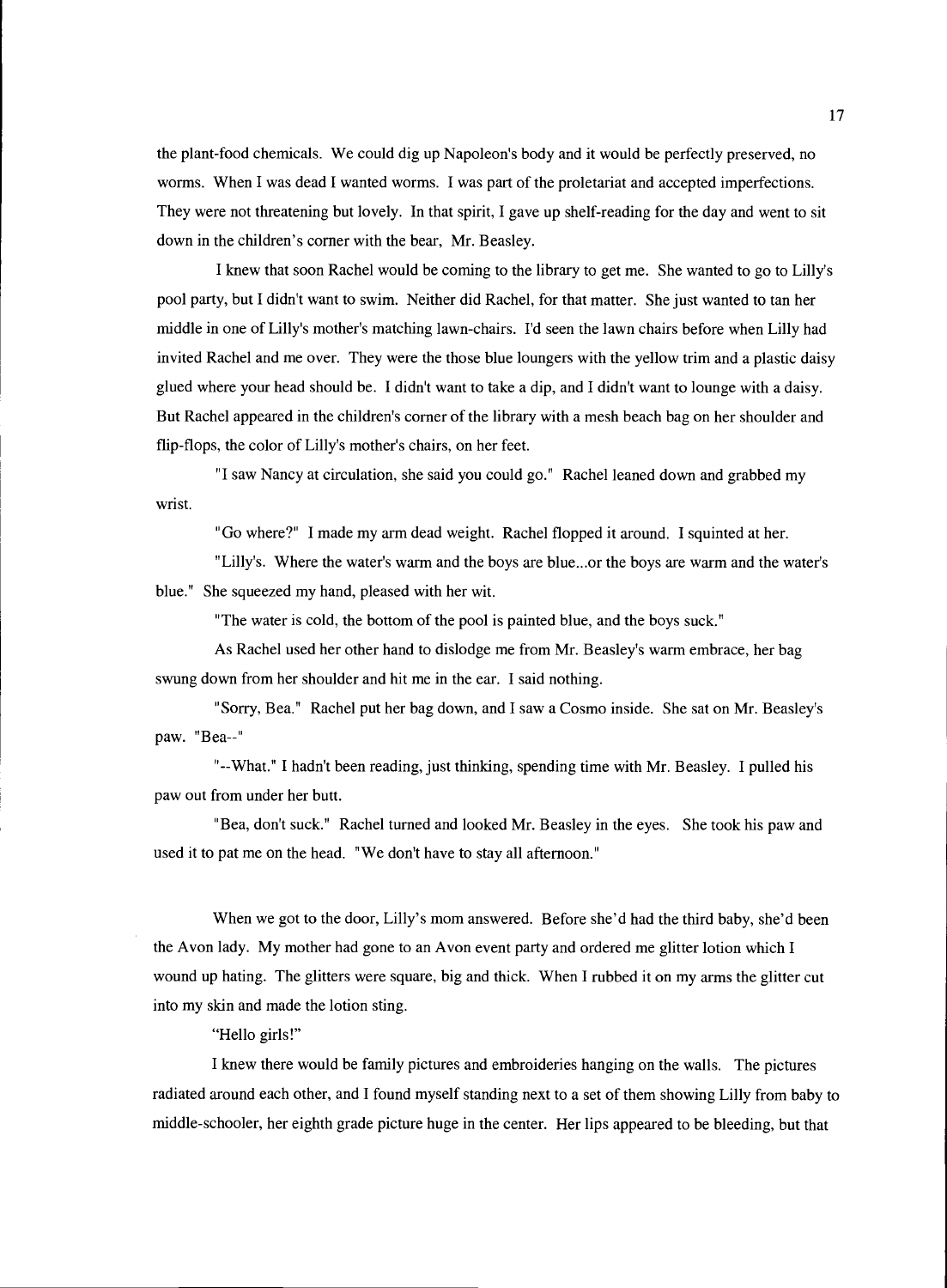the plant-food chemicals. We could dig up Napoleon's body and it would be perfectly preserved, no worms. When I was dead I wanted worms. I was part of the proletariat and accepted imperfections. They were not threatening but lovely. In that spirit, I gave up shelf-reading for the day and went to sit down in the children's corner with the bear, Mr. Beasley.

I knew that soon Rachel would be coming to the library to get me. She wanted to go to Lilly's pool party, but I didn't want to swim. Neither did Rachel, for that matter. She just wanted to tan her middle in one of Lilly's mother's matching lawn-chairs. I'd seen the lawn chairs before when Lilly had invited Rachel and me over. They were the those blue loungers with the yellow trim and a plastic daisy glued where your head should be. I didn't want to take a dip, and I didn't want to lounge with a daisy. But Rachel appeared in the children's corner of the library with a mesh beach bag on her shoulder and flip-flops, the color of Lilly's mother's chairs, on her feet.

"I saw Nancy at circulation, she said you could go." Rachel leaned down and grabbed my wrist.

"Go where?" I made my arm dead weight. Rachel flopped it around. I squinted at her.

"Lilly's. Where the water's warm and the boys are blue...or the boys are warm and the water's blue." She squeezed my hand, pleased with her wit.

"The water is cold, the bottom of the pool is painted blue, and the boys suck."

As Rachel used her other hand to dislodge me from Mr. Beasley's warm embrace, her bag swung down from her shoulder and hit me in the ear. I said nothing.

"Sorry, Bea." Rachel put her bag down, and I saw a Cosmo inside. She sat on Mr. Beasley's paw. "Bea--"

"--What." I hadn't been reading, just thinking, spending time with Mr. Beasley. I pulled his paw out from under her butt.

"Bea, don't suck." Rachel turned and looked Mr. Beasley in the eyes. She took his paw and used it to pat me on the head. "We don't have to stay all afternoon."

When we got to the door, Lilly's mom answered. Before she'd had the third baby, she'd been the Avon lady. My mother had gone to an Avon event party and ordered me glitter lotion which I wound up hating. The glitters were square, big and thick. When I rubbed it on my arms the glitter cut into my skin and made the lotion sting.

"Hello girls!"

I knew there would be family pictures and embroideries hanging on the walls. The pictures radiated around each other, and I found myself standing next to a set of them showing Lilly from baby to middle-schooler, her eighth grade picture huge in the center. Her lips appeared to be bleeding, but that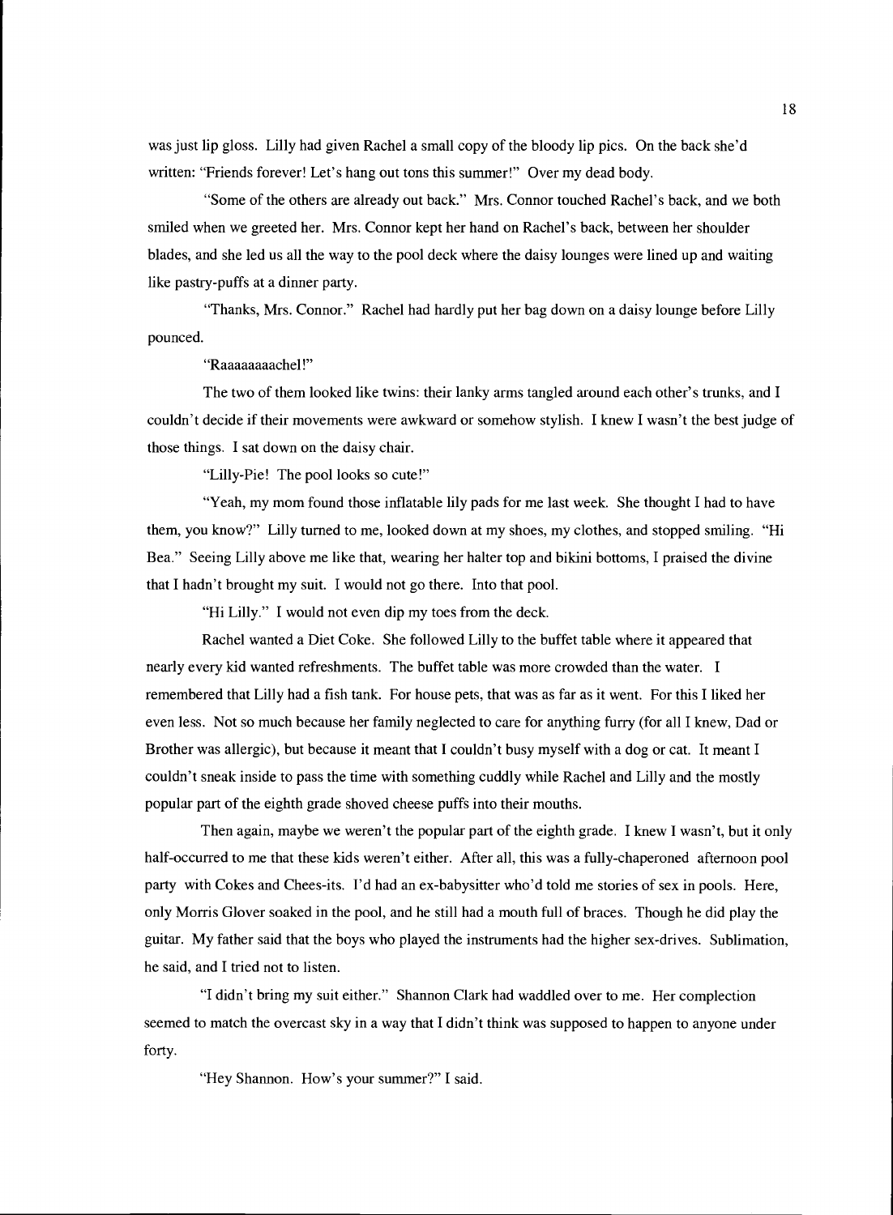was just lip gloss. Lilly had given Rachel a small copy of the bloody lip pics. On the back she'd written: "Friends forever! Let's hang out tons this summer!" Over my dead body.

"Some of the others are already out back." Mrs. Connor touched Rachel's back, and we both smiled when we greeted her. Mrs. Connor kept her hand on Rachel's back, between her shoulder blades, and she led us all the way to the pool deck where the daisy lounges were lined up and waiting like pastry-puffs at a dinner party.

"Thanks, Mrs. Connor." Rachel had hardly put her bag down on a daisy lounge before Lilly pounced.

"Raaaaaaaachel!"

The two of them looked like twins: their lanky arms tangled around each other's trunks, and I couldn't decide if their movements were awkward or somehow stylish. I knew I wasn't the best judge of those things. I sat down on the daisy chair.

"Lilly-Pie! The pool looks so cute!"

"Yeah, my mom found those inflatable lily pads for me last week. She thought I had to have them, you know?" Lilly turned to me, looked down at my shoes, my clothes, and stopped smiling. "Hi Bea." Seeing Lilly above me like that, wearing her halter top and bikini bottoms, I praised the divine that I hadn't brought my suit. I would not go there. Into that pool.

"Hi Lilly." I would not even dip my toes from the deck.

Rachel wanted a Diet Coke. She followed Lilly to the buffet table where it appeared that nearly every kid wanted refreshments. The buffet table was more crowded than the water. I remembered that Lilly had a fish tank. For house pets, that was as far as it went. For this I liked her even less. Not so much because her family neglected to care for anything furry (for all I knew, Dad or Brother was allergic), but because it meant that I couldn't busy myself with a dog or cat. It meant I couldn't sneak inside to pass the time with something cuddly while Rachel and Lilly and the mostly popular part of the eighth grade shoved cheese puffs into their mouths.

Then again, maybe we weren't the popular part of the eighth grade. I knew I wasn't, but it only half-occurred to me that these kids weren't either. After all, this was a fully-chaperoned afternoon pool party with Cokes and Chees-its. I'd had an ex-babysitter who'd told me stories of sex in pools. Here, only Morris Glover soaked in the pool, and he still had a mouth full of braces. Though he did play the guitar. My father said that the boys who played the instruments had the higher sex-drives. Sublimation, he said, and I tried not to listen.

"I didn't bring my suit either." Shannon Clark had waddled over to me. Her complection seemed to match the overcast sky in a way that I didn't think was supposed to happen to anyone under forty.

"Hey Shannon. How's your summer?" I said.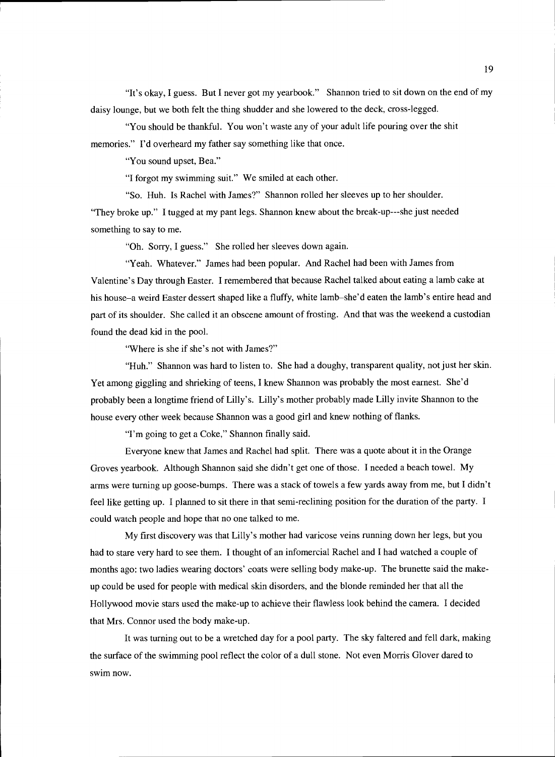"It's okay, I guess. But I never got my yearbook." Shannon tried to sit down on the end of my daisy lounge, but we both felt the thing shudder and she lowered to the deck, cross-legged.

"You should be thankful. You won't waste any of your adult life pouring over the shit memories." I'd overheard my father say something like that once.

"You sound upset, Bea."

"I forgot my swimming suit." We smiled at each other.

"So. Huh. Is Rachel with James?" Shannon rolled her sleeves up to her shoulder.

"They broke up." I tugged at my pant legs. Shannon knew about the break-up---she just needed something to say to me.

"Oh. Sorry, I guess." She rolled her sleeves down again.

"Yeah. Whatever." James had been popular. And Rachel had been with James from Valentine's Day through Easter. I remembered that because Rachel talked about eating a lamb cake at his house–a weird Easter dessert shaped like a fluffy, white lamb–she'd eaten the lamb's entire head and part of its shoulder. She called it an obscene amount of frosting. And that was the weekend a custodian found the dead kid in the pool.

"Where is she if she's not with James?"

"Huh." Shannon was hard to listen to. She had a doughy, transparent quality, not just her skin. Yet among giggling and shrieking of teens, I knew Shannon was probably the most earnest. She'd probably been a longtime friend of Lilly's. Lilly's mother probably made Lilly invite Shannon to the house every other week because Shannon was a good girl and knew nothing of flanks.

"I'm going to get a Coke," Shannon finally said.

Everyone knew that James and Rachel had split. There was a quote about it in the Orange Groves yearbook. Although Shannon said she didn't get one of those. I needed a beach towel. My arms were turning up goose-bumps. There was a stack of towels a few yards away from me, but I didn't feel like getting up. I planned to sit there in that semi-reclining position for the duration of the party. I could watch people and hope that no one talked to me.

My first discovery was that Lilly's mother had varicose veins running down her legs, but you had to stare very hard to see them. I thought of an infomercial Rachel and I had watched a couple of months ago: two ladies wearing doctors' coats were selling body make-up. The brunette said the make-up could be used for people with medical skin disorders, and the blonde reminded her that all the Hollywood movie stars used the make-up to achieve their flawless look behind the camera. I decided that Mrs. Connor used the body make-up.

It was turning out to be a wretched day for a pool party. The sky faltered and fell dark, making the surface of the swimming pool reflect the color of a dull stone. Not even Morris Glover dared to swim now.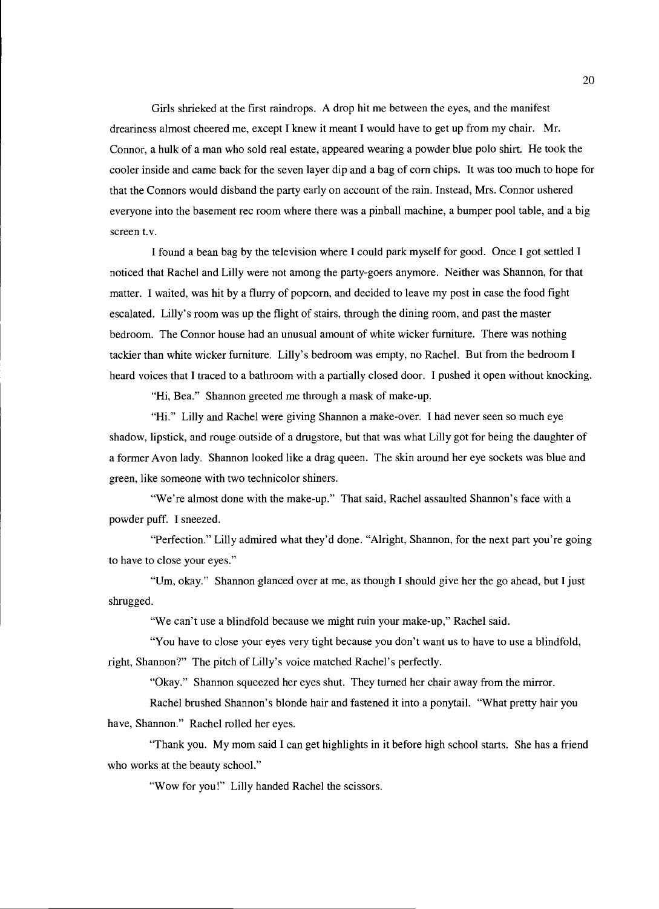Girls shrieked at the first raindrops. A drop hit me between the eyes, and the manifest dreariness almost cheered me, except I knew it meant I would have to get up from my chair. Mr. Connor, a hulk of a man who sold real estate, appeared wearing a powder blue polo shirt. He took the cooler inside and came back for the seven layer dip and a bag of corn chips. It was too much to hope for that the Connors would disband the party early on account of the rain. Instead, Mrs. Connor ushered everyone into the basement rec room where there was a pinball machine, a bumper pool table, and a big screen t.v.

I found a bean bag by the television where I could park myself for good. Once I got settled I noticed that Rachel and Lilly were not among the party-goers anymore. Neither was Shannon, for that matter. I waited, was hit by a flurry of popcorn, and decided to leave my post in case the food fight escalated. Lilly's room was up the flight of stairs, through the dining room, and past the master bedroom. The Connor house had an unusual amount of white wicker furniture. There was nothing tackier than white wicker furniture. Lilly's bedroom was empty, no Rachel. But from the bedroom I heard voices that I traced to a bathroom with a partially closed door. I pushed it open without knocking.

"Hi, Bea." Shannon greeted me through a mask of make-up.

"Hi." Lilly and Rachel were giving Shannon a make-over. I had never seen so much eye shadow, lipstick, and rouge outside of a drugstore, but that was what Lilly got for being the daughter of a former Avon lady. Shannon looked like a drag queen. The skin around her eye sockets was blue and green, like someone with two technicolor shiners.

"We're almost done with the make-up." That said, Rachel assaulted Shannon's face with a powder puff. I sneezed.

"Perfection." Lilly admired what they'd done. "Alright, Shannon, for the next part you're going to have to close your eyes."

"Um, okay." Shannon glanced over at me, as though I should give her the go ahead, but I just shrugged.

"We can't use a blindfold because we might ruin your make-up," Rachel said.

"You have to close your eyes very tight because you don't want us to have to use a blindfold, right, Shannon?" The pitch of Lilly's voice matched Rachel's perfectly.

"Okay." Shannon squeezed her eyes shut. They turned her chair away from the mirror.

Rachel brushed Shannon's blonde hair and fastened it into a ponytail. "What pretty hair you have, Shannon." Rachel rolled her eyes.

"Thank you. My mom said I can get highlights in it before high school starts. She has a friend who works at the beauty school."

"Wow for you!" Lilly handed Rachel the scissors.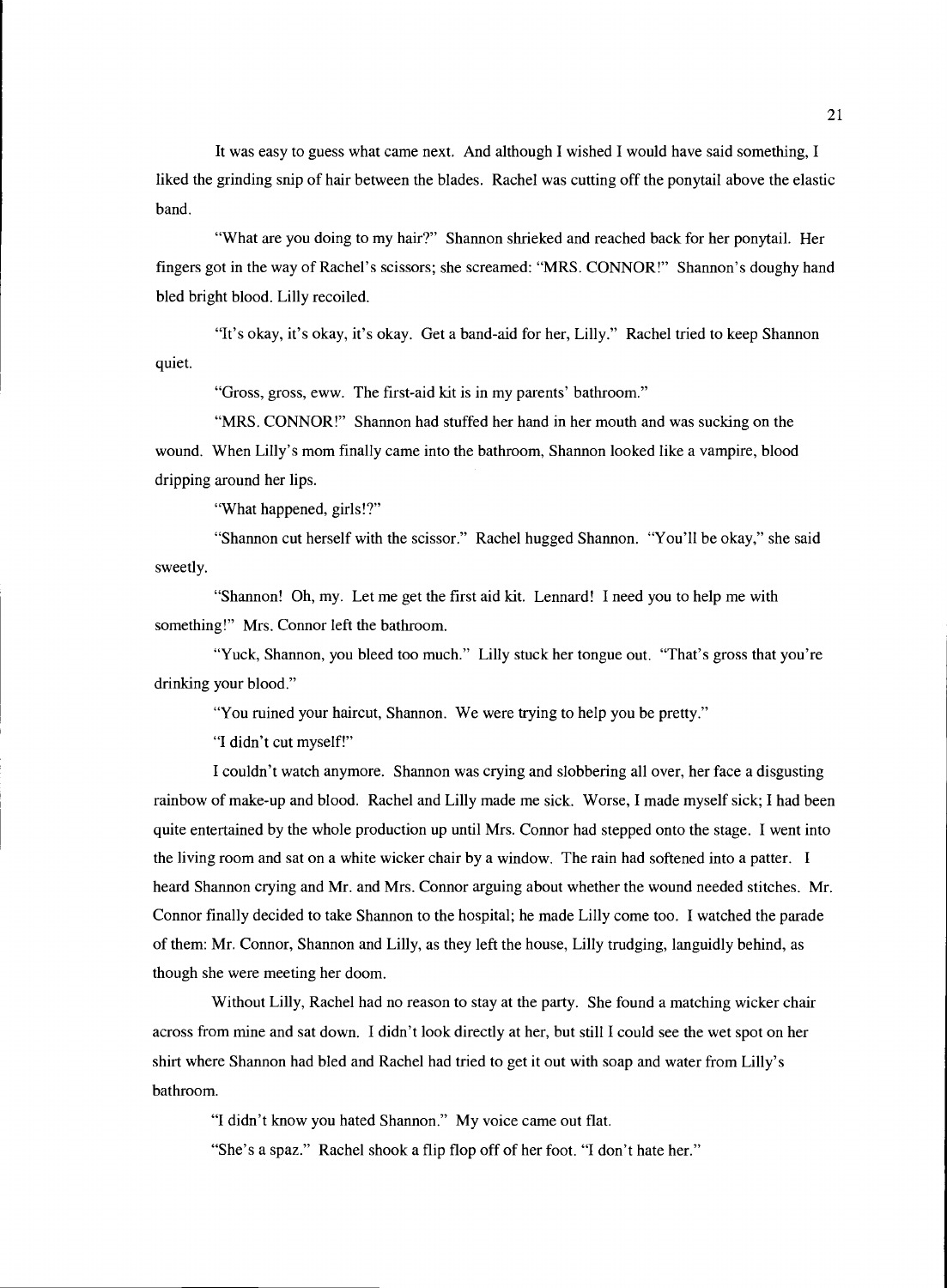It was easy to guess what came next. And although I wished I would have said something, I liked the grinding snip of hair between the blades. Rachel was cutting off the ponytail above the elastic band.

"What are you doing to my hair?" Shannon shrieked and reached back for her ponytail. Her fingers got in the way of Rachel's scissors; she screamed: "MRS. CONNOR!" Shannon's doughy hand bled bright blood. Lilly recoiled.

"It's okay, it's okay, it's okay. Get a band-aid for her, Lilly." Rachel tried to keep Shannon quiet.

"Gross, gross, eww. The first-aid kit is in my parents' bathroom."

"MRS. CONNOR!" Shannon had stuffed her hand in her mouth and was sucking on the wound. When Lilly's mom finally came into the bathroom, Shannon looked like a vampire, blood dripping around her lips.

"What happened, girls!?"

"Shannon cut herself with the scissor." Rachel hugged Shannon. "You'll be okay," she said sweetly.

"Shannon! Oh, my. Let me get the first aid kit. Lennard! I need you to help me with something!" Mrs. Connor left the bathroom.

"Yuck, Shannon, you bleed too much." Lilly stuck her tongue out. "That's gross that you're drinking your blood."

"You ruined your haircut, Shannon. We were trying to help you be pretty."

"I didn't cut myself!"

I couldn't watch anymore. Shannon was crying and slobbering all over, her face a disgusting rainbow of make-up and blood. Rachel and Lilly made me sick. Worse, I made myself sick; I had been quite entertained by the whole production up until Mrs. Connor had stepped onto the stage. I went into the living room and sat on a white wicker chair by a window. The rain had softened into a patter. I heard Shannon crying and Mr. and Mrs. Connor arguing about whether the wound needed stitches. Mr. Connor finally decided to take Shannon to the hospital; he made Lilly come too. I watched the parade of them: Mr. Connor, Shannon and Lilly, as they left the house, Lilly trudging, languidly behind, as though she were meeting her doom.

Without Lilly, Rachel had no reason to stay at the party. She found a matching wicker chair across from mine and sat down. I didn't look directly at her, but still I could see the wet spot on her shirt where Shannon had bled and Rachel had tried to get it out with soap and water from Lilly's bathroom.

"I didn't know you hated Shannon." My voice came out flat.

"She's a spaz." Rachel shook a flip flop off of her foot. "I don't hate her."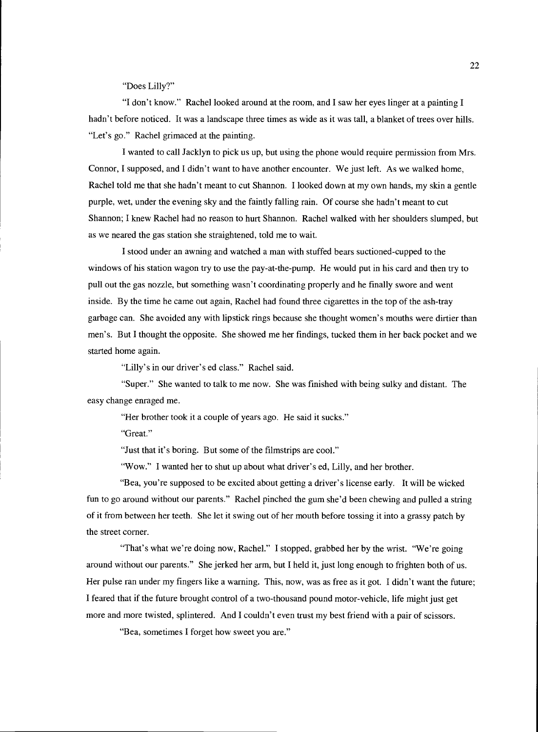"Does Lilly?"

"I don't know." Rachel looked around at the room, and I saw her eyes linger at a painting I hadn't before noticed. It was a landscape three times as wide as it was tall, a blanket of trees over hills. "Let's go." Rachel grimaced at the painting.

I wanted to call Jacklyn to pick us up, but using the phone would require permission from Mrs. Connor, I supposed, and I didn't want to have another encounter. We just left. As we walked home, Rachel told me that she hadn't meant to cut Shannon. I looked down at my own hands, my skin a gentle purple, wet, under the evening sky and the faintly falling rain. Of course she hadn't meant to cut Shannon; I knew Rachel had no reason to hurt Shannon. Rachel walked with her shoulders slumped, but as we neared the gas station she straightened, told me to wait.

I stood under an awning and watched a man with stuffed bears suctioned-cupped to the windows of his station wagon try to use the pay-at-the-pump. He would put in his card and then try to pull out the gas nozzle, but something wasn't coordinating properly and he finally swore and went inside. By the time he came out again, Rachel had found three cigarettes in the top of the ash-tray garbage can. She avoided any with lipstick rings because she thought women's mouths were dirtier than men's. But I thought the opposite. She showed me her findings, tucked them in her back pocket and we started home again.

"Lilly's in our driver's ed class." Rachel said.

"Super." She wanted to talk to me now. She was finished with being sulky and distant. The easy change enraged me.

"Her brother took it a couple of years ago. He said it sucks."

"Great."

"Just that it's boring. But some of the filmstrips are cool."

"Wow." I wanted her to shut up about what driver's ed, Lilly, and her brother.

"Bea, you're supposed to be excited about getting a driver's license early. It will be wicked fun to go around without our parents." Rachel pinched the gum she'd been chewing and pulled a string of it from between her teeth. She let it swing out of her mouth before tossing it into a grassy patch by the street corner.

"That's what we're doing now, Rachel." I stopped, grabbed her by the wrist. "We're going around without our parents." She jerked her arm, but I held it, just long enough to frighten both of us. Her pulse ran under my fingers like a warning. This, now, was as free as it got. I didn't want the future; I feared that if the future brought control of a two-thousand pound motor-vehicle, life might just get more and more twisted, splintered. And I couldn't even trust my best friend with a pair of scissors.

"Bea, sometimes I forget how sweet you are."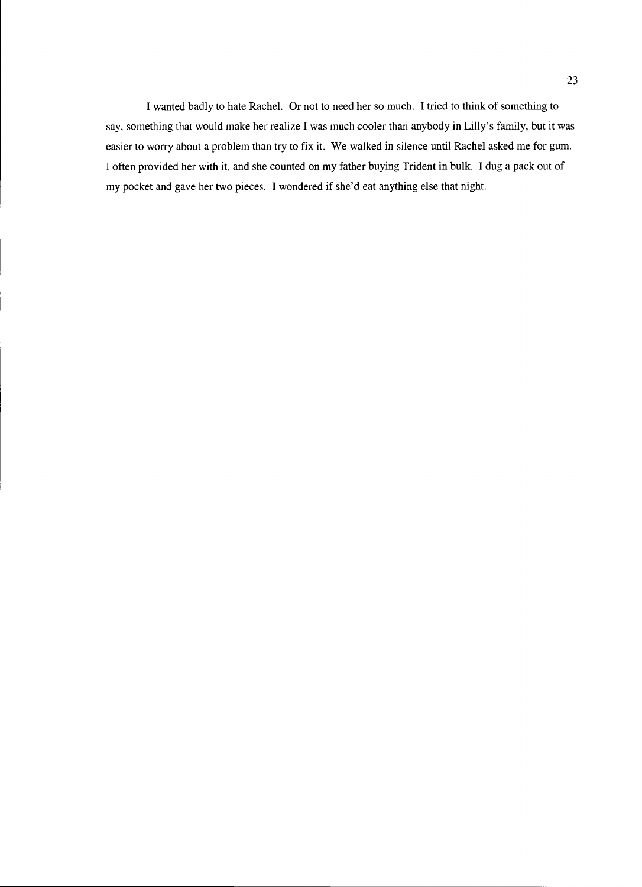I wanted badly to hate Rachel. Or not to need her so much. I tried to think of something to say, something that would make her realize I was much cooler than anybody in Lilly's family, but it was easier to worry about a problem than try to fix it. We walked in silence until Rachel asked me for gum. I often provided her with it, and she counted on my father buying Trident in bulk. I dug a pack out of my pocket and gave her two pieces. I wondered if she'd eat anything else that night.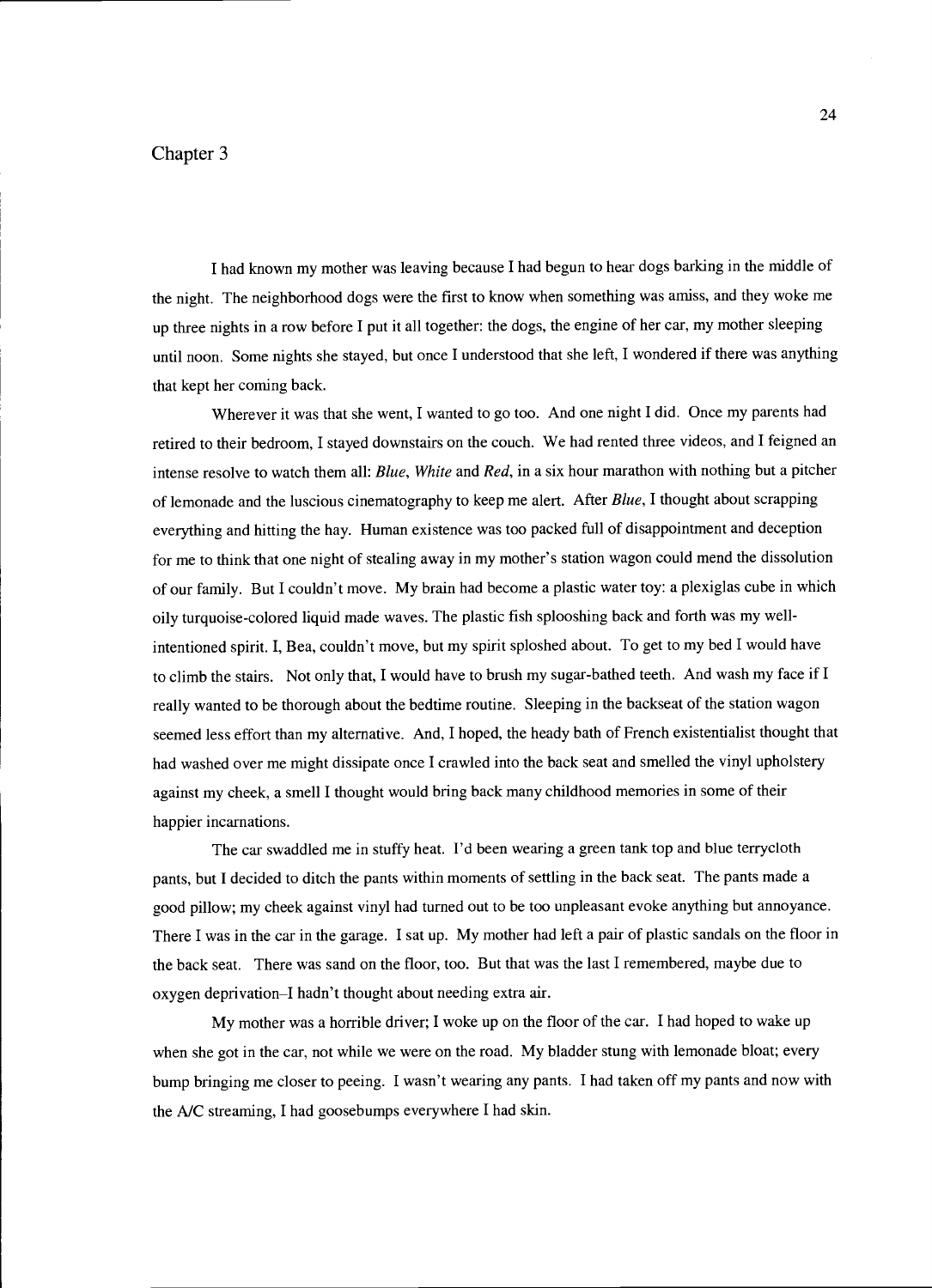# Chapter 3

I had known my mother was leaving because I had begun to hear dogs barking in the middle of the night. The neighborhood dogs were the first to know when something was amiss, and they woke me up three nights in a row before I put it all together: the dogs, the engine of her car, my mother sleeping until noon. Some nights she stayed, but once I understood that she left, I wondered if there was anything that kept her coming back.

Wherever it was that she went, I wanted to go too. And one night I did. Once my parents had retired to their bedroom, I stayed downstairs on the couch. We had rented three videos, and I feigned an intense resolve to watch them all: *Blue*, *White* and *Red*, in a six hour marathon with nothing but a pitcher of lemonade and the luscious cinematography to keep me alert. After *Blue*, I thought about scrapping everything and hitting the hay. Human existence was too packed full of disappointment and deception for me to think that one night of stealing away in my mother's station wagon could mend the dissolution of our family. But I couldn't move. My brain had become a plastic water toy: a plexiglas cube in which oily turquoise-colored liquid made waves. The plastic fish splooshing back and forth was my well-intentioned spirit. I, Bea, couldn't move, but my spirit sploshed about. To get to my bed I would have to climb the stairs. Not only that, I would have to brush my sugar-bathed teeth. And wash my face if I really wanted to be thorough about the bedtime routine. Sleeping in the backseat of the station wagon seemed less effort than my alternative. And, I hoped, the heady bath of French existentialist thought that had washed over me might dissipate once I crawled into the back seat and smelled the vinyl upholstery against my cheek, a smell I thought would bring back many childhood memories in some of their happier incarnations.

The car swaddled me in stuffy heat. I'd been wearing a green tank top and blue terrycloth pants, but I decided to ditch the pants within moments of settling in the back seat. The pants made a good pillow; my cheek against vinyl had turned out to be too unpleasant evoke anything but annoyance. There I was in the car in the garage. I sat up. My mother had left a pair of plastic sandals on the floor in the back seat. There was sand on the floor, too. But that was the last I remembered, maybe due to oxygen deprivation–I hadn't thought about needing extra air.

My mother was a horrible driver; I woke up on the floor of the car. I had hoped to wake up when she got in the car, not while we were on the road. My bladder stung with lemonade bloat; every bump bringing me closer to peeing. I wasn't wearing any pants. I had taken off my pants and now with the A/C streaming, I had goosebumps everywhere I had skin.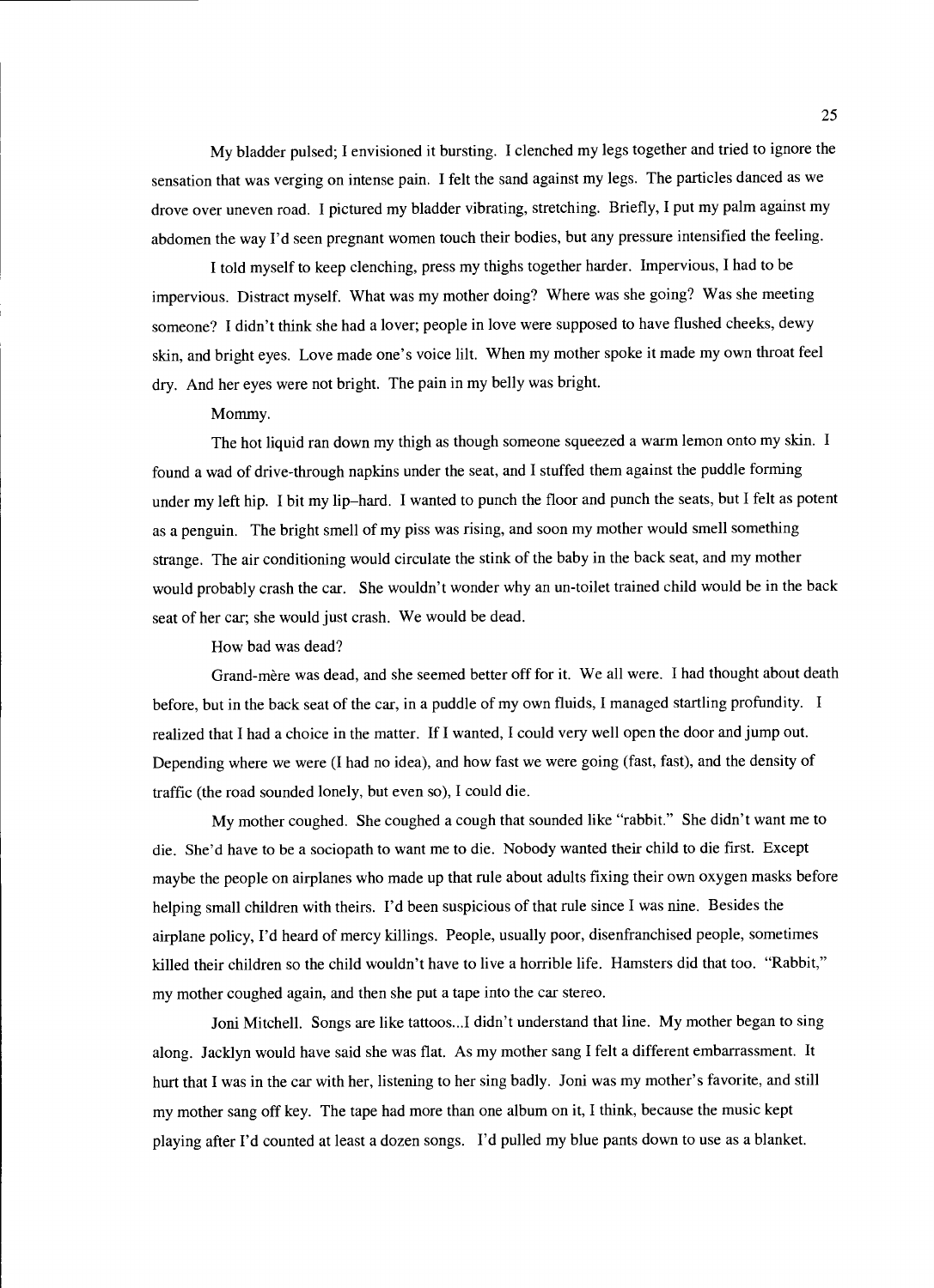My bladder pulsed; I envisioned it bursting. I clenched my legs together and tried to ignore the sensation that was verging on intense pain. I felt the sand against my legs. The particles danced as we drove over uneven road. I pictured my bladder vibrating, stretching. Briefly, I put my palm against my abdomen the way I'd seen pregnant women touch their bodies, but any pressure intensified the feeling.

I told myself to keep clenching, press my thighs together harder. Impervious, I had to be impervious. Distract myself. What was my mother doing? Where was she going? Was she meeting someone? I didn't think she had a lover; people in love were supposed to have flushed cheeks, dewy skin, and bright eyes. Love made one's voice lilt. When my mother spoke it made my own throat feel dry. And her eyes were not bright. The pain in my belly was bright.

Mommy.

The hot liquid ran down my thigh as though someone squeezed a warm lemon onto my skin. I found a wad of drive-through napkins under the seat, and I stuffed them against the puddle forming under my left hip. I bit my lip–hard. I wanted to punch the floor and punch the seats, but I felt as potent as a penguin. The bright smell of my piss was rising, and soon my mother would smell something strange. The air conditioning would circulate the stink of the baby in the back seat, and my mother would probably crash the car. She wouldn't wonder why an un-toilet trained child would be in the back seat of her car; she would just crash. We would be dead.

How bad was dead?

Grand-mère was dead, and she seemed better off for it. We all were. I had thought about death before, but in the back seat of the car, in a puddle of my own fluids, I managed startling profundity. I realized that I had a choice in the matter. If I wanted, I could very well open the door and jump out. Depending where we were (I had no idea), and how fast we were going (fast, fast), and the density of traffic (the road sounded lonely, but even so), I could die.

My mother coughed. She coughed a cough that sounded like "rabbit." She didn't want me to die. She'd have to be a sociopath to want me to die. Nobody wanted their child to die first. Except maybe the people on airplanes who made up that rule about adults fixing their own oxygen masks before helping small children with theirs. I'd been suspicious of that rule since I was nine. Besides the airplane policy, I'd heard of mercy killings. People, usually poor, disenfranchised people, sometimes killed their children so the child wouldn't have to live a horrible life. Hamsters did that too. "Rabbit," my mother coughed again, and then she put a tape into the car stereo.

Joni Mitchell. Songs are like tattoos...I didn't understand that line. My mother began to sing along. Jacklyn would have said she was flat. As my mother sang I felt a different embarrassment. It hurt that I was in the car with her, listening to her sing badly. Joni was my mother's favorite, and still my mother sang off key. The tape had more than one album on it, I think, because the music kept playing after I'd counted at least a dozen songs. I'd pulled my blue pants down to use as a blanket.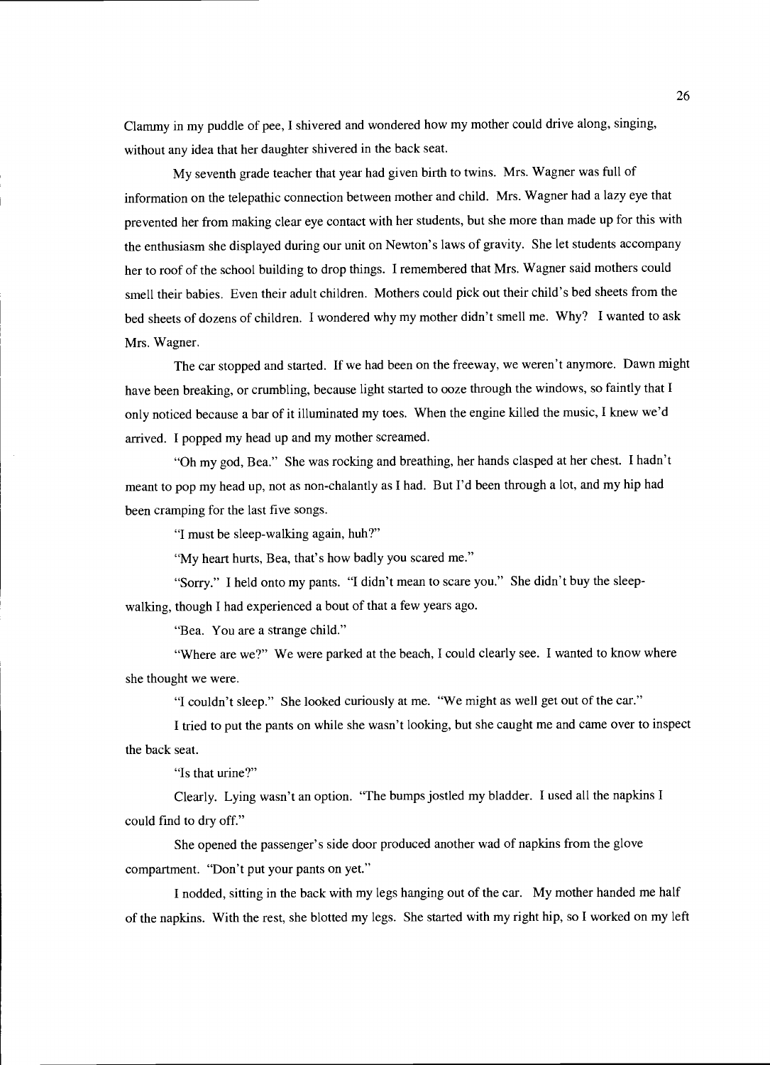Clammy in my puddle of pee, I shivered and wondered how my mother could drive along, singing, without any idea that her daughter shivered in the back seat.

My seventh grade teacher that year had given birth to twins. Mrs. Wagner was full of information on the telepathic connection between mother and child. Mrs. Wagner had a lazy eye that prevented her from making clear eye contact with her students, but she more than made up for this with the enthusiasm she displayed during our unit on Newton's laws of gravity. She let students accompany her to roof of the school building to drop things. I remembered that Mrs. Wagner said mothers could smell their babies. Even their adult children. Mothers could pick out their child's bed sheets from the bed sheets of dozens of children. I wondered why my mother didn't smell me. Why? I wanted to ask Mrs. Wagner.

The car stopped and started. If we had been on the freeway, we weren't anymore. Dawn might have been breaking, or crumbling, because light started to ooze through the windows, so faintly that I only noticed because a bar of it illuminated my toes. When the engine killed the music, I knew we'd arrived. I popped my head up and my mother screamed.

"Oh my god, Bea." She was rocking and breathing, her hands clasped at her chest. I hadn't meant to pop my head up, not as non-chalantly as I had. But I'd been through a lot, and my hip had been cramping for the last five songs.

"I must be sleep-walking again, huh?"

"My heart hurts, Bea, that's how badly you scared me."

"Sorry." I held onto my pants. "I didn't mean to scare you." She didn't buy the sleep-walking, though I had experienced a bout of that a few years ago.

"Bea. You are a strange child."

"Where are we?" We were parked at the beach, I could clearly see. I wanted to know where she thought we were.

"I couldn't sleep." She looked curiously at me. "We might as well get out of the car."

I tried to put the pants on while she wasn't looking, but she caught me and came over to inspect the back seat.

"Is that urine?"

Clearly. Lying wasn't an option. "The bumps jostled my bladder. I used all the napkins I could find to dry off."

She opened the passenger's side door produced another wad of napkins from the glove compartment. "Don't put your pants on yet."

I nodded, sitting in the back with my legs hanging out of the car. My mother handed me half of the napkins. With the rest, she blotted my legs. She started with my right hip, so I worked on my left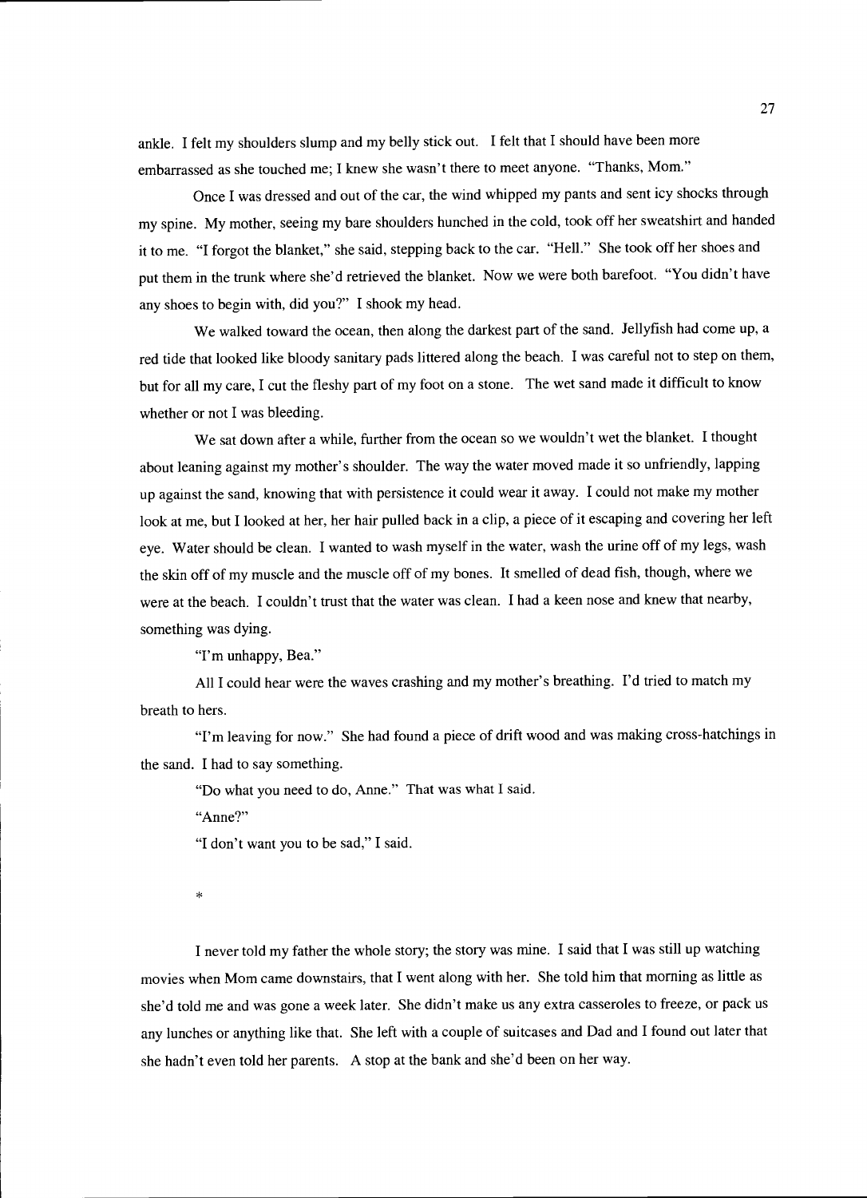ankle. I felt my shoulders slump and my belly stick out. I felt that I should have been more embarrassed as she touched me; I knew she wasn't there to meet anyone. "Thanks, Mom."

Once I was dressed and out of the car, the wind whipped my pants and sent icy shocks through my spine. My mother, seeing my bare shoulders hunched in the cold, took off her sweatshirt and handed it to me. "I forgot the blanket," she said, stepping back to the car. "Hell." She took off her shoes and put them in the trunk where she'd retrieved the blanket. Now we were both barefoot. "You didn't have any shoes to begin with, did you?" I shook my head.

We walked toward the ocean, then along the darkest part of the sand. Jellyfish had come up, a red tide that looked like bloody sanitary pads littered along the beach. I was careful not to step on them, but for all my care, I cut the fleshy part of my foot on a stone. The wet sand made it difficult to know whether or not I was bleeding.

We sat down after a while, further from the ocean so we wouldn't wet the blanket. I thought about leaning against my mother's shoulder. The way the water moved made it so unfriendly, lapping up against the sand, knowing that with persistence it could wear it away. I could not make my mother look at me, but I looked at her, her hair pulled back in a clip, a piece of it escaping and covering her left eye. Water should be clean. I wanted to wash myself in the water, wash the urine off of my legs, wash the skin off of my muscle and the muscle off of my bones. It smelled of dead fish, though, where we were at the beach. I couldn't trust that the water was clean. I had a keen nose and knew that nearby, something was dying.

"I'm unhappy, Bea."

All I could hear were the waves crashing and my mother's breathing. I'd tried to match my breath to hers.

"I'm leaving for now." She had found a piece of drift wood and was making cross-hatchings in the sand. I had to say something.

"Do what you need to do, Anne." That was what I said.

"Anne?"

"I don't want you to be sad," I said.

*

I never told my father the whole story; the story was mine. I said that I was still up watching movies when Mom came downstairs, that I went along with her. She told him that morning as little as she'd told me and was gone a week later. She didn't make us any extra casseroles to freeze, or pack us any lunches or anything like that. She left with a couple of suitcases and Dad and I found out later that she hadn't even told her parents. A stop at the bank and she'd been on her way.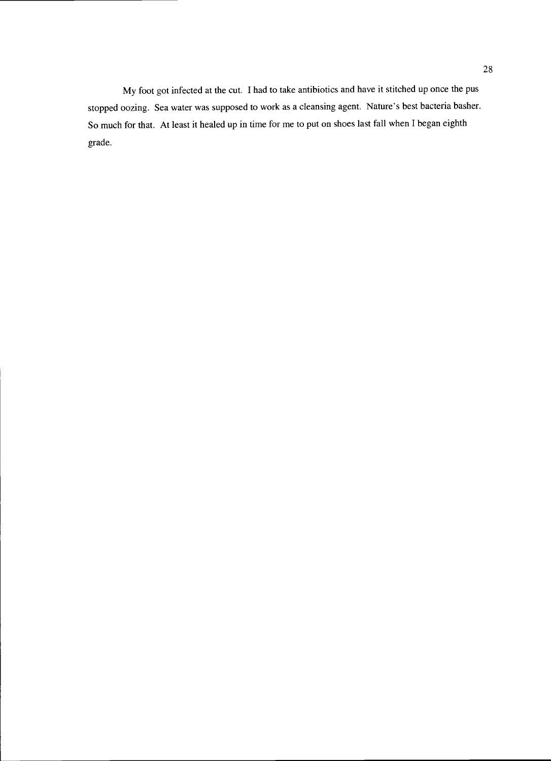My foot got infected at the cut. I had to take antibiotics and have it stitched up once the pus stopped oozing. Sea water was supposed to work as a cleansing agent. Nature's best bacteria basher. So much for that. At least it healed up in time for me to put on shoes last fall when I began eighth grade.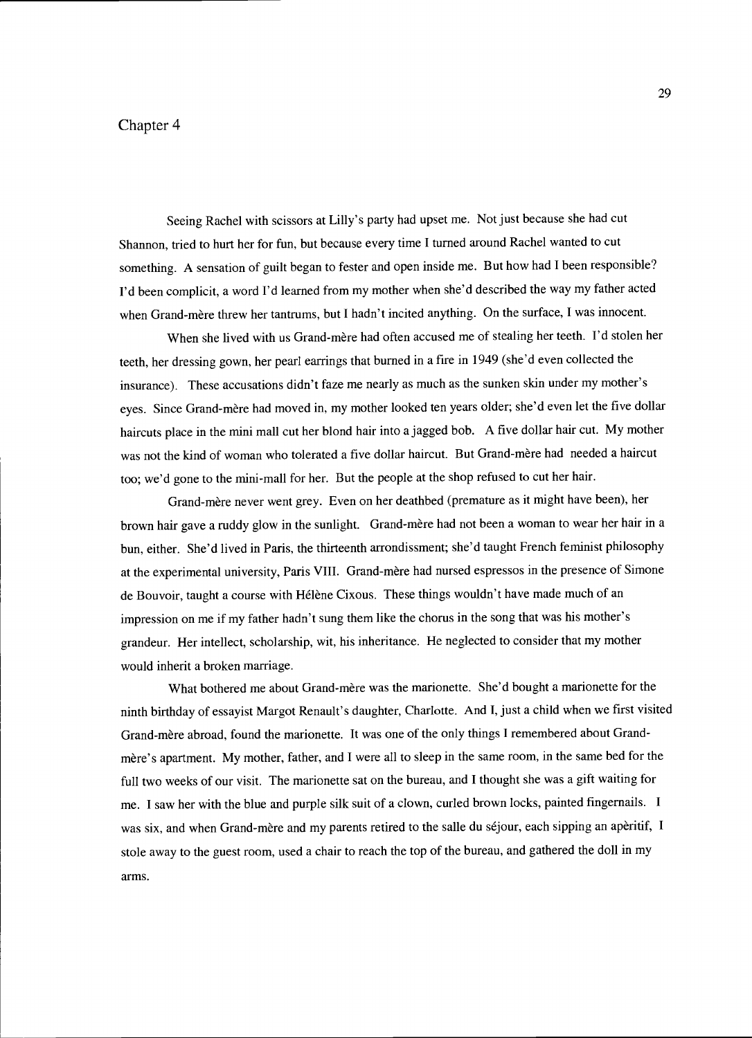# Chapter 4

Seeing Rachel with scissors at Lilly's party had upset me. Not just because she had cut Shannon, tried to hurt her for fun, but because every time I turned around Rachel wanted to cut something. A sensation of guilt began to fester and open inside me. But how had I been responsible? I'd been complicit, a word I'd learned from my mother when she'd described the way my father acted when Grand-mère threw her tantrums, but I hadn't incited anything. On the surface, I was innocent.

When she lived with us Grand-mère had often accused me of stealing her teeth. I'd stolen her teeth, her dressing gown, her pearl earrings that burned in a fire in 1949 (she'd even collected the insurance). These accusations didn't faze me nearly as much as the sunken skin under my mother's eyes. Since Grand-mère had moved in, my mother looked ten years older; she'd even let the five dollar haircuts place in the mini mall cut her blond hair into a jagged bob. A five dollar hair cut. My mother was not the kind of woman who tolerated a five dollar haircut. But Grand-mère had needed a haircut too; we'd gone to the mini-mall for her. But the people at the shop refused to cut her hair.

Grand-mère never went grey. Even on her deathbed (premature as it might have been), her brown hair gave a ruddy glow in the sunlight. Grand-mère had not been a woman to wear her hair in a bun, either. She'd lived in Paris, the thirteenth arrondissment; she'd taught French feminist philosophy at the experimental university, Paris VIII. Grand-mère had nursed espressos in the presence of Simone de Bouvoir, taught a course with Hélène Cixous. These things wouldn't have made much of an impression on me if my father hadn't sung them like the chorus in the song that was his mother's grandeur. Her intellect, scholarship, wit, his inheritance. He neglected to consider that my mother would inherit a broken marriage.

What bothered me about Grand-mère was the marionette. She'd bought a marionette for the ninth birthday of essayist Margot Renault's daughter, Charlotte. And I, just a child when we first visited Grand-mère abroad, found the marionette. It was one of the only things I remembered about Grand-mère's apartment. My mother, father, and I were all to sleep in the same room, in the same bed for the full two weeks of our visit. The marionette sat on the bureau, and I thought she was a gift waiting for me. I saw her with the blue and purple silk suit of a clown, curled brown locks, painted fingernails. I was six, and when Grand-mère and my parents retired to the salle du séjour, each sipping an apèritif, I stole away to the guest room, used a chair to reach the top of the bureau, and gathered the doll in my arms.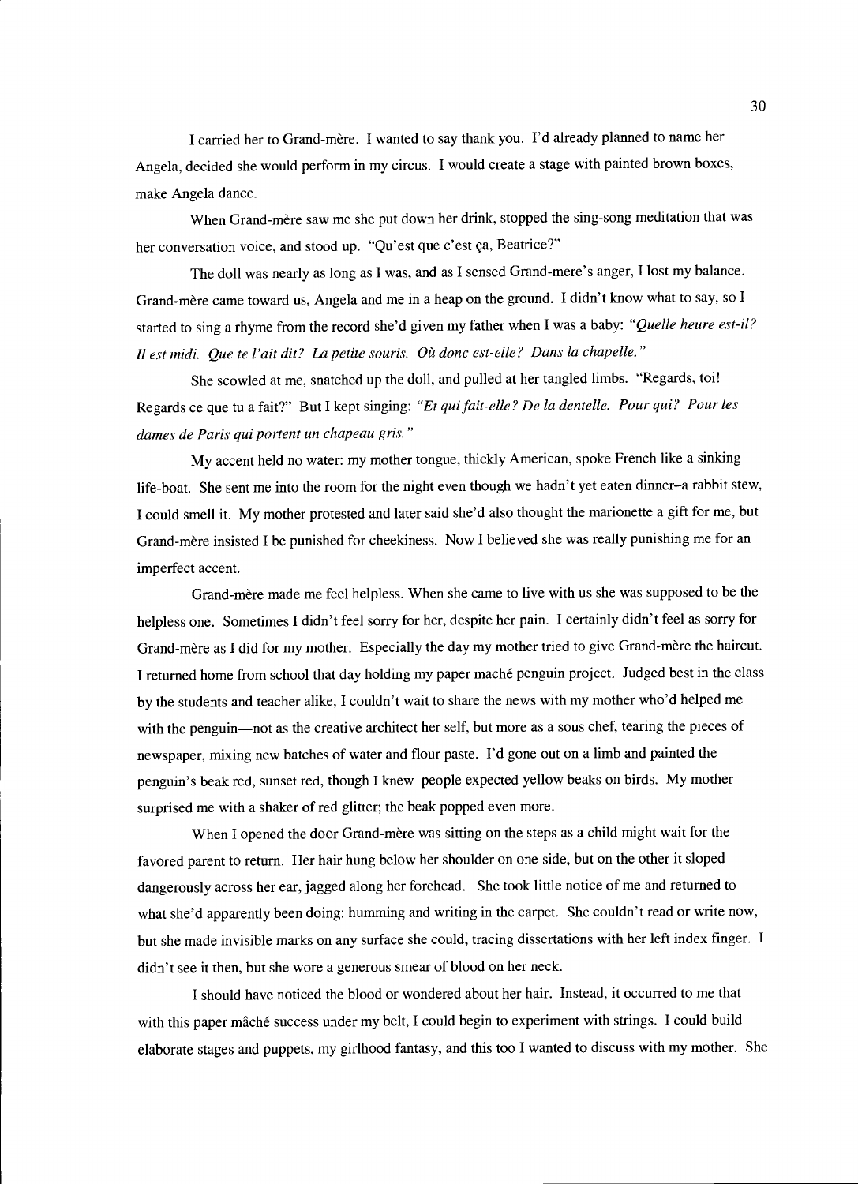I carried her to Grand-mère. I wanted to say thank you. I'd already planned to name her Angela, decided she would perform in my circus. I would create a stage with painted brown boxes, make Angela dance.

When Grand-mère saw me she put down her drink, stopped the sing-song meditation that was her conversation voice, and stood up. "Qu'est que c'est ça, Beatrice?"

The doll was nearly as long as I was, and as I sensed Grand-mere's anger, I lost my balance. Grand-mère came toward us, Angela and me in a heap on the ground. I didn't know what to say, so I started to sing a rhyme from the record she'd given my father when I was a baby: *"Quelle heure est-il? Il est midi. Que te l'ait dit? La petite souris. Où donc est-elle? Dans la chapelle."*

She scowled at me, snatched up the doll, and pulled at her tangled limbs. "Regards, toi! Regards ce que tu a fait?" But I kept singing: *"Et qui fait-elle? De la dentelle. Pour qui? Pour les dames de Paris qui portent un chapeau gris."*

My accent held no water: my mother tongue, thickly American, spoke French like a sinking life-boat. She sent me into the room for the night even though we hadn't yet eaten dinner–a rabbit stew, I could smell it. My mother protested and later said she'd also thought the marionette a gift for me, but Grand-mère insisted I be punished for cheekiness. Now I believed she was really punishing me for an imperfect accent.

Grand-mère made me feel helpless. When she came to live with us she was supposed to be the helpless one. Sometimes I didn't feel sorry for her, despite her pain. I certainly didn't feel as sorry for Grand-mère as I did for my mother. Especially the day my mother tried to give Grand-mère the haircut. I returned home from school that day holding my paper maché penguin project. Judged best in the class by the students and teacher alike, I couldn't wait to share the news with my mother who'd helped me with the penguin—not as the creative architect her self, but more as a sous chef, tearing the pieces of newspaper, mixing new batches of water and flour paste. I'd gone out on a limb and painted the penguin's beak red, sunset red, though I knew people expected yellow beaks on birds. My mother surprised me with a shaker of red glitter; the beak popped even more.

When I opened the door Grand-mère was sitting on the steps as a child might wait for the favored parent to return. Her hair hung below her shoulder on one side, but on the other it sloped dangerously across her ear, jagged along her forehead. She took little notice of me and returned to what she'd apparently been doing: humming and writing in the carpet. She couldn't read or write now, but she made invisible marks on any surface she could, tracing dissertations with her left index finger. I didn't see it then, but she wore a generous smear of blood on her neck.

I should have noticed the blood or wondered about her hair. Instead, it occurred to me that with this paper mâché success under my belt, I could begin to experiment with strings. I could build elaborate stages and puppets, my girlhood fantasy, and this too I wanted to discuss with my mother. She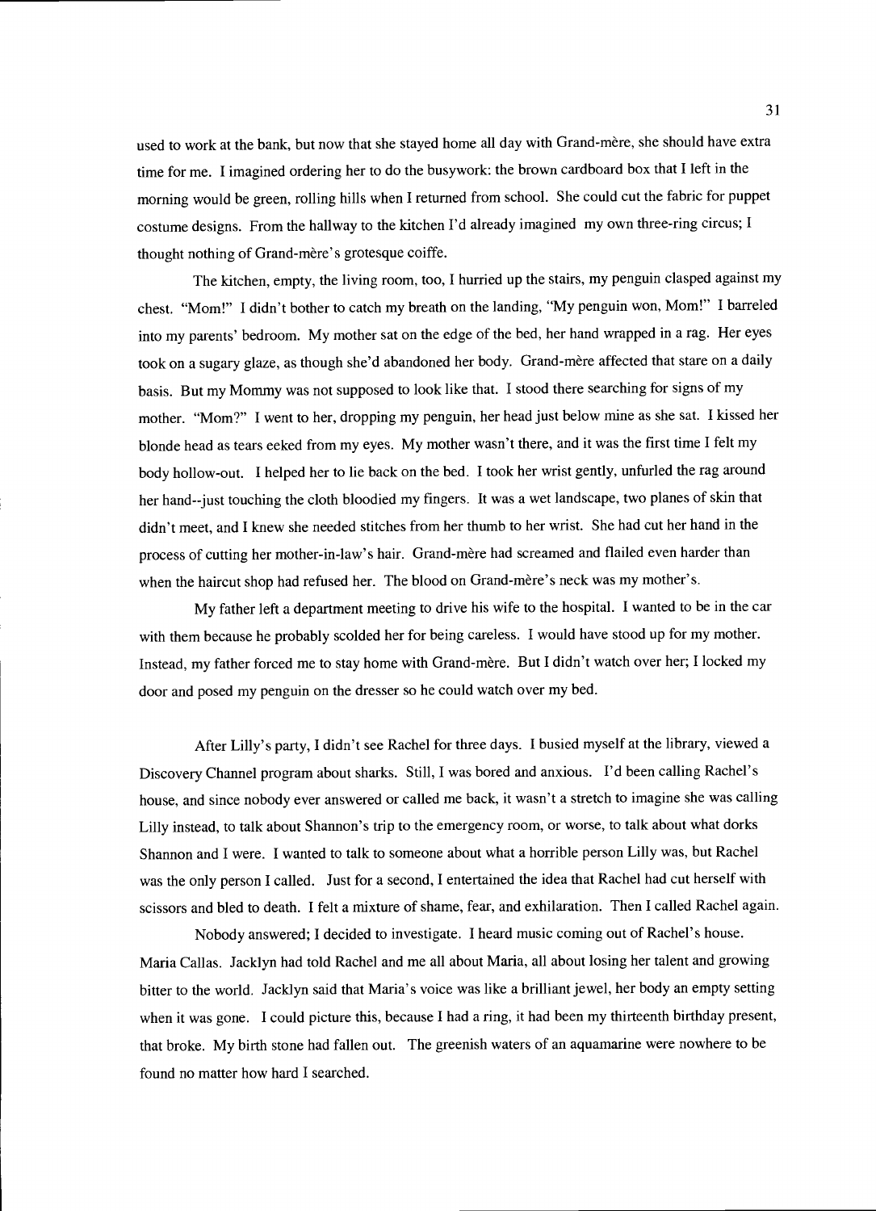used to work at the bank, but now that she stayed home all day with Grand-mère, she should have extra time for me. I imagined ordering her to do the busywork: the brown cardboard box that I left in the morning would be green, rolling hills when I returned from school. She could cut the fabric for puppet costume designs. From the hallway to the kitchen I'd already imagined my own three-ring circus; I thought nothing of Grand-mère's grotesque coiffe.

The kitchen, empty, the living room, too, I hurried up the stairs, my penguin clasped against my chest. "Mom!" I didn't bother to catch my breath on the landing, "My penguin won, Mom!" I barreled into my parents' bedroom. My mother sat on the edge of the bed, her hand wrapped in a rag. Her eyes took on a sugary glaze, as though she'd abandoned her body. Grand-mère affected that stare on a daily basis. But my Mommy was not supposed to look like that. I stood there searching for signs of my mother. "Mom?" I went to her, dropping my penguin, her head just below mine as she sat. I kissed her blonde head as tears eeked from my eyes. My mother wasn't there, and it was the first time I felt my body hollow-out. I helped her to lie back on the bed. I took her wrist gently, unfurled the rag around her hand--just touching the cloth bloodied my fingers. It was a wet landscape, two planes of skin that didn't meet, and I knew she needed stitches from her thumb to her wrist. She had cut her hand in the process of cutting her mother-in-law's hair. Grand-mère had screamed and flailed even harder than when the haircut shop had refused her. The blood on Grand-mère's neck was my mother's.

My father left a department meeting to drive his wife to the hospital. I wanted to be in the car with them because he probably scolded her for being careless. I would have stood up for my mother. Instead, my father forced me to stay home with Grand-mère. But I didn't watch over her; I locked my door and posed my penguin on the dresser so he could watch over my bed.

After Lilly's party, I didn't see Rachel for three days. I busied myself at the library, viewed a Discovery Channel program about sharks. Still, I was bored and anxious. I'd been calling Rachel's house, and since nobody ever answered or called me back, it wasn't a stretch to imagine she was calling Lilly instead, to talk about Shannon's trip to the emergency room, or worse, to talk about what dorks Shannon and I were. I wanted to talk to someone about what a horrible person Lilly was, but Rachel was the only person I called. Just for a second, I entertained the idea that Rachel had cut herself with scissors and bled to death. I felt a mixture of shame, fear, and exhilaration. Then I called Rachel again.

Nobody answered; I decided to investigate. I heard music coming out of Rachel's house. Maria Callas. Jacklyn had told Rachel and me all about Maria, all about losing her talent and growing bitter to the world. Jacklyn said that Maria's voice was like a brilliant jewel, her body an empty setting when it was gone. I could picture this, because I had a ring, it had been my thirteenth birthday present, that broke. My birth stone had fallen out. The greenish waters of an aquamarine were nowhere to be found no matter how hard I searched.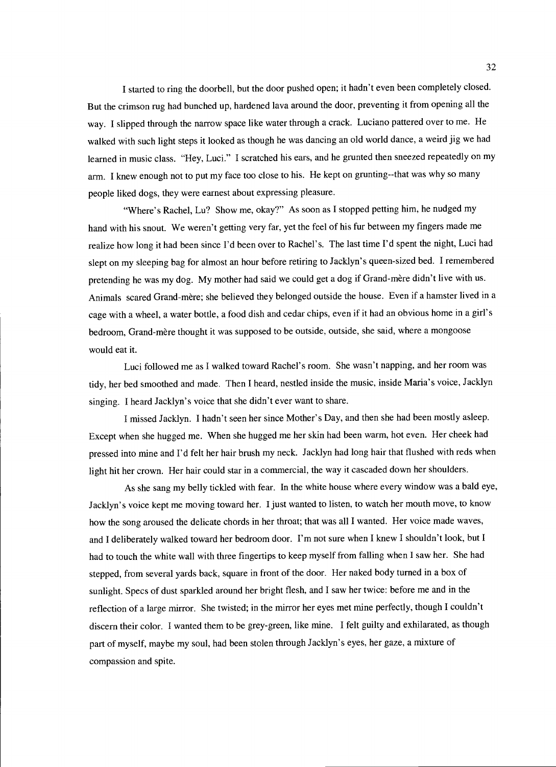I started to ring the doorbell, but the door pushed open; it hadn't even been completely closed. But the crimson rug had bunched up, hardened lava around the door, preventing it from opening all the way. I slipped through the narrow space like water through a crack. Luciano pattered over to me. He walked with such light steps it looked as though he was dancing an old world dance, a weird jig we had learned in music class. "Hey, Luci." I scratched his ears, and he grunted then sneezed repeatedly on my arm. I knew enough not to put my face too close to his. He kept on grunting--that was why so many people liked dogs, they were earnest about expressing pleasure.

"Where's Rachel, Lu? Show me, okay?" As soon as I stopped petting him, he nudged my hand with his snout. We weren't getting very far, yet the feel of his fur between my fingers made me realize how long it had been since I'd been over to Rachel's. The last time I'd spent the night, Luci had slept on my sleeping bag for almost an hour before retiring to Jacklyn's queen-sized bed. I remembered pretending he was my dog. My mother had said we could get a dog if Grand-mère didn't live with us. Animals scared Grand-mère; she believed they belonged outside the house. Even if a hamster lived in a cage with a wheel, a water bottle, a food dish and cedar chips, even if it had an obvious home in a girl's bedroom, Grand-mère thought it was supposed to be outside, outside, she said, where a mongoose would eat it.

Luci followed me as I walked toward Rachel's room. She wasn't napping, and her room was tidy, her bed smoothed and made. Then I heard, nestled inside the music, inside Maria's voice, Jacklyn singing. I heard Jacklyn's voice that she didn't ever want to share.

I missed Jacklyn. I hadn't seen her since Mother's Day, and then she had been mostly asleep. Except when she hugged me. When she hugged me her skin had been warm, hot even. Her cheek had pressed into mine and I'd felt her hair brush my neck. Jacklyn had long hair that flushed with reds when light hit her crown. Her hair could star in a commercial, the way it cascaded down her shoulders.

As she sang my belly tickled with fear. In the white house where every window was a bald eye, Jacklyn's voice kept me moving toward her. I just wanted to listen, to watch her mouth move, to know how the song aroused the delicate chords in her throat; that was all I wanted. Her voice made waves, and I deliberately walked toward her bedroom door. I'm not sure when I knew I shouldn't look, but I had to touch the white wall with three fingertips to keep myself from falling when I saw her. She had stepped, from several yards back, square in front of the door. Her naked body turned in a box of sunlight. Specs of dust sparkled around her bright flesh, and I saw her twice: before me and in the reflection of a large mirror. She twisted; in the mirror her eyes met mine perfectly, though I couldn't discern their color. I wanted them to be grey-green, like mine. I felt guilty and exhilarated, as though part of myself, maybe my soul, had been stolen through Jacklyn's eyes, her gaze, a mixture of compassion and spite.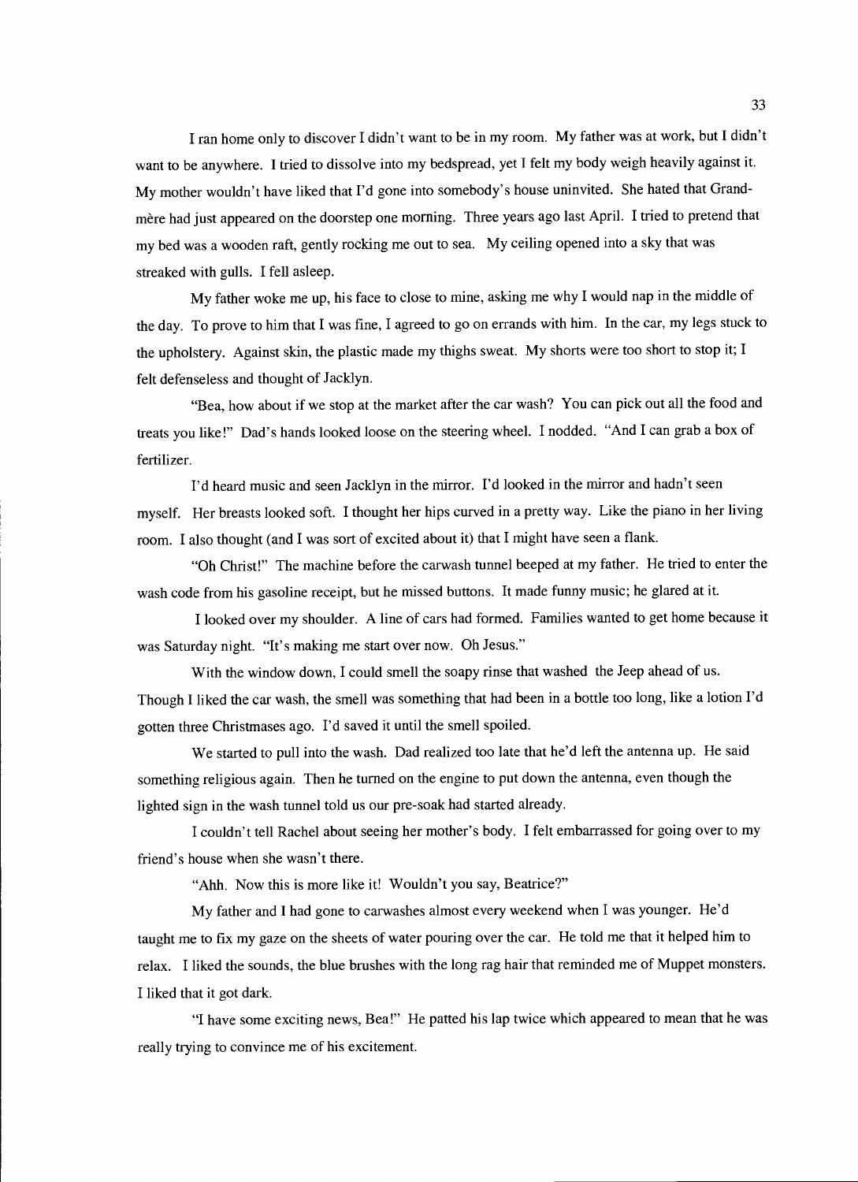I ran home only to discover I didn't want to be in my room. My father was at work, but I didn't want to be anywhere. I tried to dissolve into my bedspread, yet I felt my body weigh heavily against it. My mother wouldn't have liked that I'd gone into somebody's house uninvited. She hated that Grand-mère had just appeared on the doorstep one morning. Three years ago last April. I tried to pretend that my bed was a wooden raft, gently rocking me out to sea. My ceiling opened into a sky that was streaked with gulls. I fell asleep.

My father woke me up, his face to close to mine, asking me why I would nap in the middle of the day. To prove to him that I was fine, I agreed to go on errands with him. In the car, my legs stuck to the upholstery. Against skin, the plastic made my thighs sweat. My shorts were too short to stop it; I felt defenseless and thought of Jacklyn.

"Bea, how about if we stop at the market after the car wash? You can pick out all the food and treats you like!" Dad's hands looked loose on the steering wheel. I nodded. "And I can grab a box of fertilizer.

I'd heard music and seen Jacklyn in the mirror. I'd looked in the mirror and hadn't seen myself. Her breasts looked soft. I thought her hips curved in a pretty way. Like the piano in her living room. I also thought (and I was sort of excited about it) that I might have seen a flank.

"Oh Christ!" The machine before the carwash tunnel beeped at my father. He tried to enter the wash code from his gasoline receipt, but he missed buttons. It made funny music; he glared at it.

I looked over my shoulder. A line of cars had formed. Families wanted to get home because it was Saturday night. "It's making me start over now. Oh Jesus."

With the window down, I could smell the soapy rinse that washed the Jeep ahead of us. Though I liked the car wash, the smell was something that had been in a bottle too long, like a lotion I'd gotten three Christmases ago. I'd saved it until the smell spoiled.

We started to pull into the wash. Dad realized too late that he'd left the antenna up. He said something religious again. Then he turned on the engine to put down the antenna, even though the lighted sign in the wash tunnel told us our pre-soak had started already.

I couldn't tell Rachel about seeing her mother's body. I felt embarrassed for going over to my friend's house when she wasn't there.

"Ahh. Now this is more like it! Wouldn't you say, Beatrice?"

My father and I had gone to carwashes almost every weekend when I was younger. He'd taught me to fix my gaze on the sheets of water pouring over the car. He told me that it helped him to relax. I liked the sounds, the blue brushes with the long rag hair that reminded me of Muppet monsters. I liked that it got dark.

"I have some exciting news, Bea!" He patted his lap twice which appeared to mean that he was really trying to convince me of his excitement.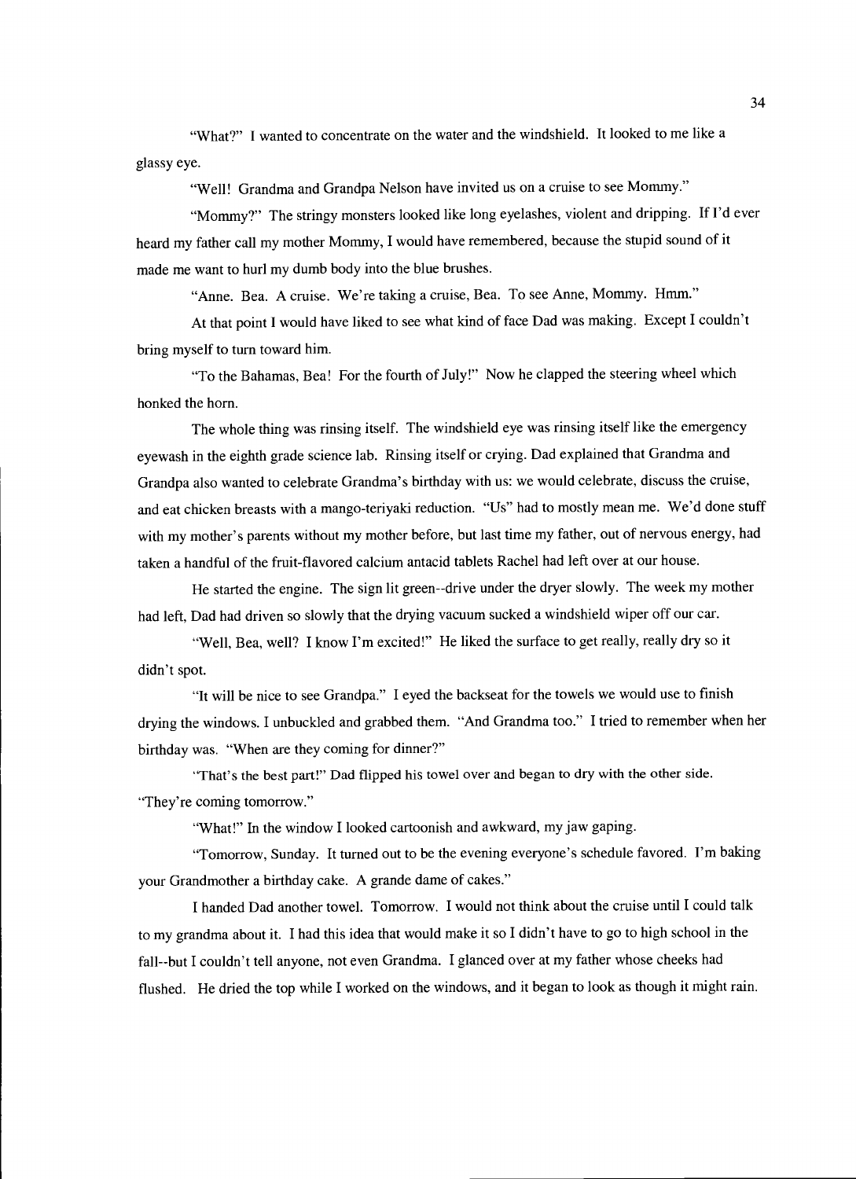"What?" I wanted to concentrate on the water and the windshield. It looked to me like a glassy eye.

"Well! Grandma and Grandpa Nelson have invited us on a cruise to see Mommy."

"Mommy?" The stringy monsters looked like long eyelashes, violent and dripping. If I'd ever heard my father call my mother Mommy, I would have remembered, because the stupid sound of it made me want to hurl my dumb body into the blue brushes.

"Anne. Bea. A cruise. We're taking a cruise, Bea. To see Anne, Mommy. Hmm."

At that point I would have liked to see what kind of face Dad was making. Except I couldn't bring myself to turn toward him.

"To the Bahamas, Bea! For the fourth of July!" Now he clapped the steering wheel which honked the horn.

The whole thing was rinsing itself. The windshield eye was rinsing itself like the emergency eyewash in the eighth grade science lab. Rinsing itself or crying. Dad explained that Grandma and Grandpa also wanted to celebrate Grandma's birthday with us: we would celebrate, discuss the cruise, and eat chicken breasts with a mango-teriyaki reduction. "Us" had to mostly mean me. We'd done stuff with my mother's parents without my mother before, but last time my father, out of nervous energy, had taken a handful of the fruit-flavored calcium antacid tablets Rachel had left over at our house.

He started the engine. The sign lit green--drive under the dryer slowly. The week my mother had left, Dad had driven so slowly that the drying vacuum sucked a windshield wiper off our car.

"Well, Bea, well? I know I'm excited!" He liked the surface to get really, really dry so it didn't spot.

"It will be nice to see Grandpa." I eyed the backseat for the towels we would use to finish drying the windows. I unbuckled and grabbed them. "And Grandma too." I tried to remember when her birthday was. "When are they coming for dinner?"

"That's the best part!" Dad flipped his towel over and began to dry with the other side. "They're coming tomorrow."

"What!" In the window I looked cartoonish and awkward, my jaw gaping.

"Tomorrow, Sunday. It turned out to be the evening everyone's schedule favored. I'm baking your Grandmother a birthday cake. A grande dame of cakes."

I handed Dad another towel. Tomorrow. I would not think about the cruise until I could talk to my grandma about it. I had this idea that would make it so I didn't have to go to high school in the fall--but I couldn't tell anyone, not even Grandma. I glanced over at my father whose cheeks had flushed. He dried the top while I worked on the windows, and it began to look as though it might rain.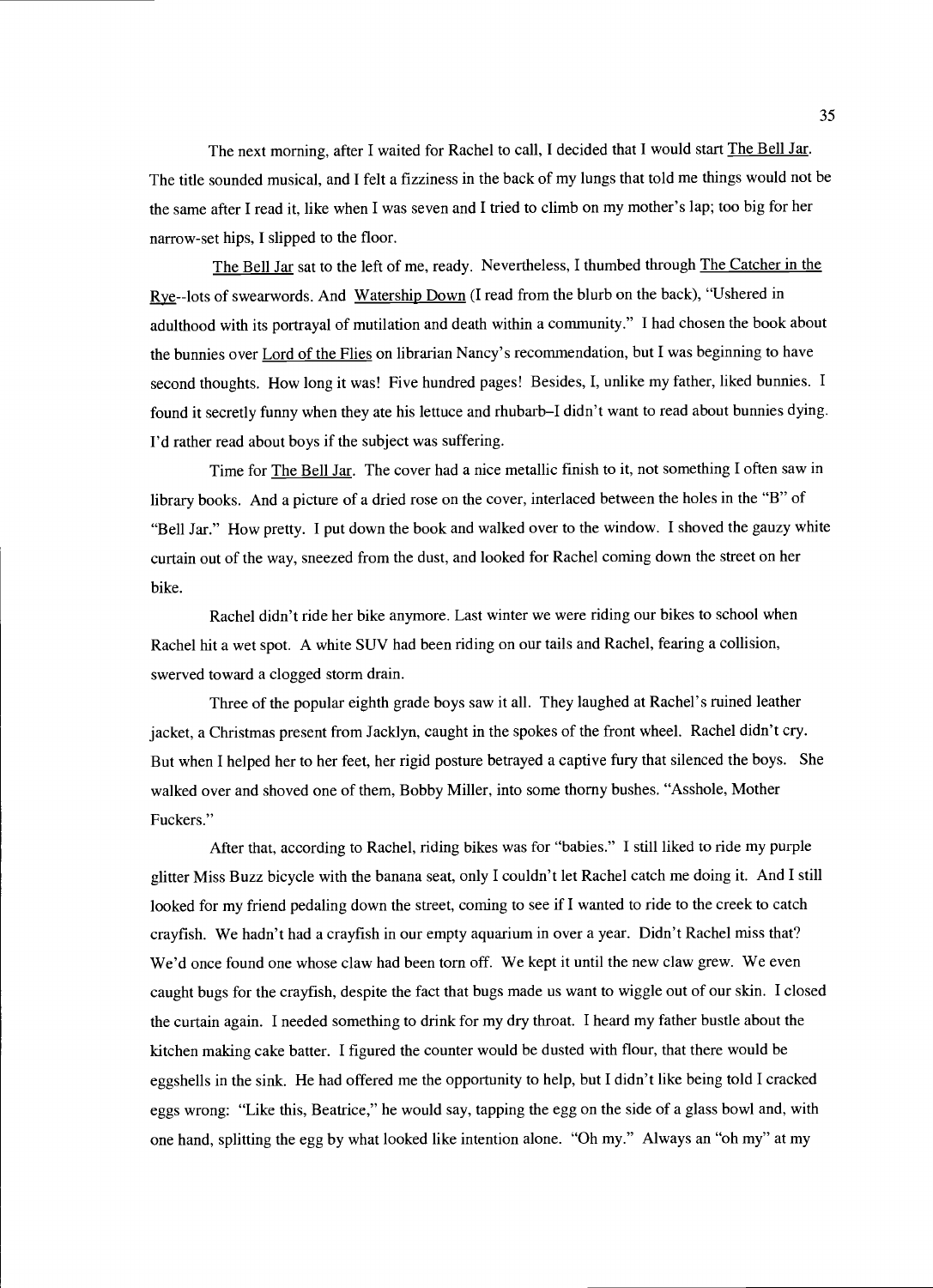The next morning, after I waited for Rachel to call, I decided that I would start The Bell Jar. The title sounded musical, and I felt a fizziness in the back of my lungs that told me things would not be the same after I read it, like when I was seven and I tried to climb on my mother's lap; too big for her narrow-set hips, I slipped to the floor.

The Bell Jar sat to the left of me, ready. Nevertheless, I thumbed through The Catcher in the Rye--lots of swearwords. And Watership Down (I read from the blurb on the back), "Ushered in adulthood with its portrayal of mutilation and death within a community." I had chosen the book about the bunnies over Lord of the Flies on librarian Nancy's recommendation, but I was beginning to have second thoughts. How long it was! Five hundred pages! Besides, I, unlike my father, liked bunnies. I found it secretly funny when they ate his lettuce and rhubarb–I didn't want to read about bunnies dying. I'd rather read about boys if the subject was suffering.

Time for The Bell Jar. The cover had a nice metallic finish to it, not something I often saw in library books. And a picture of a dried rose on the cover, interlaced between the holes in the "B" of "Bell Jar." How pretty. I put down the book and walked over to the window. I shoved the gauzy white curtain out of the way, sneezed from the dust, and looked for Rachel coming down the street on her bike.

Rachel didn't ride her bike anymore. Last winter we were riding our bikes to school when Rachel hit a wet spot. A white SUV had been riding on our tails and Rachel, fearing a collision, swerved toward a clogged storm drain.

Three of the popular eighth grade boys saw it all. They laughed at Rachel's ruined leather jacket, a Christmas present from Jacklyn, caught in the spokes of the front wheel. Rachel didn't cry. But when I helped her to her feet, her rigid posture betrayed a captive fury that silenced the boys. She walked over and shoved one of them, Bobby Miller, into some thorny bushes. "Asshole, Mother Fuckers."

After that, according to Rachel, riding bikes was for "babies." I still liked to ride my purple glitter Miss Buzz bicycle with the banana seat, only I couldn't let Rachel catch me doing it. And I still looked for my friend pedaling down the street, coming to see if I wanted to ride to the creek to catch crayfish. We hadn't had a crayfish in our empty aquarium in over a year. Didn't Rachel miss that? We'd once found one whose claw had been torn off. We kept it until the new claw grew. We even caught bugs for the crayfish, despite the fact that bugs made us want to wiggle out of our skin. I closed the curtain again. I needed something to drink for my dry throat. I heard my father bustle about the kitchen making cake batter. I figured the counter would be dusted with flour, that there would be eggshells in the sink. He had offered me the opportunity to help, but I didn't like being told I cracked eggs wrong: "Like this, Beatrice," he would say, tapping the egg on the side of a glass bowl and, with one hand, splitting the egg by what looked like intention alone. "Oh my." Always an "oh my" at my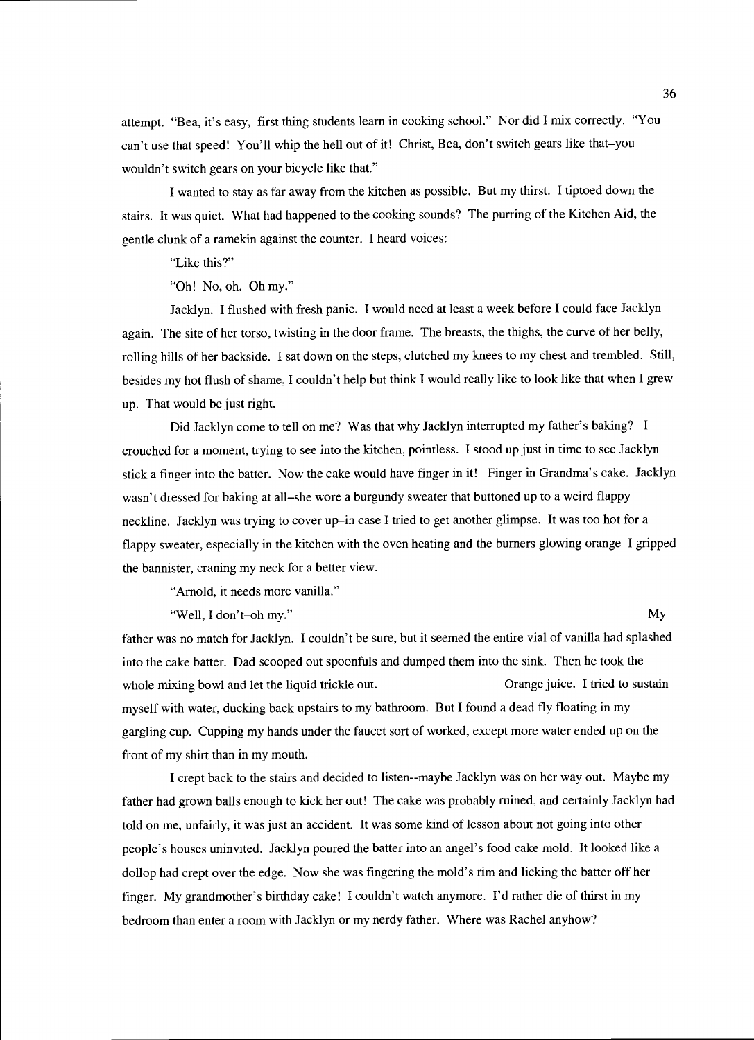attempt. "Bea, it's easy, first thing students learn in cooking school." Nor did I mix correctly. "You can't use that speed! You'll whip the hell out of it! Christ, Bea, don't switch gears like that–you wouldn't switch gears on your bicycle like that."

I wanted to stay as far away from the kitchen as possible. But my thirst. I tiptoed down the stairs. It was quiet. What had happened to the cooking sounds? The purring of the Kitchen Aid, the gentle clunk of a ramekin against the counter. I heard voices:

"Like this?"

"Oh! No, oh. Oh my."

Jacklyn. I flushed with fresh panic. I would need at least a week before I could face Jacklyn again. The site of her torso, twisting in the door frame. The breasts, the thighs, the curve of her belly, rolling hills of her backside. I sat down on the steps, clutched my knees to my chest and trembled. Still, besides my hot flush of shame, I couldn't help but think I would really like to look like that when I grew up. That would be just right.

Did Jacklyn come to tell on me? Was that why Jacklyn interrupted my father's baking? I crouched for a moment, trying to see into the kitchen, pointless. I stood up just in time to see Jacklyn stick a finger into the batter. Now the cake would have finger in it! Finger in Grandma's cake. Jacklyn wasn't dressed for baking at all–she wore a burgundy sweater that buttoned up to a weird flappy neckline. Jacklyn was trying to cover up–in case I tried to get another glimpse. It was too hot for a flappy sweater, especially in the kitchen with the oven heating and the burners glowing orange–I gripped the bannister, craning my neck for a better view.

"Arnold, it needs more vanilla."

"Well, I don't–oh my." My father was no match for Jacklyn. I couldn't be sure, but it seemed the entire vial of vanilla had splashed into the cake batter. Dad scooped out spoonfuls and dumped them into the sink. Then he took the whole mixing bowl and let the liquid trickle out. Orange juice. I tried to sustain myself with water, ducking back upstairs to my bathroom. But I found a dead fly floating in my gargling cup. Cupping my hands under the faucet sort of worked, except more water ended up on the front of my shirt than in my mouth.

I crept back to the stairs and decided to listen--maybe Jacklyn was on her way out. Maybe my father had grown balls enough to kick her out! The cake was probably ruined, and certainly Jacklyn had told on me, unfairly, it was just an accident. It was some kind of lesson about not going into other people's houses uninvited. Jacklyn poured the batter into an angel's food cake mold. It looked like a dollop had crept over the edge. Now she was fingering the mold's rim and licking the batter off her finger. My grandmother's birthday cake! I couldn't watch anymore. I'd rather die of thirst in my bedroom than enter a room with Jacklyn or my nerdy father. Where was Rachel anyhow?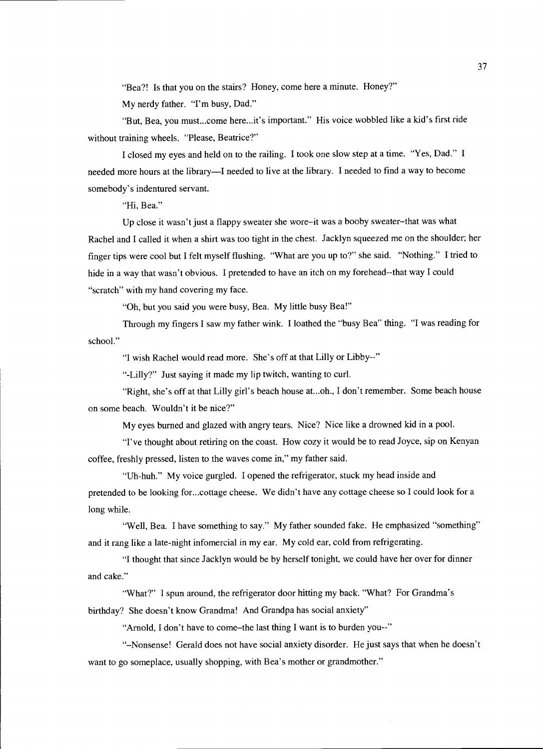"Bea?! Is that you on the stairs? Honey, come here a minute. Honey?"

My nerdy father. "I'm busy, Dad."

"But, Bea, you must...come here...it's important." His voice wobbled like a kid's first ride without training wheels. "Please, Beatrice?"

I closed my eyes and held on to the railing. I took one slow step at a time. "Yes, Dad." I needed more hours at the library—I needed to live at the library. I needed to find a way to become somebody's indentured servant.

"Hi, Bea."

Up close it wasn't just a flappy sweater she wore–it was a booby sweater–that was what Rachel and I called it when a shirt was too tight in the chest. Jacklyn squeezed me on the shoulder; her finger tips were cool but I felt myself flushing. "What are you up to?" she said. "Nothing." I tried to hide in a way that wasn't obvious. I pretended to have an itch on my forehead--that way I could "scratch" with my hand covering my face.

"Oh, but you said you were busy, Bea. My little busy Bea!"

Through my fingers I saw my father wink. I loathed the "busy Bea" thing. "I was reading for school."

"I wish Rachel would read more. She's off at that Lilly or Libby--"

"-Lilly?" Just saying it made my lip twitch, wanting to curl.

"Right, she's off at that Lilly girl's beach house at...oh., I don't remember. Some beach house on some beach. Wouldn't it be nice?"

My eyes burned and glazed with angry tears. Nice? Nice like a drowned kid in a pool.

"I've thought about retiring on the coast. How cozy it would be to read Joyce, sip on Kenyan coffee, freshly pressed, listen to the waves come in," my father said.

"Uh-huh." My voice gurgled. I opened the refrigerator, stuck my head inside and pretended to be looking for...cottage cheese. We didn't have any cottage cheese so I could look for a long while.

"Well, Bea. I have something to say." My father sounded fake. He emphasized "something" and it rang like a late-night infomercial in my ear. My cold ear, cold from refrigerating.

"I thought that since Jacklyn would be by herself tonight, we could have her over for dinner and cake."

"What?" I spun around, the refrigerator door hitting my back. "What? For Grandma's birthday? She doesn't know Grandma! And Grandpa has social anxiety"

"Arnold, I don't have to come–the last thing I want is to burden you--"

"–Nonsense! Gerald does not have social anxiety disorder. He just says that when he doesn't want to go someplace, usually shopping, with Bea's mother or grandmother."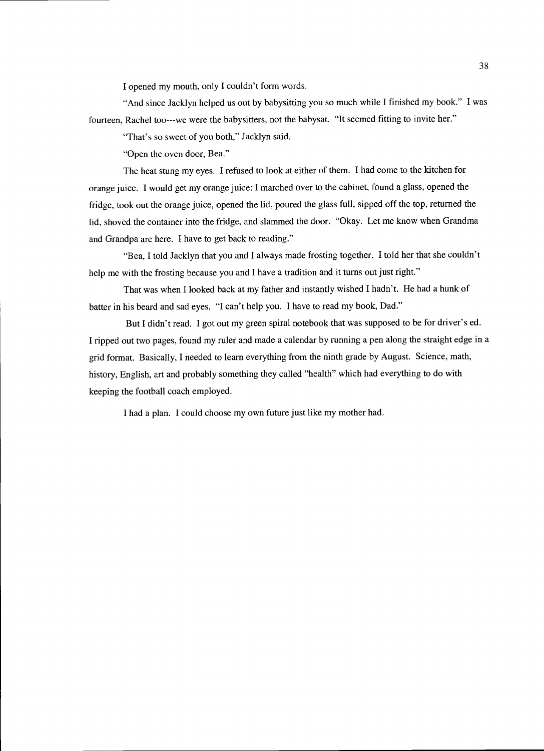I opened my mouth, only I couldn't form words.

"And since Jacklyn helped us out by babysitting you so much while I finished my book." I was fourteen, Rachel too---we were the babysitters, not the babysat. "It seemed fitting to invite her."

"That's so sweet of you both," Jacklyn said.

"Open the oven door, Bea."

The heat stung my eyes. I refused to look at either of them. I had come to the kitchen for orange juice. I would get my orange juice: I marched over to the cabinet, found a glass, opened the fridge, took out the orange juice, opened the lid, poured the glass full, sipped off the top, returned the lid, shoved the container into the fridge, and slammed the door. "Okay. Let me know when Grandma and Grandpa are here. I have to get back to reading."

"Bea, I told Jacklyn that you and I always made frosting together. I told her that she couldn't help me with the frosting because you and I have a tradition and it turns out just right."

That was when I looked back at my father and instantly wished I hadn't. He had a hunk of batter in his beard and sad eyes. "I can't help you. I have to read my book, Dad."

But I didn't read. I got out my green spiral notebook that was supposed to be for driver's ed. I ripped out two pages, found my ruler and made a calendar by running a pen along the straight edge in a grid format. Basically, I needed to learn everything from the ninth grade by August. Science, math, history, English, art and probably something they called "health" which had everything to do with keeping the football coach employed.

I had a plan. I could choose my own future just like my mother had.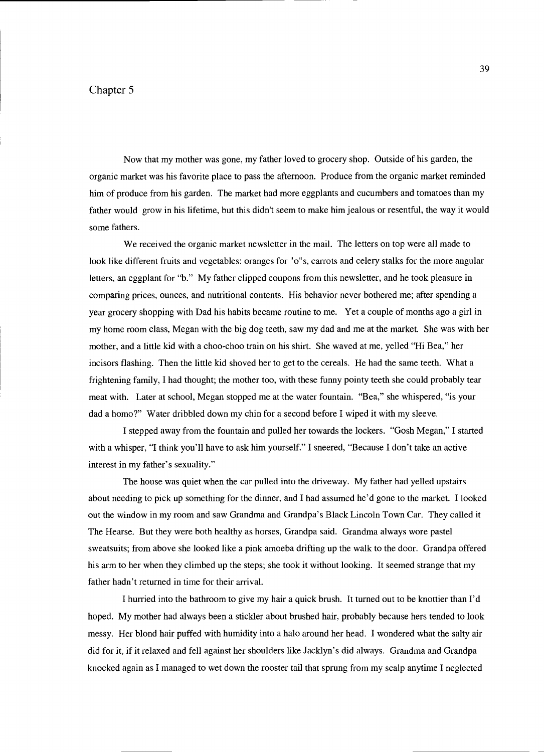# Chapter 5

Now that my mother was gone, my father loved to grocery shop. Outside of his garden, the organic market was his favorite place to pass the afternoon. Produce from the organic market reminded him of produce from his garden. The market had more eggplants and cucumbers and tomatoes than my father would grow in his lifetime, but this didn't seem to make him jealous or resentful, the way it would some fathers.

We received the organic market newsletter in the mail. The letters on top were all made to look like different fruits and vegetables: oranges for "o"s, carrots and celery stalks for the more angular letters, an eggplant for "b." My father clipped coupons from this newsletter, and he took pleasure in comparing prices, ounces, and nutritional contents. His behavior never bothered me; after spending a year grocery shopping with Dad his habits became routine to me. Yet a couple of months ago a girl in my home room class, Megan with the big dog teeth, saw my dad and me at the market. She was with her mother, and a little kid with a choo-choo train on his shirt. She waved at me, yelled "Hi Bea," her incisors flashing. Then the little kid shoved her to get to the cereals. He had the same teeth. What a frightening family, I had thought; the mother too, with these funny pointy teeth she could probably tear meat with. Later at school, Megan stopped me at the water fountain. "Bea," she whispered, "is your dad a homo?" Water dribbled down my chin for a second before I wiped it with my sleeve.

I stepped away from the fountain and pulled her towards the lockers. "Gosh Megan," I started with a whisper, "I think you'll have to ask him yourself." I sneered, "Because I don't take an active interest in my father's sexuality."

The house was quiet when the car pulled into the driveway. My father had yelled upstairs about needing to pick up something for the dinner, and I had assumed he'd gone to the market. I looked out the window in my room and saw Grandma and Grandpa's Black Lincoln Town Car. They called it The Hearse. But they were both healthy as horses, Grandpa said. Grandma always wore pastel sweatsuits; from above she looked like a pink amoeba drifting up the walk to the door. Grandpa offered his arm to her when they climbed up the steps; she took it without looking. It seemed strange that my father hadn't returned in time for their arrival.

I hurried into the bathroom to give my hair a quick brush. It turned out to be knottier than I'd hoped. My mother had always been a stickler about brushed hair, probably because hers tended to look messy. Her blond hair puffed with humidity into a halo around her head. I wondered what the salty air did for it, if it relaxed and fell against her shoulders like Jacklyn's did always. Grandma and Grandpa knocked again as I managed to wet down the rooster tail that sprung from my scalp anytime I neglected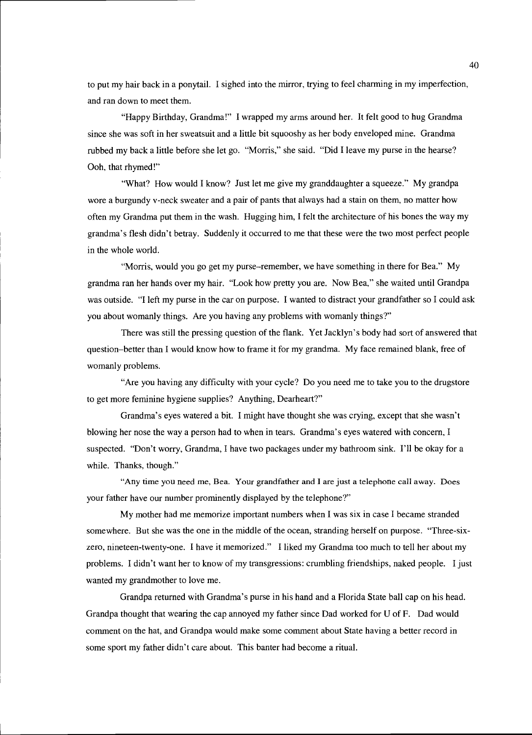to put my hair back in a ponytail. I sighed into the mirror, trying to feel charming in my imperfection, and ran down to meet them.

"Happy Birthday, Grandma!" I wrapped my arms around her. It felt good to hug Grandma since she was soft in her sweatsuit and a little bit squooshy as her body enveloped mine. Grandma rubbed my back a little before she let go. "Morris," she said. "Did I leave my purse in the hearse? Ooh, that rhymed!"

"What? How would I know? Just let me give my granddaughter a squeeze." My grandpa wore a burgundy v-neck sweater and a pair of pants that always had a stain on them, no matter how often my Grandma put them in the wash. Hugging him, I felt the architecture of his bones the way my grandma's flesh didn't betray. Suddenly it occurred to me that these were the two most perfect people in the whole world.

"Morris, would you go get my purse–remember, we have something in there for Bea." My grandma ran her hands over my hair. "Look how pretty you are. Now Bea," she waited until Grandpa was outside. "I left my purse in the car on purpose. I wanted to distract your grandfather so I could ask you about womanly things. Are you having any problems with womanly things?"

There was still the pressing question of the flank. Yet Jacklyn's body had sort of answered that question–better than I would know how to frame it for my grandma. My face remained blank, free of womanly problems.

"Are you having any difficulty with your cycle? Do you need me to take you to the drugstore to get more feminine hygiene supplies? Anything, Dearheart?"

Grandma's eyes watered a bit. I might have thought she was crying, except that she wasn't blowing her nose the way a person had to when in tears. Grandma's eyes watered with concern, I suspected. "Don't worry, Grandma, I have two packages under my bathroom sink. I'll be okay for a while. Thanks, though."

"Any time you need me, Bea. Your grandfather and I are just a telephone call away. Does your father have our number prominently displayed by the telephone?"

My mother had me memorize important numbers when I was six in case I became stranded somewhere. But she was the one in the middle of the ocean, stranding herself on purpose. "Three-six-zero, nineteen-twenty-one. I have it memorized." I liked my Grandma too much to tell her about my problems. I didn't want her to know of my transgressions: crumbling friendships, naked people. I just wanted my grandmother to love me.

Grandpa returned with Grandma's purse in his hand and a Florida State ball cap on his head. Grandpa thought that wearing the cap annoyed my father since Dad worked for U of F. Dad would comment on the hat, and Grandpa would make some comment about State having a better record in some sport my father didn't care about. This banter had become a ritual.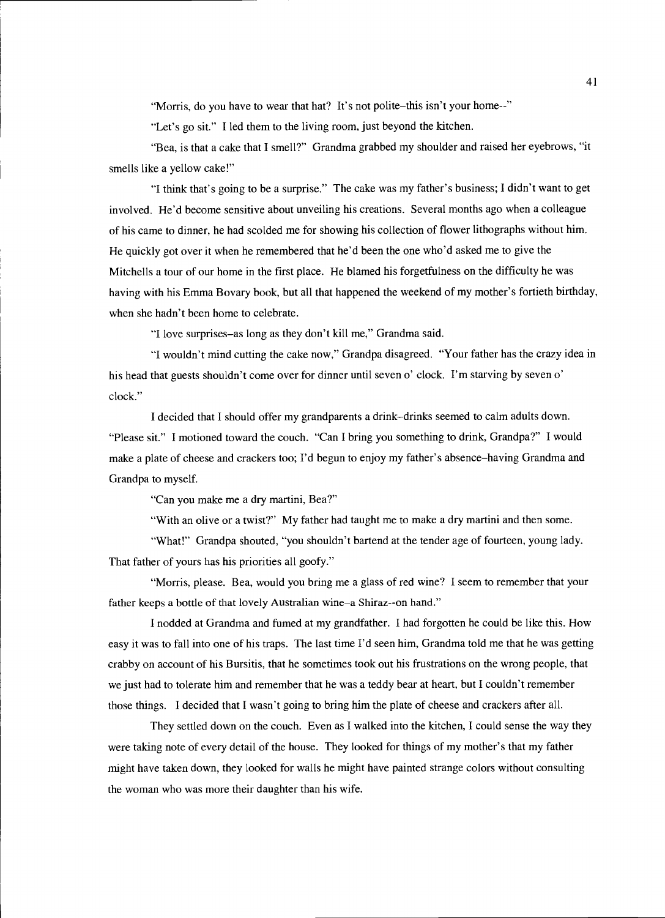"Morris, do you have to wear that hat? It's not polite–this isn't your home--"

"Let's go sit." I led them to the living room, just beyond the kitchen.

"Bea, is that a cake that I smell?" Grandma grabbed my shoulder and raised her eyebrows, "it smells like a yellow cake!"

"I think that's going to be a surprise." The cake was my father's business; I didn't want to get involved. He'd become sensitive about unveiling his creations. Several months ago when a colleague of his came to dinner, he had scolded me for showing his collection of flower lithographs without him. He quickly got over it when he remembered that he'd been the one who'd asked me to give the Mitchells a tour of our home in the first place. He blamed his forgetfulness on the difficulty he was having with his Emma Bovary book, but all that happened the weekend of my mother's fortieth birthday, when she hadn't been home to celebrate.

"I love surprises–as long as they don't kill me," Grandma said.

"I wouldn't mind cutting the cake now," Grandpa disagreed. "Your father has the crazy idea in his head that guests shouldn't come over for dinner until seven o' clock. I'm starving by seven o' clock."

I decided that I should offer my grandparents a drink–drinks seemed to calm adults down. "Please sit." I motioned toward the couch. "Can I bring you something to drink, Grandpa?" I would make a plate of cheese and crackers too; I'd begun to enjoy my father's absence–having Grandma and Grandpa to myself.

"Can you make me a dry martini, Bea?"

"With an olive or a twist?" My father had taught me to make a dry martini and then some.

"What!" Grandpa shouted, "you shouldn't bartend at the tender age of fourteen, young lady. That father of yours has his priorities all goofy."

"Morris, please. Bea, would you bring me a glass of red wine? I seem to remember that your father keeps a bottle of that lovely Australian wine–a Shiraz--on hand."

I nodded at Grandma and fumed at my grandfather. I had forgotten he could be like this. How easy it was to fall into one of his traps. The last time I'd seen him, Grandma told me that he was getting crabby on account of his Bursitis, that he sometimes took out his frustrations on the wrong people, that we just had to tolerate him and remember that he was a teddy bear at heart, but I couldn't remember those things. I decided that I wasn't going to bring him the plate of cheese and crackers after all.

They settled down on the couch. Even as I walked into the kitchen, I could sense the way they were taking note of every detail of the house. They looked for things of my mother's that my father might have taken down, they looked for walls he might have painted strange colors without consulting the woman who was more their daughter than his wife.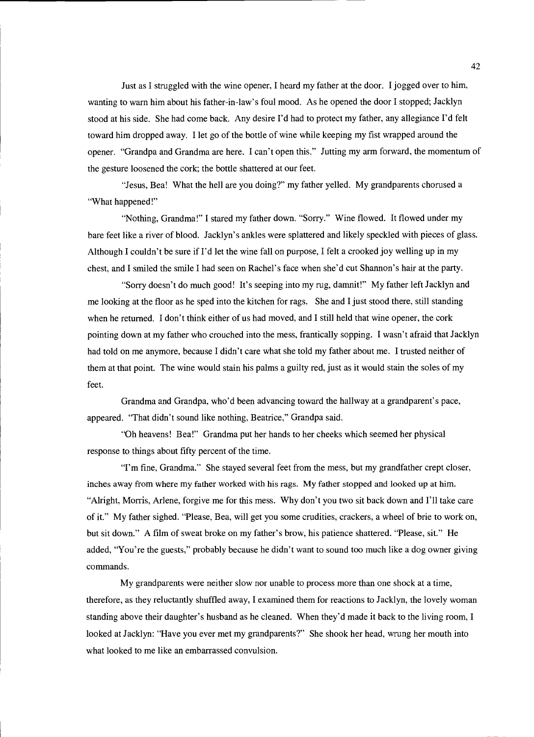Just as I struggled with the wine opener, I heard my father at the door. I jogged over to him, wanting to warn him about his father-in-law's foul mood. As he opened the door I stopped; Jacklyn stood at his side. She had come back. Any desire I'd had to protect my father, any allegiance I'd felt toward him dropped away. I let go of the bottle of wine while keeping my fist wrapped around the opener. "Grandpa and Grandma are here. I can't open this." Jutting my arm forward, the momentum of the gesture loosened the cork; the bottle shattered at our feet.

"Jesus, Bea! What the hell are you doing?" my father yelled. My grandparents chorused a "What happened!"

"Nothing, Grandma!" I stared my father down. "Sorry." Wine flowed. It flowed under my bare feet like a river of blood. Jacklyn's ankles were splattered and likely speckled with pieces of glass. Although I couldn't be sure if I'd let the wine fall on purpose, I felt a crooked joy welling up in my chest, and I smiled the smile I had seen on Rachel's face when she'd cut Shannon's hair at the party.

"Sorry doesn't do much good! It's seeping into my rug, damnit!" My father left Jacklyn and me looking at the floor as he sped into the kitchen for rags. She and I just stood there, still standing when he returned. I don't think either of us had moved, and I still held that wine opener, the cork pointing down at my father who crouched into the mess, frantically sopping. I wasn't afraid that Jacklyn had told on me anymore, because I didn't care what she told my father about me. I trusted neither of them at that point. The wine would stain his palms a guilty red, just as it would stain the soles of my feet.

Grandma and Grandpa, who'd been advancing toward the hallway at a grandparent's pace, appeared. "That didn't sound like nothing, Beatrice," Grandpa said.

"Oh heavens! Bea!" Grandma put her hands to her cheeks which seemed her physical response to things about fifty percent of the time.

"I'm fine, Grandma." She stayed several feet from the mess, but my grandfather crept closer, inches away from where my father worked with his rags. My father stopped and looked up at him. "Alright, Morris, Arlene, forgive me for this mess. Why don't you two sit back down and I'll take care of it." My father sighed. "Please, Bea, will get you some crudities, crackers, a wheel of brie to work on, but sit down." A film of sweat broke on my father's brow, his patience shattered. "Please, sit." He added, "You're the guests," probably because he didn't want to sound too much like a dog owner giving commands.

My grandparents were neither slow nor unable to process more than one shock at a time, therefore, as they reluctantly shuffled away, I examined them for reactions to Jacklyn, the lovely woman standing above their daughter's husband as he cleaned. When they'd made it back to the living room, I looked at Jacklyn: "Have you ever met my grandparents?" She shook her head, wrung her mouth into what looked to me like an embarrassed convulsion.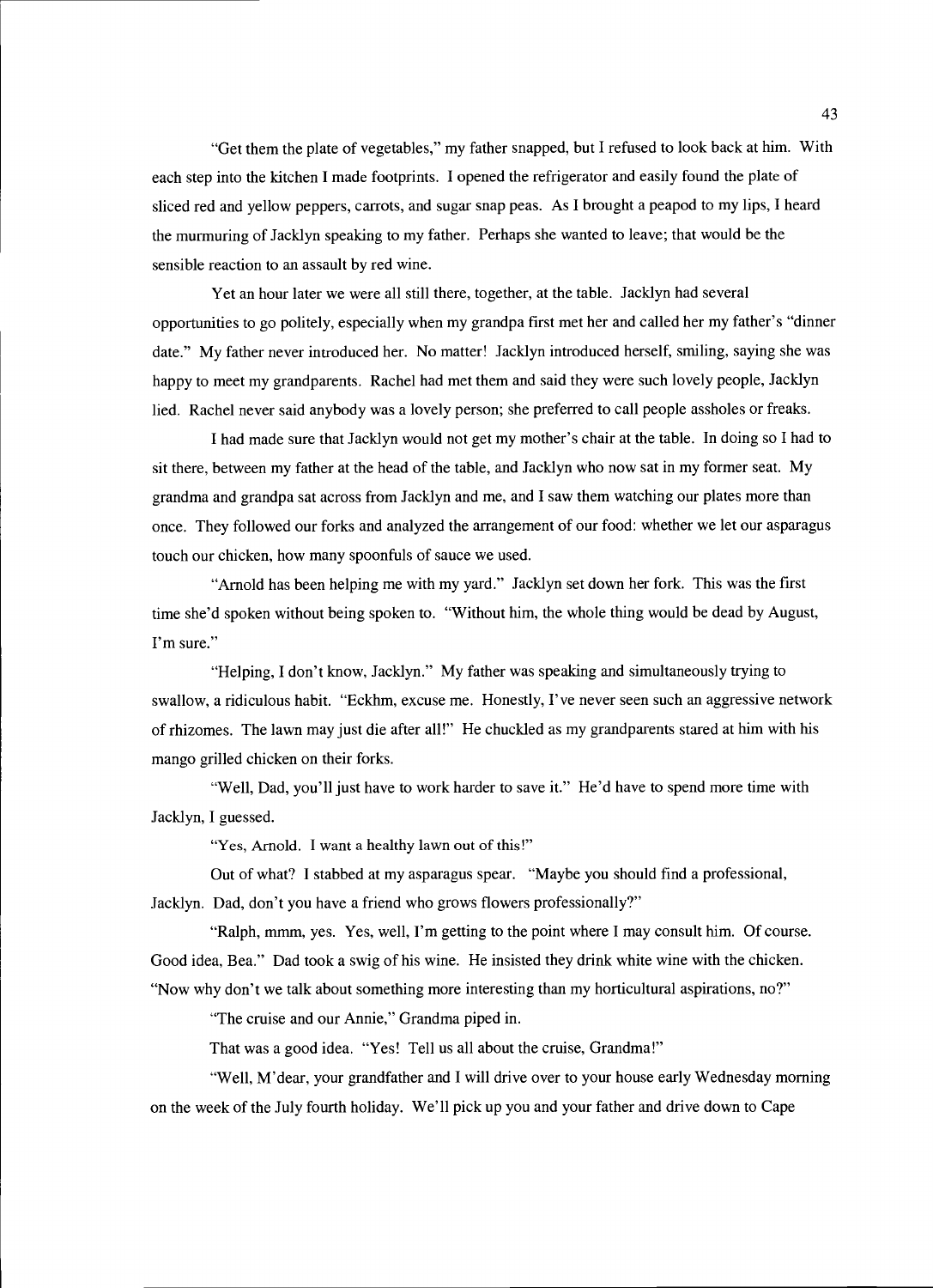"Get them the plate of vegetables," my father snapped, but I refused to look back at him. With each step into the kitchen I made footprints. I opened the refrigerator and easily found the plate of sliced red and yellow peppers, carrots, and sugar snap peas. As I brought a peapod to my lips, I heard the murmuring of Jacklyn speaking to my father. Perhaps she wanted to leave; that would be the sensible reaction to an assault by red wine.

Yet an hour later we were all still there, together, at the table. Jacklyn had several opportunities to go politely, especially when my grandpa first met her and called her my father's "dinner date." My father never introduced her. No matter! Jacklyn introduced herself, smiling, saying she was happy to meet my grandparents. Rachel had met them and said they were such lovely people, Jacklyn lied. Rachel never said anybody was a lovely person; she preferred to call people assholes or freaks.

I had made sure that Jacklyn would not get my mother's chair at the table. In doing so I had to sit there, between my father at the head of the table, and Jacklyn who now sat in my former seat. My grandma and grandpa sat across from Jacklyn and me, and I saw them watching our plates more than once. They followed our forks and analyzed the arrangement of our food: whether we let our asparagus touch our chicken, how many spoonfuls of sauce we used.

"Arnold has been helping me with my yard." Jacklyn set down her fork. This was the first time she'd spoken without being spoken to. "Without him, the whole thing would be dead by August, I'm sure."

"Helping, I don't know, Jacklyn." My father was speaking and simultaneously trying to swallow, a ridiculous habit. "Eckhm, excuse me. Honestly, I've never seen such an aggressive network of rhizomes. The lawn may just die after all!" He chuckled as my grandparents stared at him with his mango grilled chicken on their forks.

"Well, Dad, you'll just have to work harder to save it." He'd have to spend more time with Jacklyn, I guessed.

"Yes, Arnold. I want a healthy lawn out of this!"

Out of what? I stabbed at my asparagus spear. "Maybe you should find a professional, Jacklyn. Dad, don't you have a friend who grows flowers professionally?"

"Ralph, mmm, yes. Yes, well, I'm getting to the point where I may consult him. Of course. Good idea, Bea." Dad took a swig of his wine. He insisted they drink white wine with the chicken. "Now why don't we talk about something more interesting than my horticultural aspirations, no?"

"The cruise and our Annie," Grandma piped in.

That was a good idea. "Yes! Tell us all about the cruise, Grandma!"

"Well, M'dear, your grandfather and I will drive over to your house early Wednesday morning on the week of the July fourth holiday. We'll pick up you and your father and drive down to Cape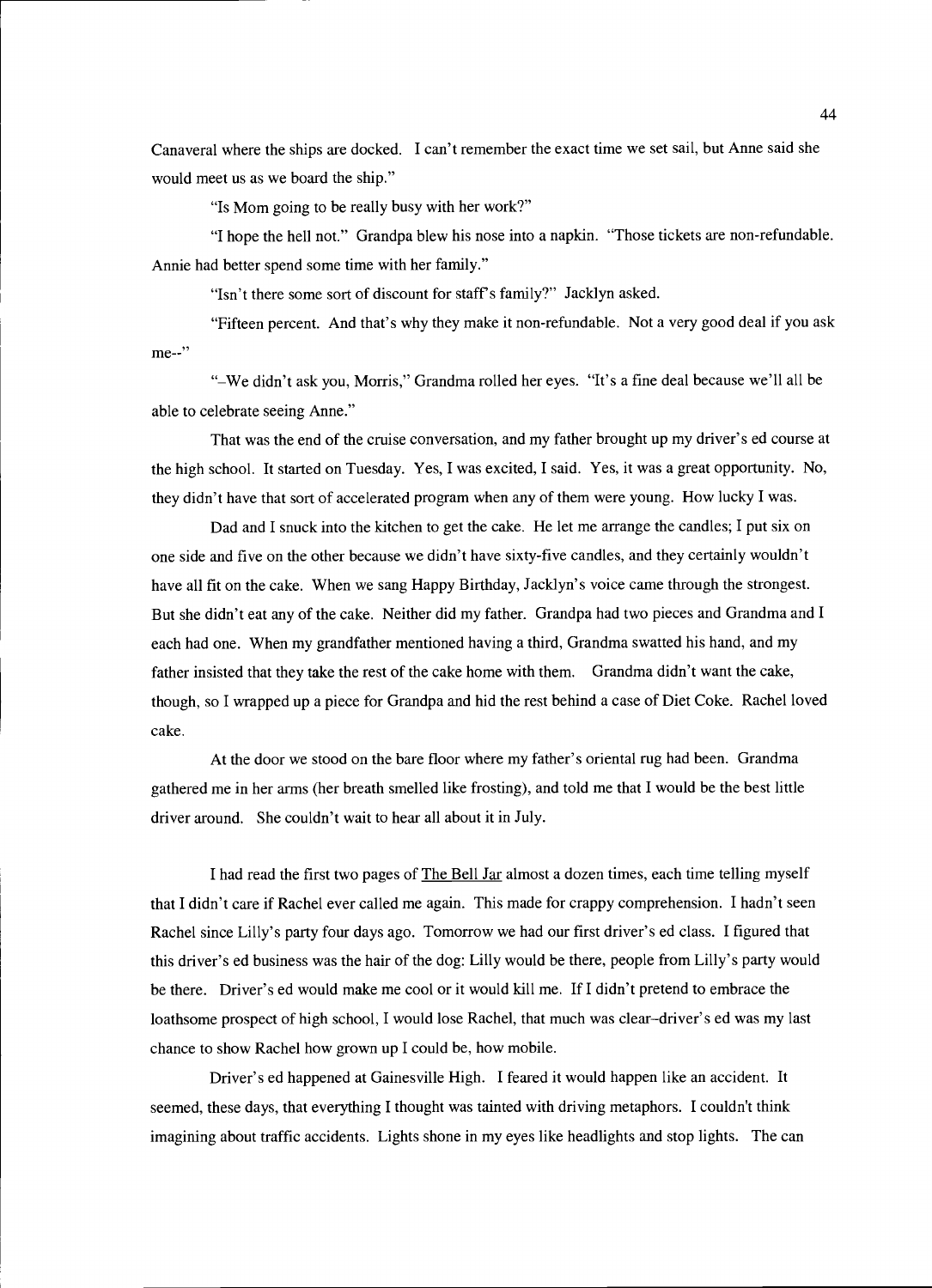Canaveral where the ships are docked. I can't remember the exact time we set sail, but Anne said she would meet us as we board the ship."

"Is Mom going to be really busy with her work?"

"I hope the hell not." Grandpa blew his nose into a napkin. "Those tickets are non-refundable. Annie had better spend some time with her family."

"Isn't there some sort of discount for staff's family?" Jacklyn asked.

"Fifteen percent. And that's why they make it non-refundable. Not a very good deal if you ask me--"

"–We didn't ask you, Morris," Grandma rolled her eyes. "It's a fine deal because we'll all be able to celebrate seeing Anne."

That was the end of the cruise conversation, and my father brought up my driver's ed course at the high school. It started on Tuesday. Yes, I was excited, I said. Yes, it was a great opportunity. No, they didn't have that sort of accelerated program when any of them were young. How lucky I was.

Dad and I snuck into the kitchen to get the cake. He let me arrange the candles; I put six on one side and five on the other because we didn't have sixty-five candles, and they certainly wouldn't have all fit on the cake. When we sang Happy Birthday, Jacklyn's voice came through the strongest. But she didn't eat any of the cake. Neither did my father. Grandpa had two pieces and Grandma and I each had one. When my grandfather mentioned having a third, Grandma swatted his hand, and my father insisted that they take the rest of the cake home with them. Grandma didn't want the cake, though, so I wrapped up a piece for Grandpa and hid the rest behind a case of Diet Coke. Rachel loved cake.

At the door we stood on the bare floor where my father's oriental rug had been. Grandma gathered me in her arms (her breath smelled like frosting), and told me that I would be the best little driver around. She couldn't wait to hear all about it in July.

I had read the first two pages of The Bell Jar almost a dozen times, each time telling myself that I didn't care if Rachel ever called me again. This made for crappy comprehension. I hadn't seen Rachel since Lilly's party four days ago. Tomorrow we had our first driver's ed class. I figured that this driver's ed business was the hair of the dog: Lilly would be there, people from Lilly's party would be there. Driver's ed would make me cool or it would kill me. If I didn't pretend to embrace the loathsome prospect of high school, I would lose Rachel, that much was clear–driver's ed was my last chance to show Rachel how grown up I could be, how mobile.

Driver's ed happened at Gainesville High. I feared it would happen like an accident. It seemed, these days, that everything I thought was tainted with driving metaphors. I couldn't think imagining about traffic accidents. Lights shone in my eyes like headlights and stop lights. The can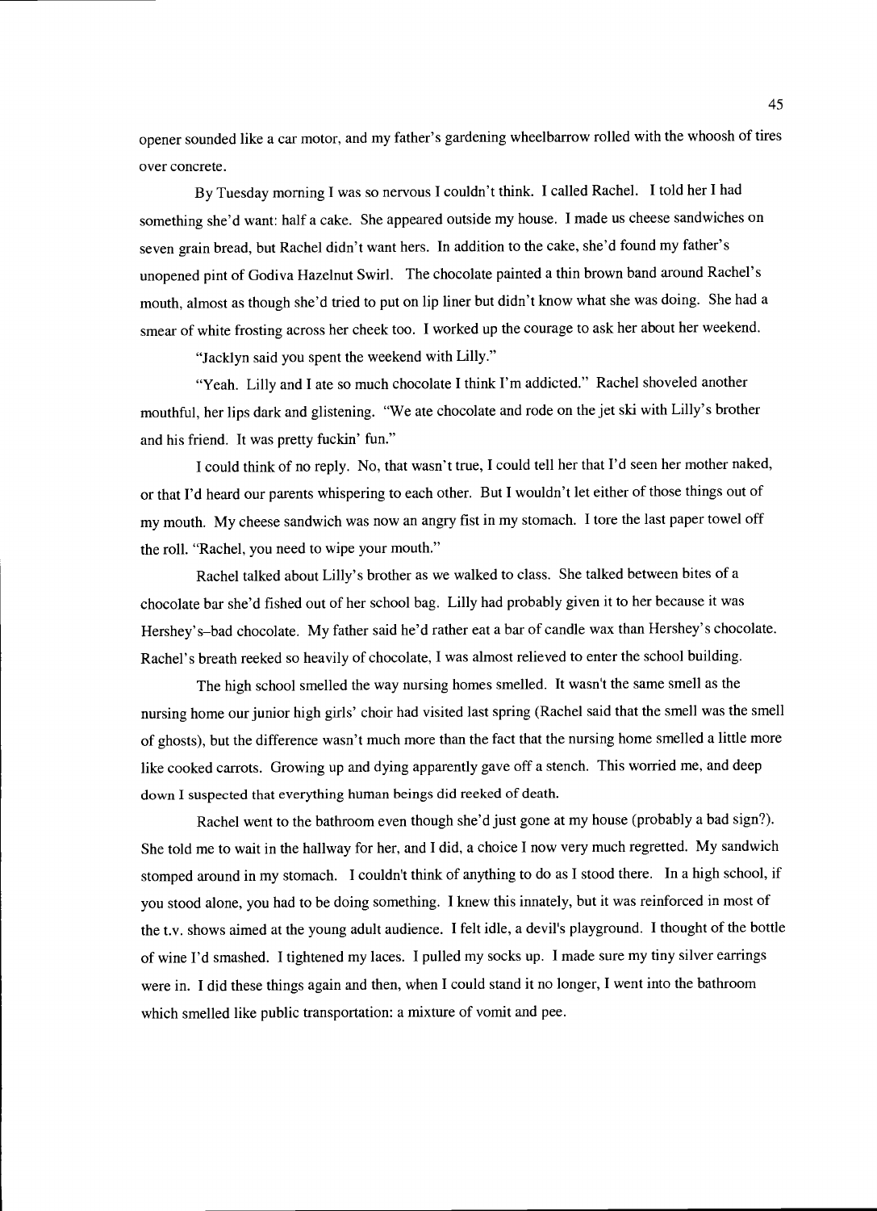opener sounded like a car motor, and my father's gardening wheelbarrow rolled with the whoosh of tires over concrete.

By Tuesday morning I was so nervous I couldn't think. I called Rachel. I told her I had something she'd want: half a cake. She appeared outside my house. I made us cheese sandwiches on seven grain bread, but Rachel didn't want hers. In addition to the cake, she'd found my father's unopened pint of Godiva Hazelnut Swirl. The chocolate painted a thin brown band around Rachel's mouth, almost as though she'd tried to put on lip liner but didn't know what she was doing. She had a smear of white frosting across her cheek too. I worked up the courage to ask her about her weekend.

"Jacklyn said you spent the weekend with Lilly."

"Yeah. Lilly and I ate so much chocolate I think I'm addicted." Rachel shoveled another mouthful, her lips dark and glistening. "We ate chocolate and rode on the jet ski with Lilly's brother and his friend. It was pretty fuckin' fun."

I could think of no reply. No, that wasn't true, I could tell her that I'd seen her mother naked, or that I'd heard our parents whispering to each other. But I wouldn't let either of those things out of my mouth. My cheese sandwich was now an angry fist in my stomach. I tore the last paper towel off the roll. "Rachel, you need to wipe your mouth."

Rachel talked about Lilly's brother as we walked to class. She talked between bites of a chocolate bar she'd fished out of her school bag. Lilly had probably given it to her because it was Hershey's–bad chocolate. My father said he'd rather eat a bar of candle wax than Hershey's chocolate. Rachel's breath reeked so heavily of chocolate, I was almost relieved to enter the school building.

The high school smelled the way nursing homes smelled. It wasn't the same smell as the nursing home our junior high girls' choir had visited last spring (Rachel said that the smell was the smell of ghosts), but the difference wasn't much more than the fact that the nursing home smelled a little more like cooked carrots. Growing up and dying apparently gave off a stench. This worried me, and deep down I suspected that everything human beings did reeked of death.

Rachel went to the bathroom even though she'd just gone at my house (probably a bad sign?). She told me to wait in the hallway for her, and I did, a choice I now very much regretted. My sandwich stomped around in my stomach. I couldn't think of anything to do as I stood there. In a high school, if you stood alone, you had to be doing something. I knew this innately, but it was reinforced in most of the t.v. shows aimed at the young adult audience. I felt idle, a devil's playground. I thought of the bottle of wine I'd smashed. I tightened my laces. I pulled my socks up. I made sure my tiny silver earrings were in. I did these things again and then, when I could stand it no longer, I went into the bathroom which smelled like public transportation: a mixture of vomit and pee.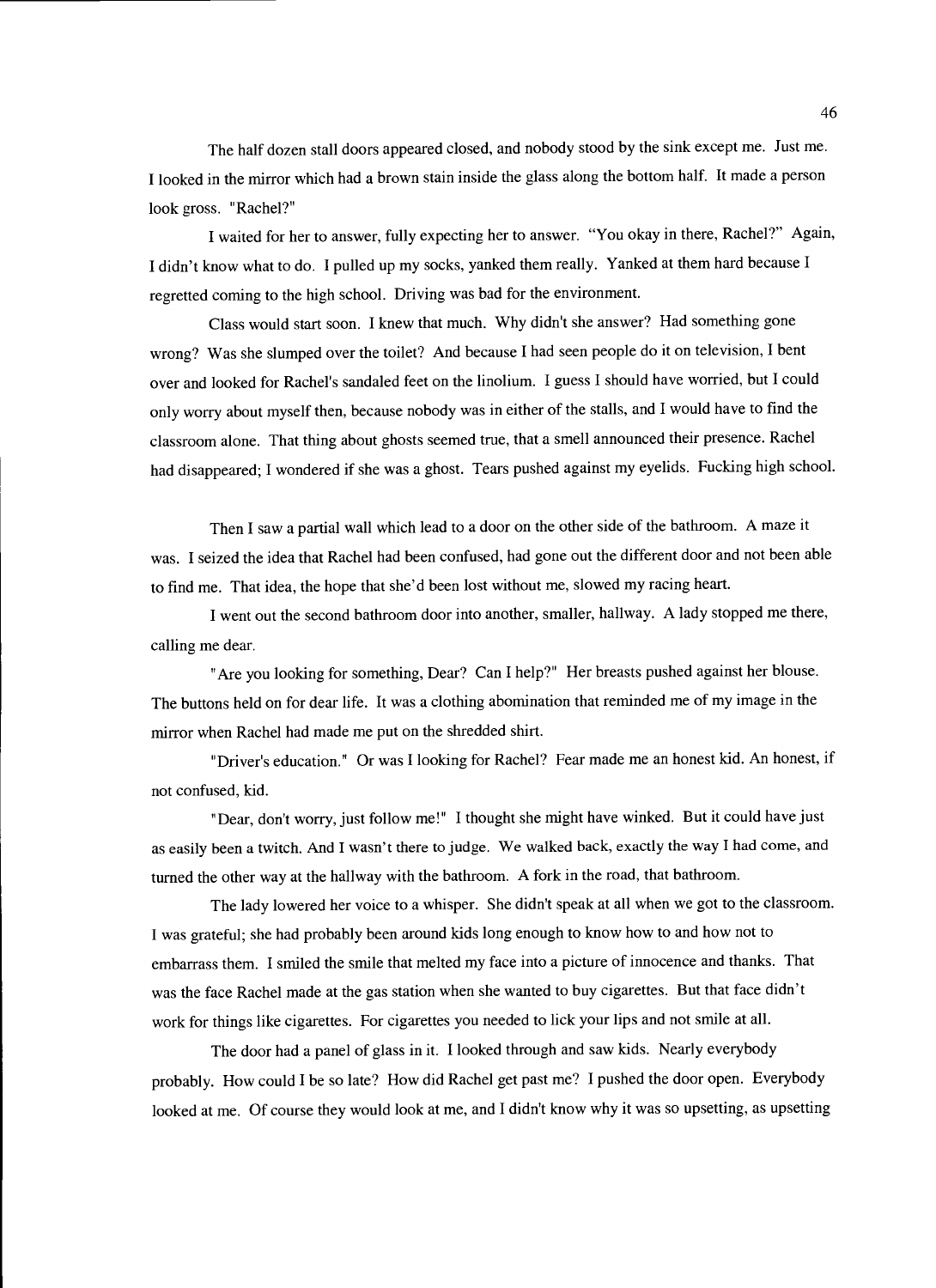The half dozen stall doors appeared closed, and nobody stood by the sink except me. Just me. I looked in the mirror which had a brown stain inside the glass along the bottom half. It made a person look gross. "Rachel?"

I waited for her to answer, fully expecting her to answer. "You okay in there, Rachel?" Again, I didn't know what to do. I pulled up my socks, yanked them really. Yanked at them hard because I regretted coming to the high school. Driving was bad for the environment.

Class would start soon. I knew that much. Why didn't she answer? Had something gone wrong? Was she slumped over the toilet? And because I had seen people do it on television, I bent over and looked for Rachel's sandaled feet on the linolium. I guess I should have worried, but I could only worry about myself then, because nobody was in either of the stalls, and I would have to find the classroom alone. That thing about ghosts seemed true, that a smell announced their presence. Rachel had disappeared; I wondered if she was a ghost. Tears pushed against my eyelids. Fucking high school.

Then I saw a partial wall which lead to a door on the other side of the bathroom. A maze it was. I seized the idea that Rachel had been confused, had gone out the different door and not been able to find me. That idea, the hope that she'd been lost without me, slowed my racing heart.

I went out the second bathroom door into another, smaller, hallway. A lady stopped me there, calling me dear.

"Are you looking for something, Dear? Can I help?" Her breasts pushed against her blouse. The buttons held on for dear life. It was a clothing abomination that reminded me of my image in the mirror when Rachel had made me put on the shredded shirt.

"Driver's education." Or was I looking for Rachel? Fear made me an honest kid. An honest, if not confused, kid.

"Dear, don't worry, just follow me!" I thought she might have winked. But it could have just as easily been a twitch. And I wasn't there to judge. We walked back, exactly the way I had come, and turned the other way at the hallway with the bathroom. A fork in the road, that bathroom.

The lady lowered her voice to a whisper. She didn't speak at all when we got to the classroom. I was grateful; she had probably been around kids long enough to know how to and how not to embarrass them. I smiled the smile that melted my face into a picture of innocence and thanks. That was the face Rachel made at the gas station when she wanted to buy cigarettes. But that face didn't work for things like cigarettes. For cigarettes you needed to lick your lips and not smile at all.

The door had a panel of glass in it. I looked through and saw kids. Nearly everybody probably. How could I be so late? How did Rachel get past me? I pushed the door open. Everybody looked at me. Of course they would look at me, and I didn't know why it was so upsetting, as upsetting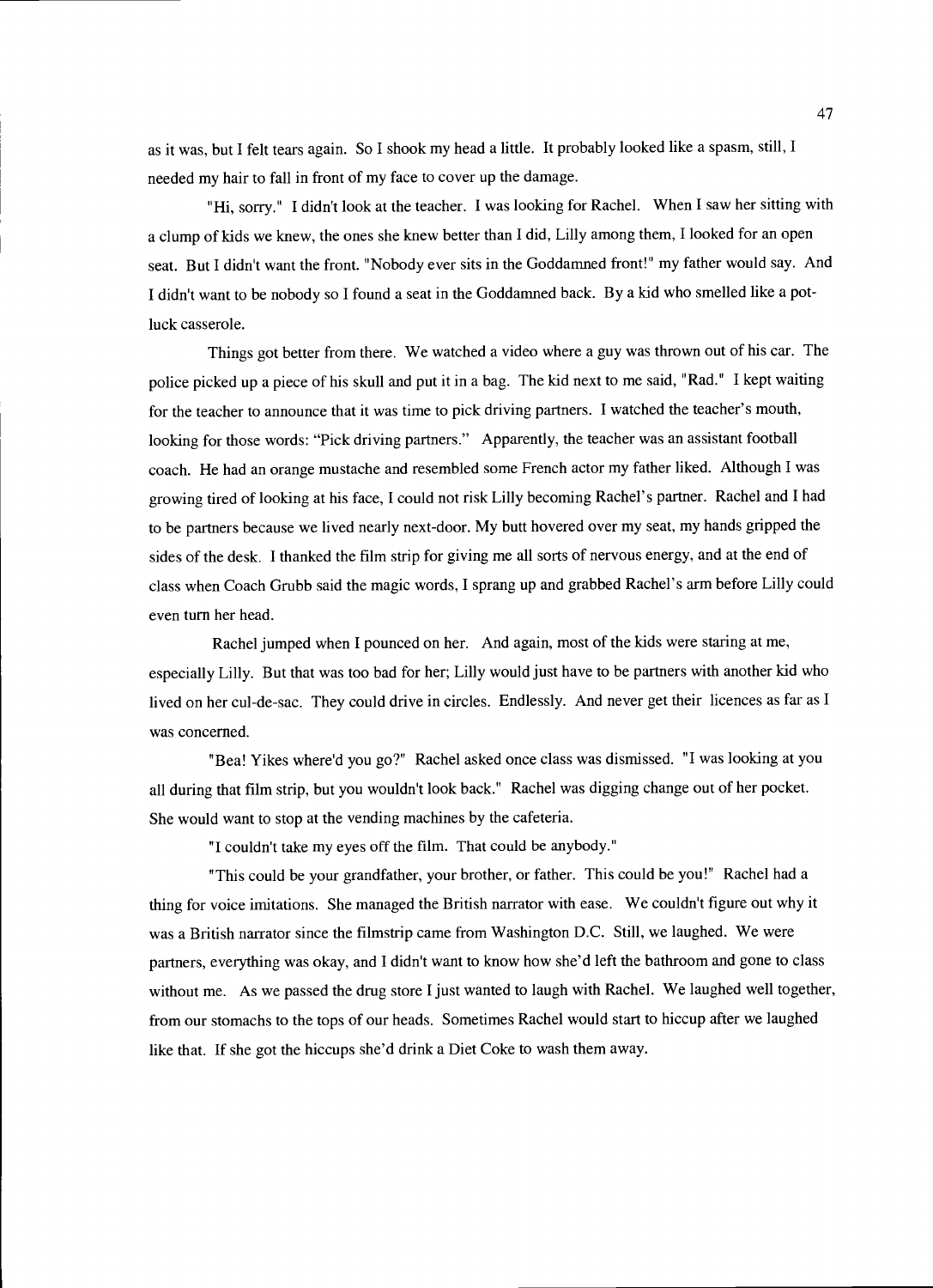as it was, but I felt tears again. So I shook my head a little. It probably looked like a spasm, still, I needed my hair to fall in front of my face to cover up the damage.

"Hi, sorry." I didn't look at the teacher. I was looking for Rachel. When I saw her sitting with a clump of kids we knew, the ones she knew better than I did, Lilly among them, I looked for an open seat. But I didn't want the front. "Nobody ever sits in the Goddamned front!" my father would say. And I didn't want to be nobody so I found a seat in the Goddamned back. By a kid who smelled like a pot-luck casserole.

Things got better from there. We watched a video where a guy was thrown out of his car. The police picked up a piece of his skull and put it in a bag. The kid next to me said, "Rad." I kept waiting for the teacher to announce that it was time to pick driving partners. I watched the teacher's mouth, looking for those words: "Pick driving partners." Apparently, the teacher was an assistant football coach. He had an orange mustache and resembled some French actor my father liked. Although I was growing tired of looking at his face, I could not risk Lilly becoming Rachel's partner. Rachel and I had to be partners because we lived nearly next-door. My butt hovered over my seat, my hands gripped the sides of the desk. I thanked the film strip for giving me all sorts of nervous energy, and at the end of class when Coach Grubb said the magic words, I sprang up and grabbed Rachel's arm before Lilly could even turn her head.

Rachel jumped when I pounced on her. And again, most of the kids were staring at me, especially Lilly. But that was too bad for her; Lilly would just have to be partners with another kid who lived on her cul-de-sac. They could drive in circles. Endlessly. And never get their licences as far as I was concerned.

"Bea! Yikes where'd you go?" Rachel asked once class was dismissed. "I was looking at you all during that film strip, but you wouldn't look back." Rachel was digging change out of her pocket. She would want to stop at the vending machines by the cafeteria.

"I couldn't take my eyes off the film. That could be anybody."

"This could be your grandfather, your brother, or father. This could be you!" Rachel had a thing for voice imitations. She managed the British narrator with ease. We couldn't figure out why it was a British narrator since the filmstrip came from Washington D.C. Still, we laughed. We were partners, everything was okay, and I didn't want to know how she'd left the bathroom and gone to class without me. As we passed the drug store I just wanted to laugh with Rachel. We laughed well together, from our stomachs to the tops of our heads. Sometimes Rachel would start to hiccup after we laughed like that. If she got the hiccups she'd drink a Diet Coke to wash them away.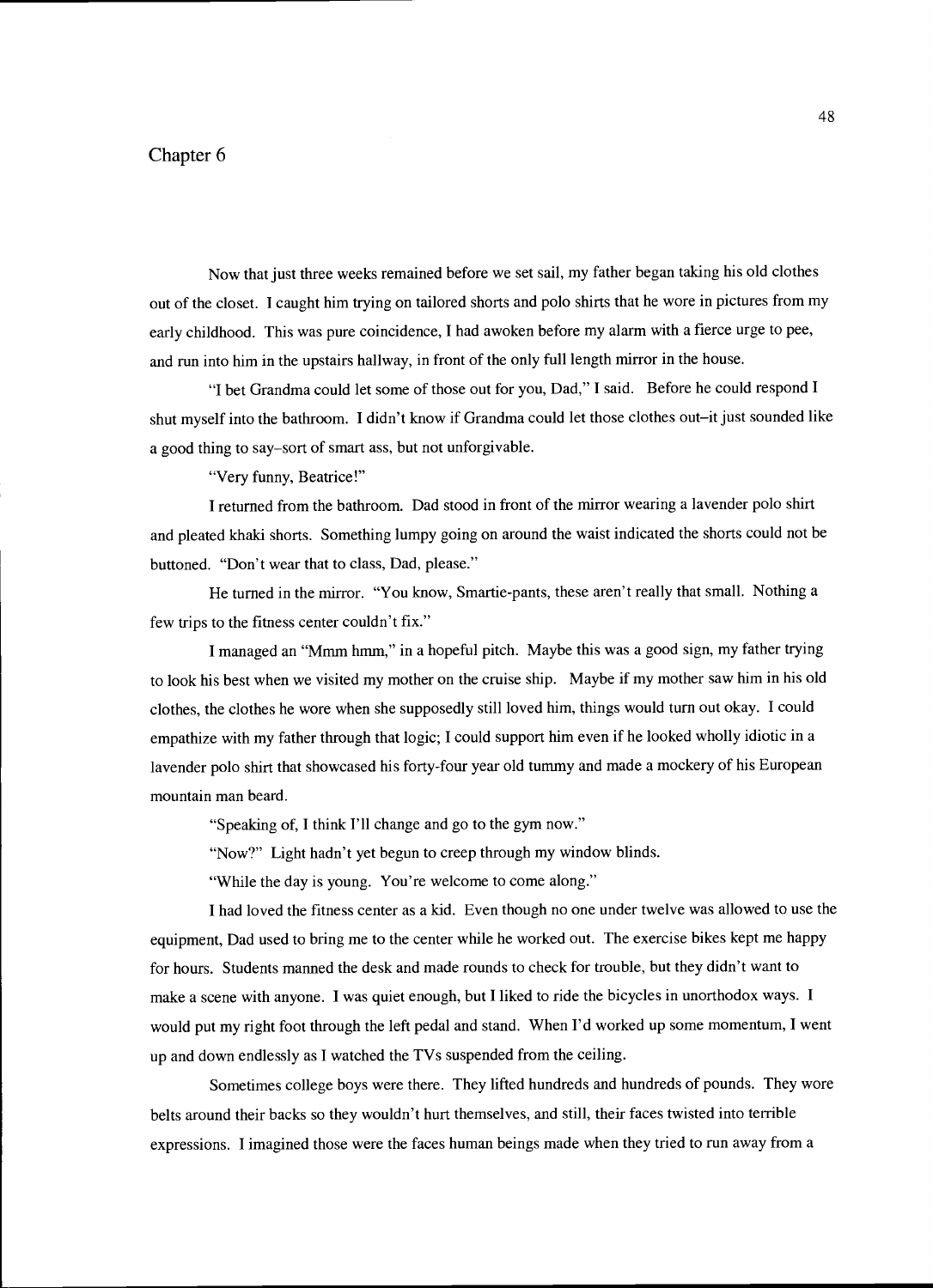# Chapter 6

Now that just three weeks remained before we set sail, my father began taking his old clothes out of the closet. I caught him trying on tailored shorts and polo shirts that he wore in pictures from my early childhood. This was pure coincidence, I had awoken before my alarm with a fierce urge to pee, and run into him in the upstairs hallway, in front of the only full length mirror in the house.

"I bet Grandma could let some of those out for you, Dad," I said. Before he could respond I shut myself into the bathroom. I didn't know if Grandma could let those clothes out–it just sounded like a good thing to say–sort of smart ass, but not unforgivable.

"Very funny, Beatrice!"

I returned from the bathroom. Dad stood in front of the mirror wearing a lavender polo shirt and pleated khaki shorts. Something lumpy going on around the waist indicated the shorts could not be buttoned. "Don't wear that to class, Dad, please."

He turned in the mirror. "You know, Smartie-pants, these aren't really that small. Nothing a few trips to the fitness center couldn't fix."

I managed an "Mmm hmm," in a hopeful pitch. Maybe this was a good sign, my father trying to look his best when we visited my mother on the cruise ship. Maybe if my mother saw him in his old clothes, the clothes he wore when she supposedly still loved him, things would turn out okay. I could empathize with my father through that logic; I could support him even if he looked wholly idiotic in a lavender polo shirt that showcased his forty-four year old tummy and made a mockery of his European mountain man beard.

"Speaking of, I think I'll change and go to the gym now."

"Now?" Light hadn't yet begun to creep through my window blinds.

"While the day is young. You're welcome to come along."

I had loved the fitness center as a kid. Even though no one under twelve was allowed to use the equipment, Dad used to bring me to the center while he worked out. The exercise bikes kept me happy for hours. Students manned the desk and made rounds to check for trouble, but they didn't want to make a scene with anyone. I was quiet enough, but I liked to ride the bicycles in unorthodox ways. I would put my right foot through the left pedal and stand. When I'd worked up some momentum, I went up and down endlessly as I watched the TVs suspended from the ceiling.

Sometimes college boys were there. They lifted hundreds and hundreds of pounds. They wore belts around their backs so they wouldn't hurt themselves, and still, their faces twisted into terrible expressions. I imagined those were the faces human beings made when they tried to run away from a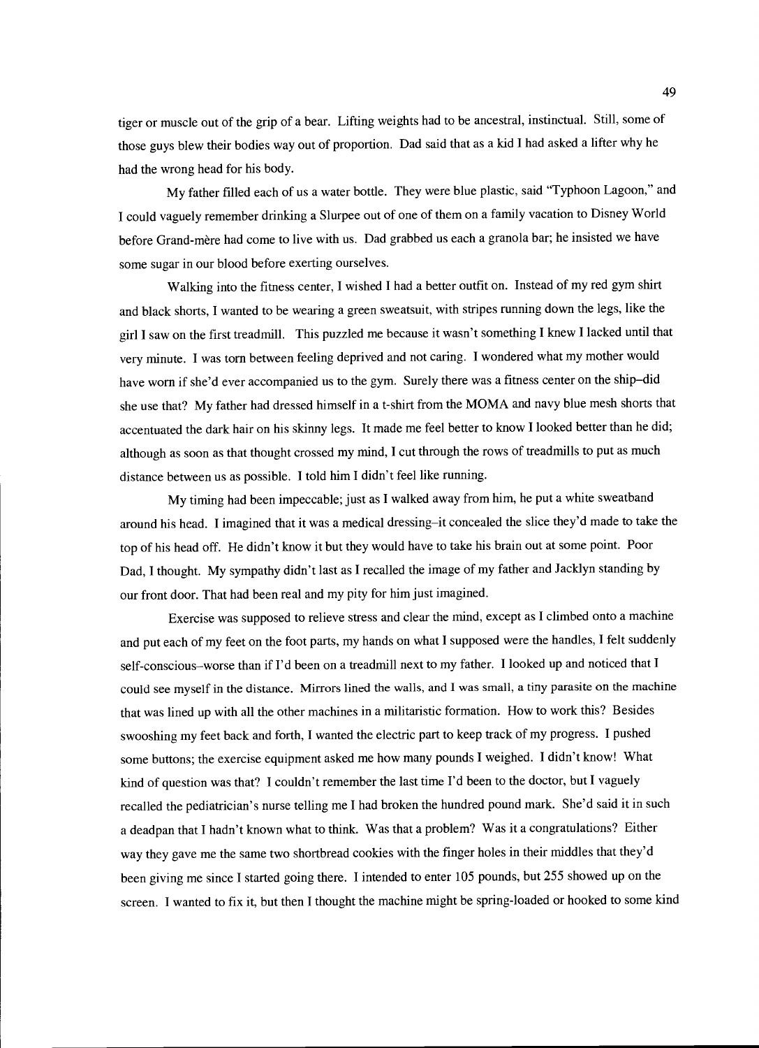tiger or muscle out of the grip of a bear. Lifting weights had to be ancestral, instinctual. Still, some of those guys blew their bodies way out of proportion. Dad said that as a kid I had asked a lifter why he had the wrong head for his body.

My father filled each of us a water bottle. They were blue plastic, said "Typhoon Lagoon," and I could vaguely remember drinking a Slurpee out of one of them on a family vacation to Disney World before Grand-mère had come to live with us. Dad grabbed us each a granola bar; he insisted we have some sugar in our blood before exerting ourselves.

Walking into the fitness center, I wished I had a better outfit on. Instead of my red gym shirt and black shorts, I wanted to be wearing a green sweatsuit, with stripes running down the legs, like the girl I saw on the first treadmill. This puzzled me because it wasn't something I knew I lacked until that very minute. I was torn between feeling deprived and not caring. I wondered what my mother would have worn if she'd ever accompanied us to the gym. Surely there was a fitness center on the ship–did she use that? My father had dressed himself in a t-shirt from the MOMA and navy blue mesh shorts that accentuated the dark hair on his skinny legs. It made me feel better to know I looked better than he did; although as soon as that thought crossed my mind, I cut through the rows of treadmills to put as much distance between us as possible. I told him I didn't feel like running.

My timing had been impeccable; just as I walked away from him, he put a white sweatband around his head. I imagined that it was a medical dressing–it concealed the slice they'd made to take the top of his head off. He didn't know it but they would have to take his brain out at some point. Poor Dad, I thought. My sympathy didn't last as I recalled the image of my father and Jacklyn standing by our front door. That had been real and my pity for him just imagined.

Exercise was supposed to relieve stress and clear the mind, except as I climbed onto a machine and put each of my feet on the foot parts, my hands on what I supposed were the handles, I felt suddenly self-conscious–worse than if I'd been on a treadmill next to my father. I looked up and noticed that I could see myself in the distance. Mirrors lined the walls, and I was small, a tiny parasite on the machine that was lined up with all the other machines in a militaristic formation. How to work this? Besides swooshing my feet back and forth, I wanted the electric part to keep track of my progress. I pushed some buttons; the exercise equipment asked me how many pounds I weighed. I didn't know! What kind of question was that? I couldn't remember the last time I'd been to the doctor, but I vaguely recalled the pediatrician's nurse telling me I had broken the hundred pound mark. She'd said it in such a deadpan that I hadn't known what to think. Was that a problem? Was it a congratulations? Either way they gave me the same two shortbread cookies with the finger holes in their middles that they'd been giving me since I started going there. I intended to enter 105 pounds, but 255 showed up on the screen. I wanted to fix it, but then I thought the machine might be spring-loaded or hooked to some kind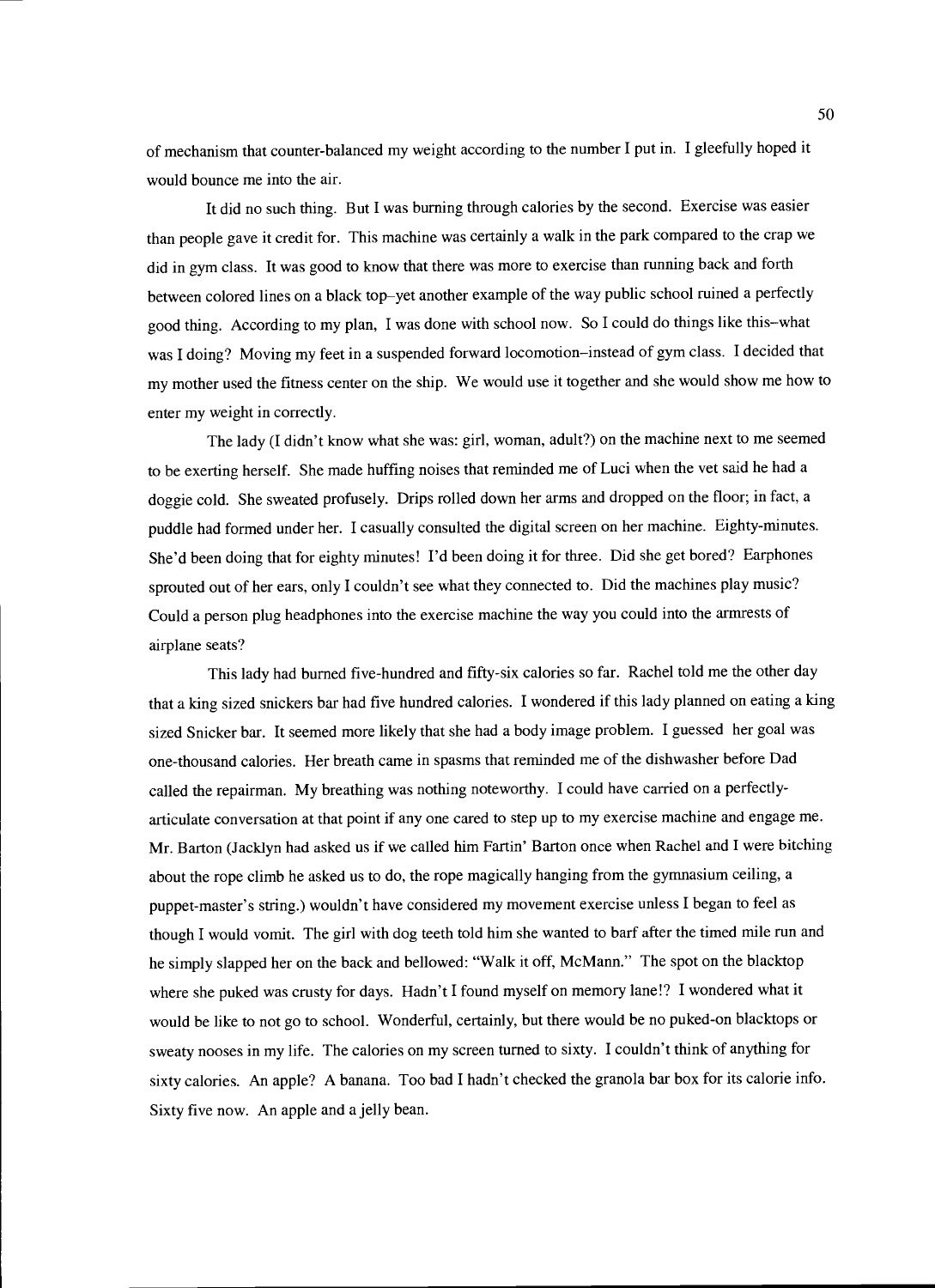of mechanism that counter-balanced my weight according to the number I put in. I gleefully hoped it would bounce me into the air.

It did no such thing. But I was burning through calories by the second. Exercise was easier than people gave it credit for. This machine was certainly a walk in the park compared to the crap we did in gym class. It was good to know that there was more to exercise than running back and forth between colored lines on a black top–yet another example of the way public school ruined a perfectly good thing. According to my plan, I was done with school now. So I could do things like this–what was I doing? Moving my feet in a suspended forward locomotion–instead of gym class. I decided that my mother used the fitness center on the ship. We would use it together and she would show me how to enter my weight in correctly.

The lady (I didn't know what she was: girl, woman, adult?) on the machine next to me seemed to be exerting herself. She made huffing noises that reminded me of Luci when the vet said he had a doggie cold. She sweated profusely. Drips rolled down her arms and dropped on the floor; in fact, a puddle had formed under her. I casually consulted the digital screen on her machine. Eighty-minutes. She'd been doing that for eighty minutes! I'd been doing it for three. Did she get bored? Earphones sprouted out of her ears, only I couldn't see what they connected to. Did the machines play music? Could a person plug headphones into the exercise machine the way you could into the armrests of airplane seats?

This lady had burned five-hundred and fifty-six calories so far. Rachel told me the other day that a king sized snickers bar had five hundred calories. I wondered if this lady planned on eating a king sized Snicker bar. It seemed more likely that she had a body image problem. I guessed her goal was one-thousand calories. Her breath came in spasms that reminded me of the dishwasher before Dad called the repairman. My breathing was nothing noteworthy. I could have carried on a perfectly-articulate conversation at that point if any one cared to step up to my exercise machine and engage me. Mr. Barton (Jacklyn had asked us if we called him Fartin' Barton once when Rachel and I were bitching about the rope climb he asked us to do, the rope magically hanging from the gymnasium ceiling, a puppet-master's string.) wouldn't have considered my movement exercise unless I began to feel as though I would vomit. The girl with dog teeth told him she wanted to barf after the timed mile run and he simply slapped her on the back and bellowed: "Walk it off, McMann." The spot on the blacktop where she puked was crusty for days. Hadn't I found myself on memory lane!? I wondered what it would be like to not go to school. Wonderful, certainly, but there would be no puked-on blacktops or sweaty nooses in my life. The calories on my screen turned to sixty. I couldn't think of anything for sixty calories. An apple? A banana. Too bad I hadn't checked the granola bar box for its calorie info. Sixty five now. An apple and a jelly bean.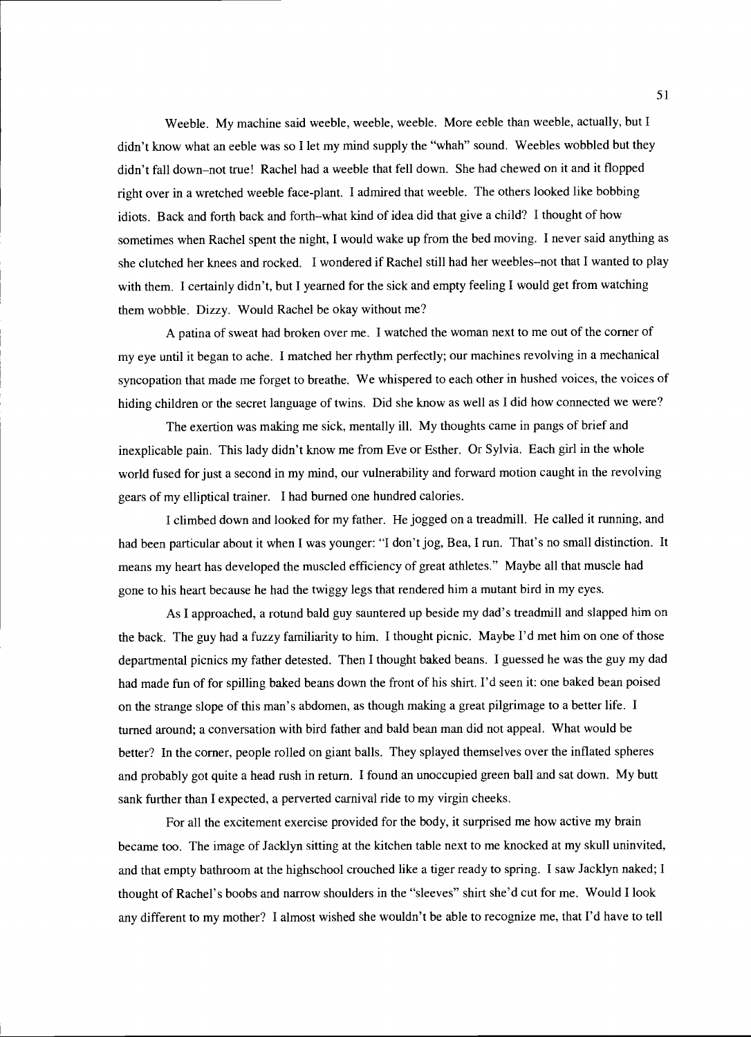Weeble. My machine said weeble, weeble, weeble. More eeble than weeble, actually, but I didn't know what an eeble was so I let my mind supply the "whah" sound. Weebles wobbled but they didn't fall down–not true! Rachel had a weeble that fell down. She had chewed on it and it flopped right over in a wretched weeble face-plant. I admired that weeble. The others looked like bobbing idiots. Back and forth back and forth–what kind of idea did that give a child? I thought of how sometimes when Rachel spent the night, I would wake up from the bed moving. I never said anything as she clutched her knees and rocked. I wondered if Rachel still had her weebles–not that I wanted to play with them. I certainly didn't, but I yearned for the sick and empty feeling I would get from watching them wobble. Dizzy. Would Rachel be okay without me?

A patina of sweat had broken over me. I watched the woman next to me out of the corner of my eye until it began to ache. I matched her rhythm perfectly; our machines revolving in a mechanical syncopation that made me forget to breathe. We whispered to each other in hushed voices, the voices of hiding children or the secret language of twins. Did she know as well as I did how connected we were?

The exertion was making me sick, mentally ill. My thoughts came in pangs of brief and inexplicable pain. This lady didn't know me from Eve or Esther. Or Sylvia. Each girl in the whole world fused for just a second in my mind, our vulnerability and forward motion caught in the revolving gears of my elliptical trainer. I had burned one hundred calories.

I climbed down and looked for my father. He jogged on a treadmill. He called it running, and had been particular about it when I was younger: "I don't jog, Bea, I run. That's no small distinction. It means my heart has developed the muscled efficiency of great athletes." Maybe all that muscle had gone to his heart because he had the twiggy legs that rendered him a mutant bird in my eyes.

As I approached, a rotund bald guy sauntered up beside my dad's treadmill and slapped him on the back. The guy had a fuzzy familiarity to him. I thought picnic. Maybe I'd met him on one of those departmental picnics my father detested. Then I thought baked beans. I guessed he was the guy my dad had made fun of for spilling baked beans down the front of his shirt. I'd seen it: one baked bean poised on the strange slope of this man's abdomen, as though making a great pilgrimage to a better life. I turned around; a conversation with bird father and bald bean man did not appeal. What would be better? In the corner, people rolled on giant balls. They splayed themselves over the inflated spheres and probably got quite a head rush in return. I found an unoccupied green ball and sat down. My butt sank further than I expected, a perverted carnival ride to my virgin cheeks.

For all the excitement exercise provided for the body, it surprised me how active my brain became too. The image of Jacklyn sitting at the kitchen table next to me knocked at my skull uninvited, and that empty bathroom at the highschool crouched like a tiger ready to spring. I saw Jacklyn naked; I thought of Rachel's boobs and narrow shoulders in the "sleeves" shirt she'd cut for me. Would I look any different to my mother? I almost wished she wouldn't be able to recognize me, that I'd have to tell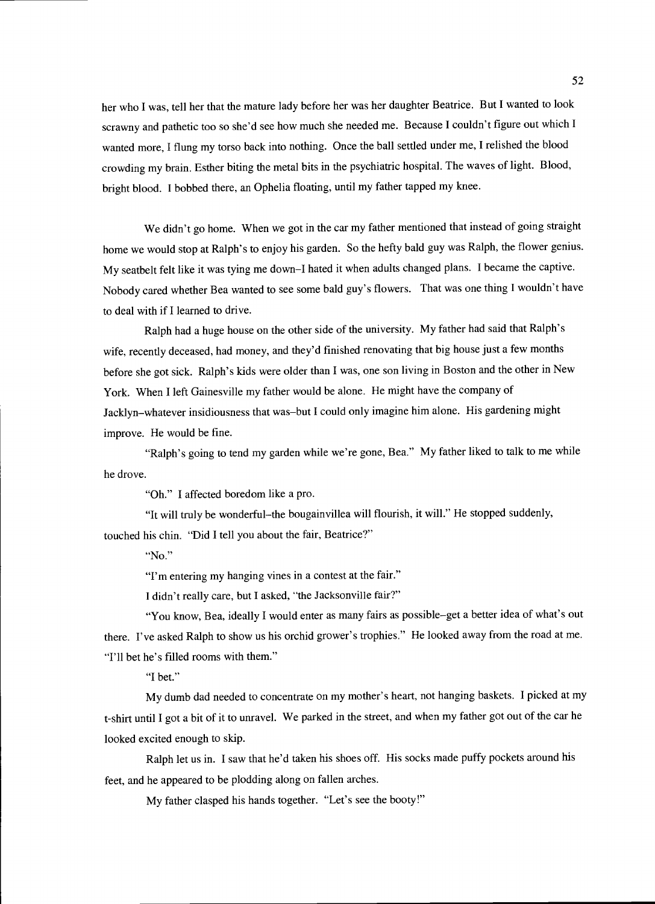her who I was, tell her that the mature lady before her was her daughter Beatrice. But I wanted to look scrawny and pathetic too so she'd see how much she needed me. Because I couldn't figure out which I wanted more, I flung my torso back into nothing. Once the ball settled under me, I relished the blood crowding my brain. Esther biting the metal bits in the psychiatric hospital. The waves of light. Blood, bright blood. I bobbed there, an Ophelia floating, until my father tapped my knee.

We didn't go home. When we got in the car my father mentioned that instead of going straight home we would stop at Ralph's to enjoy his garden. So the hefty bald guy was Ralph, the flower genius. My seatbelt felt like it was tying me down–I hated it when adults changed plans. I became the captive. Nobody cared whether Bea wanted to see some bald guy's flowers. That was one thing I wouldn't have to deal with if I learned to drive.

Ralph had a huge house on the other side of the university. My father had said that Ralph's wife, recently deceased, had money, and they'd finished renovating that big house just a few months before she got sick. Ralph's kids were older than I was, one son living in Boston and the other in New York. When I left Gainesville my father would be alone. He might have the company of Jacklyn–whatever insidiousness that was–but I could only imagine him alone. His gardening might improve. He would be fine.

"Ralph's going to tend my garden while we're gone, Bea." My father liked to talk to me while he drove.

"Oh." I affected boredom like a pro.

"It will truly be wonderful–the bougainvillea will flourish, it will." He stopped suddenly, touched his chin. "Did I tell you about the fair, Beatrice?"

"No."

"I'm entering my hanging vines in a contest at the fair."

I didn't really care, but I asked, "the Jacksonville fair?"

"You know, Bea, ideally I would enter as many fairs as possible–get a better idea of what's out there. I've asked Ralph to show us his orchid grower's trophies." He looked away from the road at me. "I'll bet he's filled rooms with them."

"I bet."

My dumb dad needed to concentrate on my mother's heart, not hanging baskets. I picked at my t-shirt until I got a bit of it to unravel. We parked in the street, and when my father got out of the car he looked excited enough to skip.

Ralph let us in. I saw that he'd taken his shoes off. His socks made puffy pockets around his feet, and he appeared to be plodding along on fallen arches.

My father clasped his hands together. "Let's see the booty!"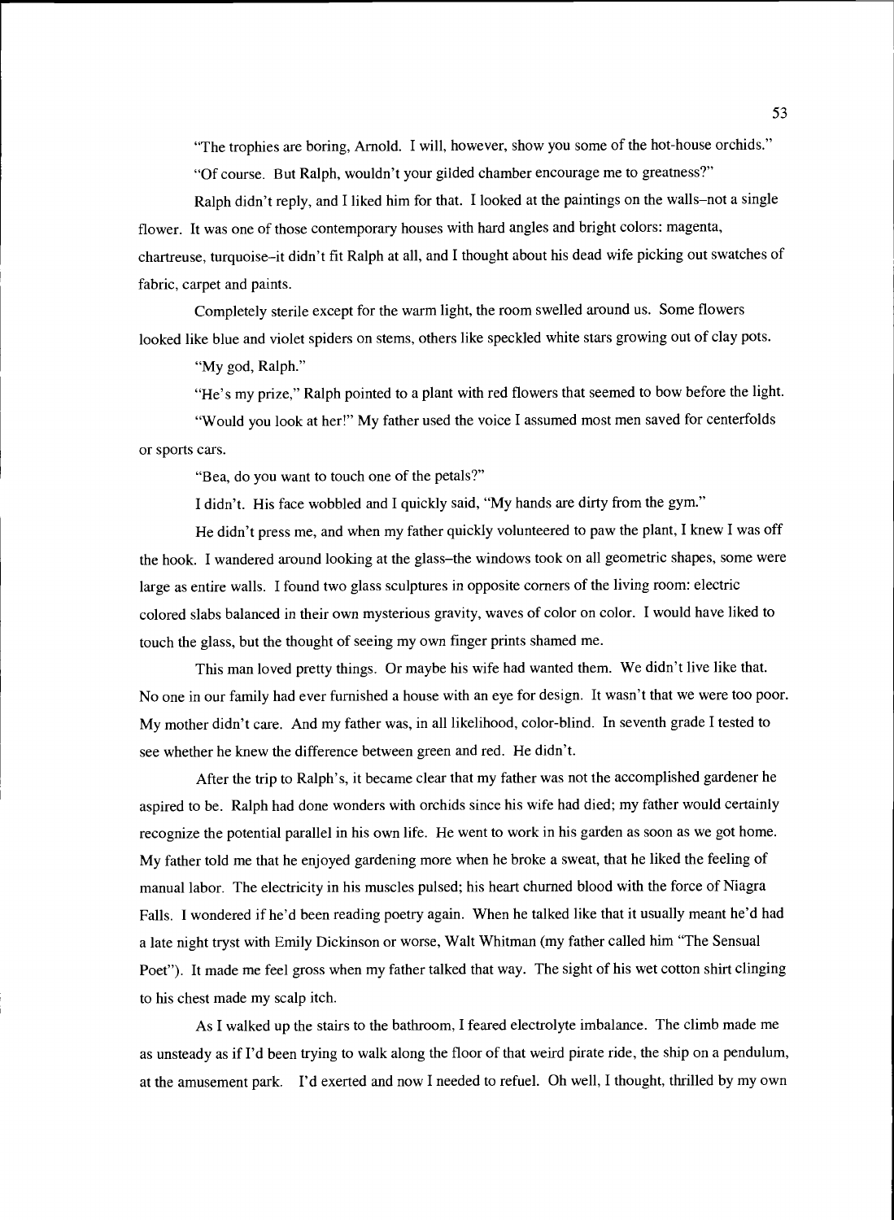"The trophies are boring, Arnold. I will, however, show you some of the hot-house orchids."

"Of course. But Ralph, wouldn't your gilded chamber encourage me to greatness?"

Ralph didn't reply, and I liked him for that. I looked at the paintings on the walls–not a single flower. It was one of those contemporary houses with hard angles and bright colors: magenta, chartreuse, turquoise–it didn't fit Ralph at all, and I thought about his dead wife picking out swatches of fabric, carpet and paints.

Completely sterile except for the warm light, the room swelled around us. Some flowers looked like blue and violet spiders on stems, others like speckled white stars growing out of clay pots.

"My god, Ralph."

"He's my prize," Ralph pointed to a plant with red flowers that seemed to bow before the light.

"Would you look at her!" My father used the voice I assumed most men saved for centerfolds or sports cars.

"Bea, do you want to touch one of the petals?"

I didn't. His face wobbled and I quickly said, "My hands are dirty from the gym."

He didn't press me, and when my father quickly volunteered to paw the plant, I knew I was off the hook. I wandered around looking at the glass–the windows took on all geometric shapes, some were large as entire walls. I found two glass sculptures in opposite corners of the living room: electric colored slabs balanced in their own mysterious gravity, waves of color on color. I would have liked to touch the glass, but the thought of seeing my own finger prints shamed me.

This man loved pretty things. Or maybe his wife had wanted them. We didn't live like that. No one in our family had ever furnished a house with an eye for design. It wasn't that we were too poor. My mother didn't care. And my father was, in all likelihood, color-blind. In seventh grade I tested to see whether he knew the difference between green and red. He didn't.

After the trip to Ralph's, it became clear that my father was not the accomplished gardener he aspired to be. Ralph had done wonders with orchids since his wife had died; my father would certainly recognize the potential parallel in his own life. He went to work in his garden as soon as we got home. My father told me that he enjoyed gardening more when he broke a sweat, that he liked the feeling of manual labor. The electricity in his muscles pulsed; his heart churned blood with the force of Niagra Falls. I wondered if he'd been reading poetry again. When he talked like that it usually meant he'd had a late night tryst with Emily Dickinson or worse, Walt Whitman (my father called him "The Sensual Poet"). It made me feel gross when my father talked that way. The sight of his wet cotton shirt clinging to his chest made my scalp itch.

As I walked up the stairs to the bathroom, I feared electrolyte imbalance. The climb made me as unsteady as if I'd been trying to walk along the floor of that weird pirate ride, the ship on a pendulum, at the amusement park. I'd exerted and now I needed to refuel. Oh well, I thought, thrilled by my own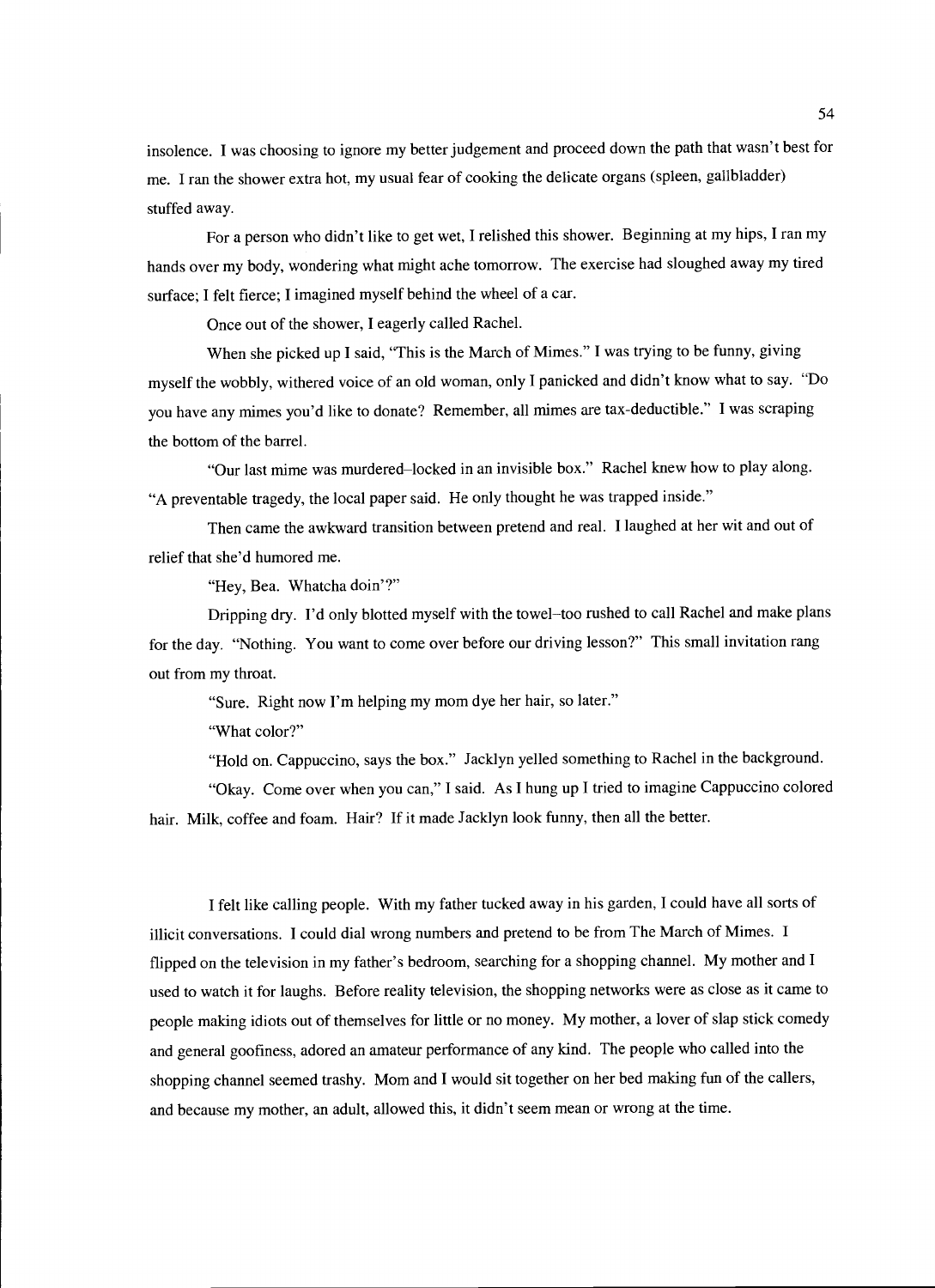insolence. I was choosing to ignore my better judgement and proceed down the path that wasn't best for me. I ran the shower extra hot, my usual fear of cooking the delicate organs (spleen, gallbladder) stuffed away.

For a person who didn't like to get wet, I relished this shower. Beginning at my hips, I ran my hands over my body, wondering what might ache tomorrow. The exercise had sloughed away my tired surface; I felt fierce; I imagined myself behind the wheel of a car.

Once out of the shower, I eagerly called Rachel.

When she picked up I said, "This is the March of Mimes." I was trying to be funny, giving myself the wobbly, withered voice of an old woman, only I panicked and didn't know what to say. "Do you have any mimes you'd like to donate? Remember, all mimes are tax-deductible." I was scraping the bottom of the barrel.

"Our last mime was murdered–locked in an invisible box." Rachel knew how to play along. "A preventable tragedy, the local paper said. He only thought he was trapped inside."

Then came the awkward transition between pretend and real. I laughed at her wit and out of relief that she'd humored me.

"Hey, Bea. Whatcha doin'?"

Dripping dry. I'd only blotted myself with the towel–too rushed to call Rachel and make plans for the day. "Nothing. You want to come over before our driving lesson?" This small invitation rang out from my throat.

"Sure. Right now I'm helping my mom dye her hair, so later."

"What color?"

"Hold on. Cappuccino, says the box." Jacklyn yelled something to Rachel in the background.

"Okay. Come over when you can," I said. As I hung up I tried to imagine Cappuccino colored hair. Milk, coffee and foam. Hair? If it made Jacklyn look funny, then all the better.

I felt like calling people. With my father tucked away in his garden, I could have all sorts of illicit conversations. I could dial wrong numbers and pretend to be from The March of Mimes. I flipped on the television in my father's bedroom, searching for a shopping channel. My mother and I used to watch it for laughs. Before reality television, the shopping networks were as close as it came to people making idiots out of themselves for little or no money. My mother, a lover of slap stick comedy and general goofiness, adored an amateur performance of any kind. The people who called into the shopping channel seemed trashy. Mom and I would sit together on her bed making fun of the callers, and because my mother, an adult, allowed this, it didn't seem mean or wrong at the time.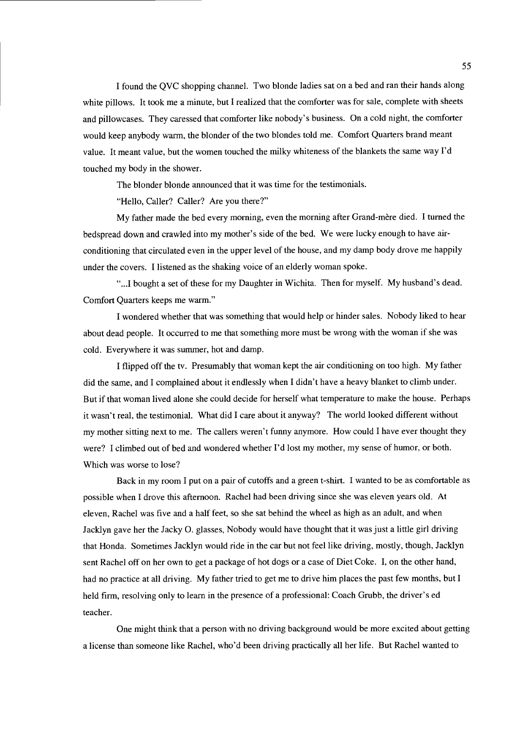I found the QVC shopping channel. Two blonde ladies sat on a bed and ran their hands along white pillows. It took me a minute, but I realized that the comforter was for sale, complete with sheets and pillowcases. They caressed that comforter like nobody's business. On a cold night, the comforter would keep anybody warm, the blonder of the two blondes told me. Comfort Quarters brand meant value. It meant value, but the women touched the milky whiteness of the blankets the same way I'd touched my body in the shower.

The blonder blonde announced that it was time for the testimonials.

"Hello, Caller? Caller? Are you there?"

My father made the bed every morning, even the morning after Grand-mère died. I turned the bedspread down and crawled into my mother's side of the bed. We were lucky enough to have air-conditioning that circulated even in the upper level of the house, and my damp body drove me happily under the covers. I listened as the shaking voice of an elderly woman spoke.

"...I bought a set of these for my Daughter in Wichita. Then for myself. My husband's dead. Comfort Quarters keeps me warm."

I wondered whether that was something that would help or hinder sales. Nobody liked to hear about dead people. It occurred to me that something more must be wrong with the woman if she was cold. Everywhere it was summer, hot and damp.

I flipped off the tv. Presumably that woman kept the air conditioning on too high. My father did the same, and I complained about it endlessly when I didn't have a heavy blanket to climb under. But if that woman lived alone she could decide for herself what temperature to make the house. Perhaps it wasn't real, the testimonial. What did I care about it anyway? The world looked different without my mother sitting next to me. The callers weren't funny anymore. How could I have ever thought they were? I climbed out of bed and wondered whether I'd lost my mother, my sense of humor, or both. Which was worse to lose?

Back in my room I put on a pair of cutoffs and a green t-shirt. I wanted to be as comfortable as possible when I drove this afternoon. Rachel had been driving since she was eleven years old. At eleven, Rachel was five and a half feet, so she sat behind the wheel as high as an adult, and when Jacklyn gave her the Jacky O. glasses, Nobody would have thought that it was just a little girl driving that Honda. Sometimes Jacklyn would ride in the car but not feel like driving, mostly, though, Jacklyn sent Rachel off on her own to get a package of hot dogs or a case of Diet Coke. I, on the other hand, had no practice at all driving. My father tried to get me to drive him places the past few months, but I held firm, resolving only to learn in the presence of a professional: Coach Grubb, the driver's ed teacher.

One might think that a person with no driving background would be more excited about getting a license than someone like Rachel, who'd been driving practically all her life. But Rachel wanted to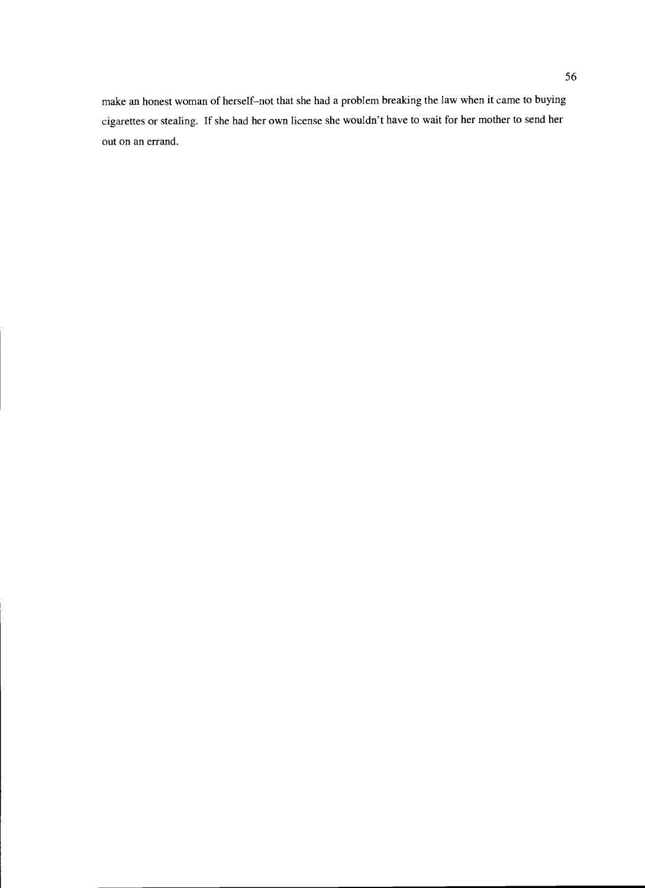make an honest woman of herself–not that she had a problem breaking the law when it came to buying cigarettes or stealing. If she had her own license she wouldn't have to wait for her mother to send her out on an errand.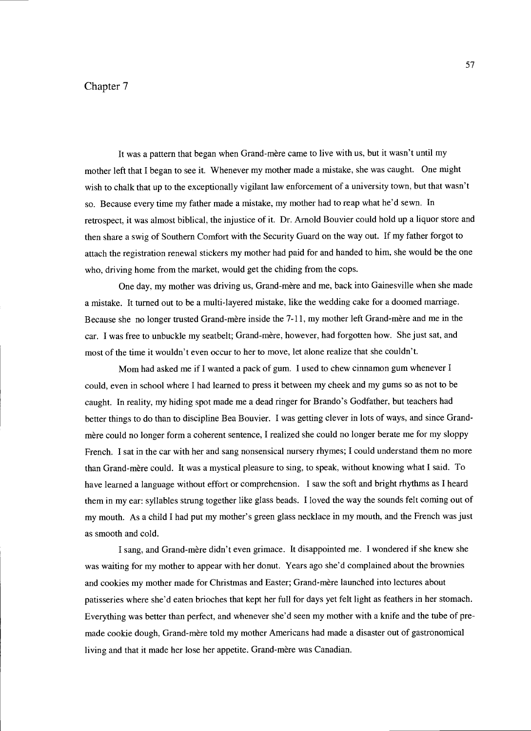# Chapter 7

It was a pattern that began when Grand-mère came to live with us, but it wasn't until my mother left that I began to see it. Whenever my mother made a mistake, she was caught. One might wish to chalk that up to the exceptionally vigilant law enforcement of a university town, but that wasn't so. Because every time my father made a mistake, my mother had to reap what he'd sewn. In retrospect, it was almost biblical, the injustice of it. Dr. Arnold Bouvier could hold up a liquor store and then share a swig of Southern Comfort with the Security Guard on the way out. If my father forgot to attach the registration renewal stickers my mother had paid for and handed to him, she would be the one who, driving home from the market, would get the chiding from the cops.

One day, my mother was driving us, Grand-mère and me, back into Gainesville when she made a mistake. It turned out to be a multi-layered mistake, like the wedding cake for a doomed marriage. Because she no longer trusted Grand-mère inside the 7-11, my mother left Grand-mère and me in the car. I was free to unbuckle my seatbelt; Grand-mère, however, had forgotten how. She just sat, and most of the time it wouldn't even occur to her to move, let alone realize that she couldn't.

Mom had asked me if I wanted a pack of gum. I used to chew cinnamon gum whenever I could, even in school where I had learned to press it between my cheek and my gums so as not to be caught. In reality, my hiding spot made me a dead ringer for Brando's Godfather, but teachers had better things to do than to discipline Bea Bouvier. I was getting clever in lots of ways, and since Grand-mère could no longer form a coherent sentence, I realized she could no longer berate me for my sloppy French. I sat in the car with her and sang nonsensical nursery rhymes; I could understand them no more than Grand-mère could. It was a mystical pleasure to sing, to speak, without knowing what I said. To have learned a language without effort or comprehension. I saw the soft and bright rhythms as I heard them in my ear: syllables strung together like glass beads. I loved the way the sounds felt coming out of my mouth. As a child I had put my mother's green glass necklace in my mouth, and the French was just as smooth and cold.

I sang, and Grand-mère didn't even grimace. It disappointed me. I wondered if she knew she was waiting for my mother to appear with her donut. Years ago she'd complained about the brownies and cookies my mother made for Christmas and Easter; Grand-mère launched into lectures about patisseries where she'd eaten brioches that kept her full for days yet felt light as feathers in her stomach. Everything was better than perfect, and whenever she'd seen my mother with a knife and the tube of pre-made cookie dough, Grand-mère told my mother Americans had made a disaster out of gastronomical living and that it made her lose her appetite. Grand-mère was Canadian.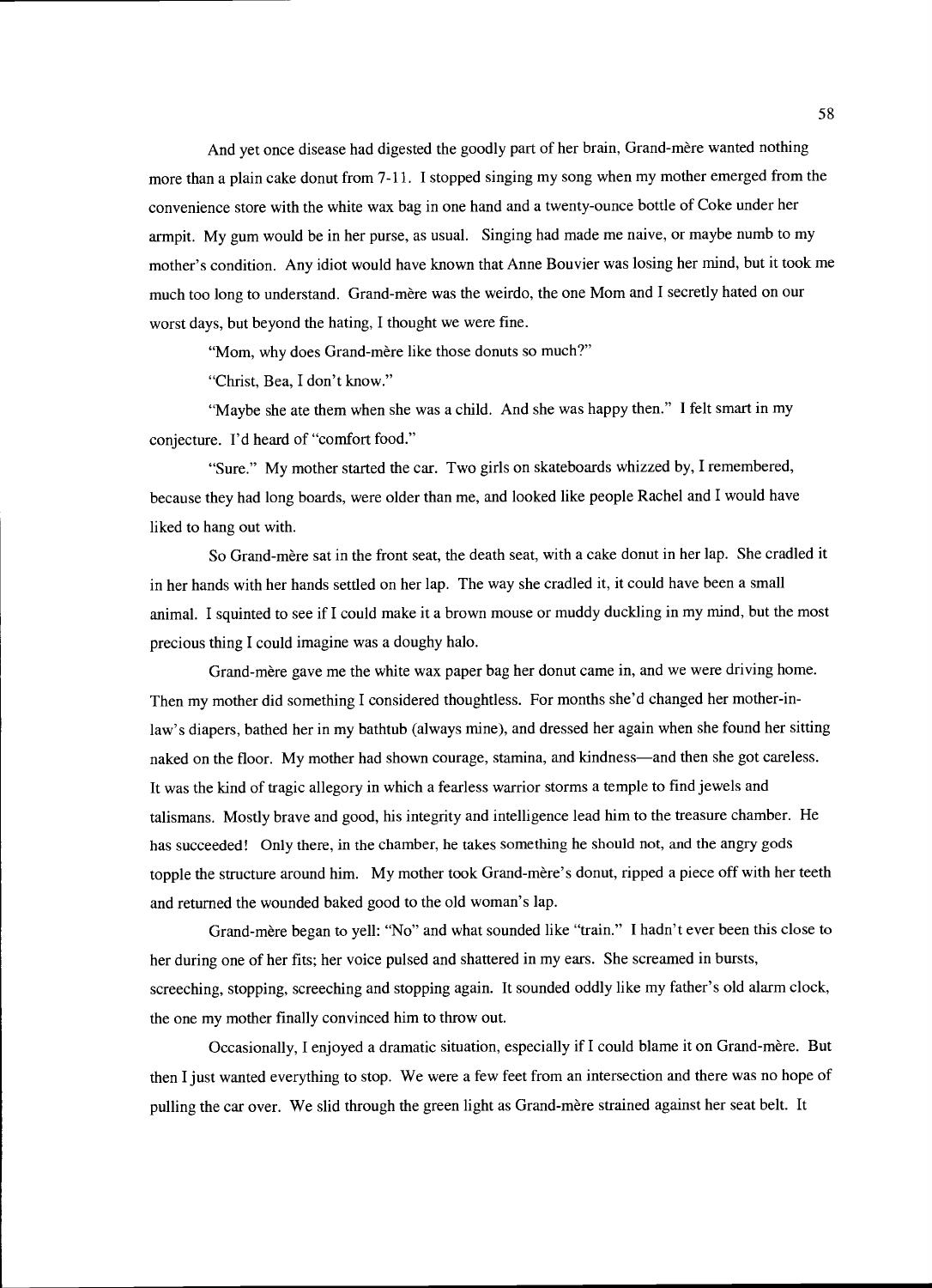And yet once disease had digested the goodly part of her brain, Grand-mère wanted nothing more than a plain cake donut from 7-11. I stopped singing my song when my mother emerged from the convenience store with the white wax bag in one hand and a twenty-ounce bottle of Coke under her armpit. My gum would be in her purse, as usual. Singing had made me naive, or maybe numb to my mother's condition. Any idiot would have known that Anne Bouvier was losing her mind, but it took me much too long to understand. Grand-mère was the weirdo, the one Mom and I secretly hated on our worst days, but beyond the hating, I thought we were fine.

"Mom, why does Grand-mère like those donuts so much?"

"Christ, Bea, I don't know."

"Maybe she ate them when she was a child. And she was happy then." I felt smart in my conjecture. I'd heard of "comfort food."

"Sure." My mother started the car. Two girls on skateboards whizzed by, I remembered, because they had long boards, were older than me, and looked like people Rachel and I would have liked to hang out with.

So Grand-mère sat in the front seat, the death seat, with a cake donut in her lap. She cradled it in her hands with her hands settled on her lap. The way she cradled it, it could have been a small animal. I squinted to see if I could make it a brown mouse or muddy duckling in my mind, but the most precious thing I could imagine was a doughy halo.

Grand-mère gave me the white wax paper bag her donut came in, and we were driving home. Then my mother did something I considered thoughtless. For months she'd changed her mother-in-law's diapers, bathed her in my bathtub (always mine), and dressed her again when she found her sitting naked on the floor. My mother had shown courage, stamina, and kindness—and then she got careless. It was the kind of tragic allegory in which a fearless warrior storms a temple to find jewels and talismans. Mostly brave and good, his integrity and intelligence lead him to the treasure chamber. He has succeeded! Only there, in the chamber, he takes something he should not, and the angry gods topple the structure around him. My mother took Grand-mère's donut, ripped a piece off with her teeth and returned the wounded baked good to the old woman's lap.

Grand-mère began to yell: "No" and what sounded like "train." I hadn't ever been this close to her during one of her fits; her voice pulsed and shattered in my ears. She screamed in bursts, screeching, stopping, screeching and stopping again. It sounded oddly like my father's old alarm clock, the one my mother finally convinced him to throw out.

Occasionally, I enjoyed a dramatic situation, especially if I could blame it on Grand-mère. But then I just wanted everything to stop. We were a few feet from an intersection and there was no hope of pulling the car over. We slid through the green light as Grand-mère strained against her seat belt. It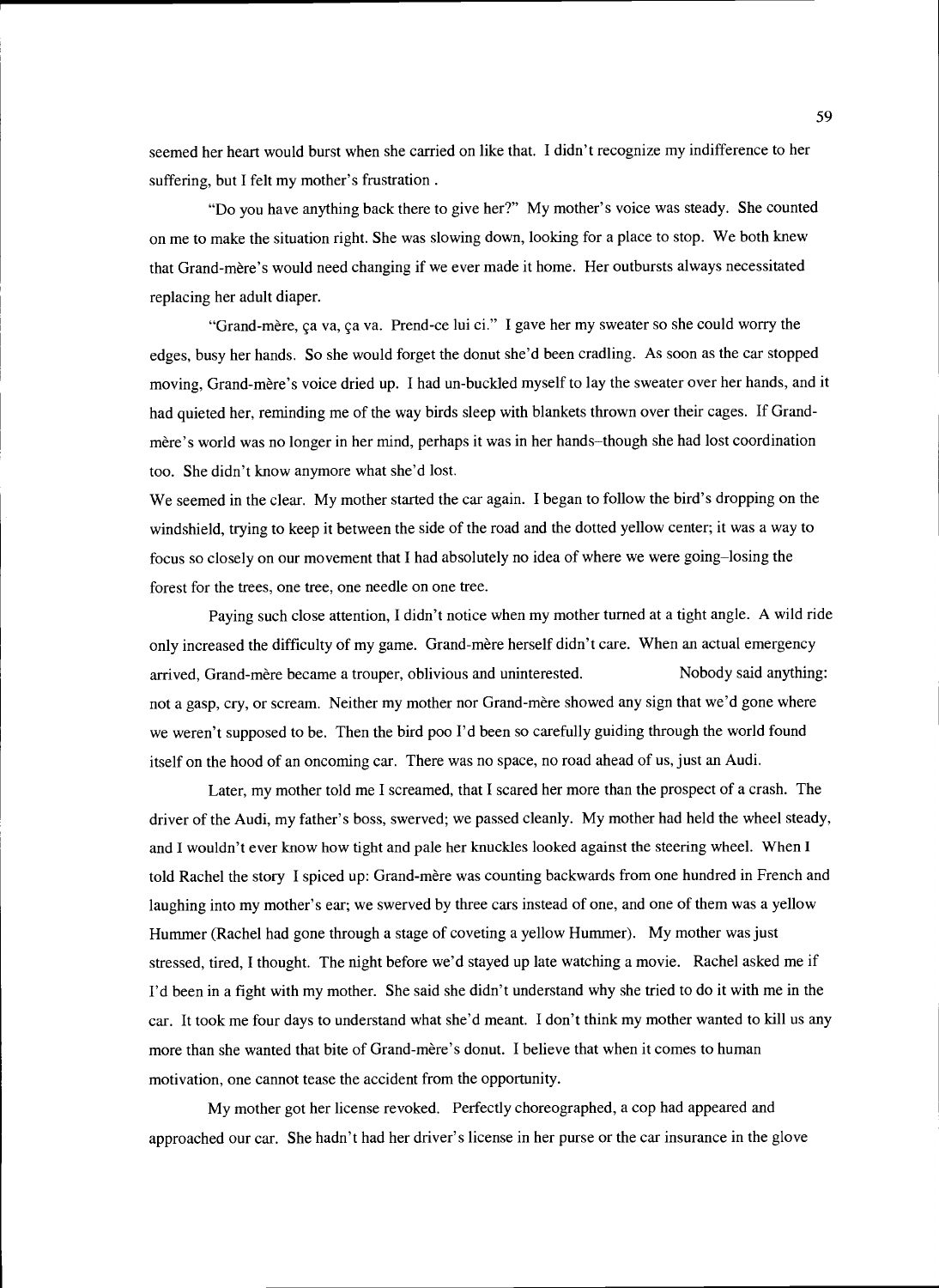seemed her heart would burst when she carried on like that. I didn't recognize my indifference to her suffering, but I felt my mother's frustration .

"Do you have anything back there to give her?" My mother's voice was steady. She counted on me to make the situation right. She was slowing down, looking for a place to stop. We both knew that Grand-mère's would need changing if we ever made it home. Her outbursts always necessitated replacing her adult diaper.

"Grand-mère, ça va, ça va. Prend-ce lui ci." I gave her my sweater so she could worry the edges, busy her hands. So she would forget the donut she'd been cradling. As soon as the car stopped moving, Grand-mère's voice dried up. I had un-buckled myself to lay the sweater over her hands, and it had quieted her, reminding me of the way birds sleep with blankets thrown over their cages. If Grand-mère's world was no longer in her mind, perhaps it was in her hands–though she had lost coordination too. She didn't know anymore what she'd lost.

We seemed in the clear. My mother started the car again. I began to follow the bird's dropping on the windshield, trying to keep it between the side of the road and the dotted yellow center; it was a way to focus so closely on our movement that I had absolutely no idea of where we were going–losing the forest for the trees, one tree, one needle on one tree.

Paying such close attention, I didn't notice when my mother turned at a tight angle. A wild ride only increased the difficulty of my game. Grand-mère herself didn't care. When an actual emergency arrived, Grand-mère became a trouper, oblivious and uninterested. Nobody said anything: not a gasp, cry, or scream. Neither my mother nor Grand-mère showed any sign that we'd gone where we weren't supposed to be. Then the bird poo I'd been so carefully guiding through the world found itself on the hood of an oncoming car. There was no space, no road ahead of us, just an Audi.

Later, my mother told me I screamed, that I scared her more than the prospect of a crash. The driver of the Audi, my father's boss, swerved; we passed cleanly. My mother had held the wheel steady, and I wouldn't ever know how tight and pale her knuckles looked against the steering wheel. When I told Rachel the story I spiced up: Grand-mère was counting backwards from one hundred in French and laughing into my mother's ear; we swerved by three cars instead of one, and one of them was a yellow Hummer (Rachel had gone through a stage of coveting a yellow Hummer). My mother was just stressed, tired, I thought. The night before we'd stayed up late watching a movie. Rachel asked me if I'd been in a fight with my mother. She said she didn't understand why she tried to do it with me in the car. It took me four days to understand what she'd meant. I don't think my mother wanted to kill us any more than she wanted that bite of Grand-mère's donut. I believe that when it comes to human motivation, one cannot tease the accident from the opportunity.

My mother got her license revoked. Perfectly choreographed, a cop had appeared and approached our car. She hadn't had her driver's license in her purse or the car insurance in the glove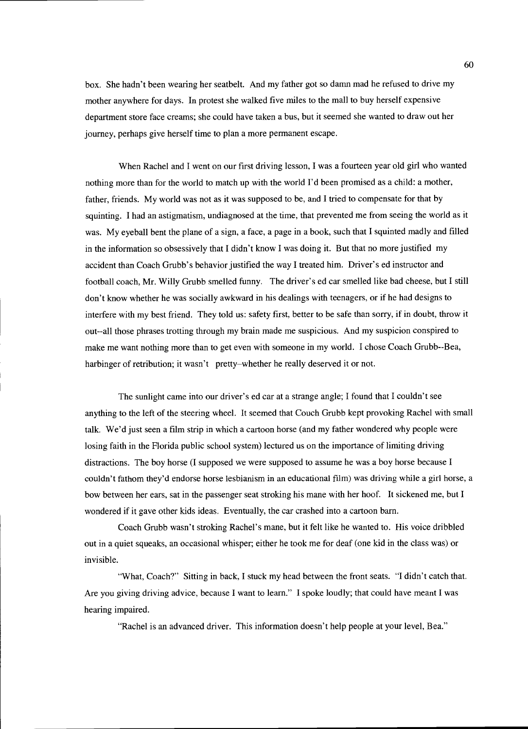box. She hadn't been wearing her seatbelt. And my father got so damn mad he refused to drive my mother anywhere for days. In protest she walked five miles to the mall to buy herself expensive department store face creams; she could have taken a bus, but it seemed she wanted to draw out her journey, perhaps give herself time to plan a more permanent escape.

When Rachel and I went on our first driving lesson, I was a fourteen year old girl who wanted nothing more than for the world to match up with the world I'd been promised as a child: a mother, father, friends. My world was not as it was supposed to be, and I tried to compensate for that by squinting. I had an astigmatism, undiagnosed at the time, that prevented me from seeing the world as it was. My eyeball bent the plane of a sign, a face, a page in a book, such that I squinted madly and filled in the information so obsessively that I didn't know I was doing it. But that no more justified my accident than Coach Grubb's behavior justified the way I treated him. Driver's ed instructor and football coach, Mr. Willy Grubb smelled funny. The driver's ed car smelled like bad cheese, but I still don't know whether he was socially awkward in his dealings with teenagers, or if he had designs to interfere with my best friend. They told us: safety first, better to be safe than sorry, if in doubt, throw it out--all those phrases trotting through my brain made me suspicious. And my suspicion conspired to make me want nothing more than to get even with someone in my world. I chose Coach Grubb--Bea, harbinger of retribution; it wasn't pretty–whether he really deserved it or not.

The sunlight came into our driver's ed car at a strange angle; I found that I couldn't see anything to the left of the steering wheel. It seemed that Couch Grubb kept provoking Rachel with small talk. We'd just seen a film strip in which a cartoon horse (and my father wondered why people were losing faith in the Florida public school system) lectured us on the importance of limiting driving distractions. The boy horse (I supposed we were supposed to assume he was a boy horse because I couldn't fathom they'd endorse horse lesbianism in an educational film) was driving while a girl horse, a bow between her ears, sat in the passenger seat stroking his mane with her hoof. It sickened me, but I wondered if it gave other kids ideas. Eventually, the car crashed into a cartoon barn.

Coach Grubb wasn't stroking Rachel's mane, but it felt like he wanted to. His voice dribbled out in a quiet squeaks, an occasional whisper; either he took me for deaf (one kid in the class was) or invisible.

"What, Coach?" Sitting in back, I stuck my head between the front seats. "I didn't catch that. Are you giving driving advice, because I want to learn." I spoke loudly; that could have meant I was hearing impaired.

"Rachel is an advanced driver. This information doesn't help people at your level, Bea."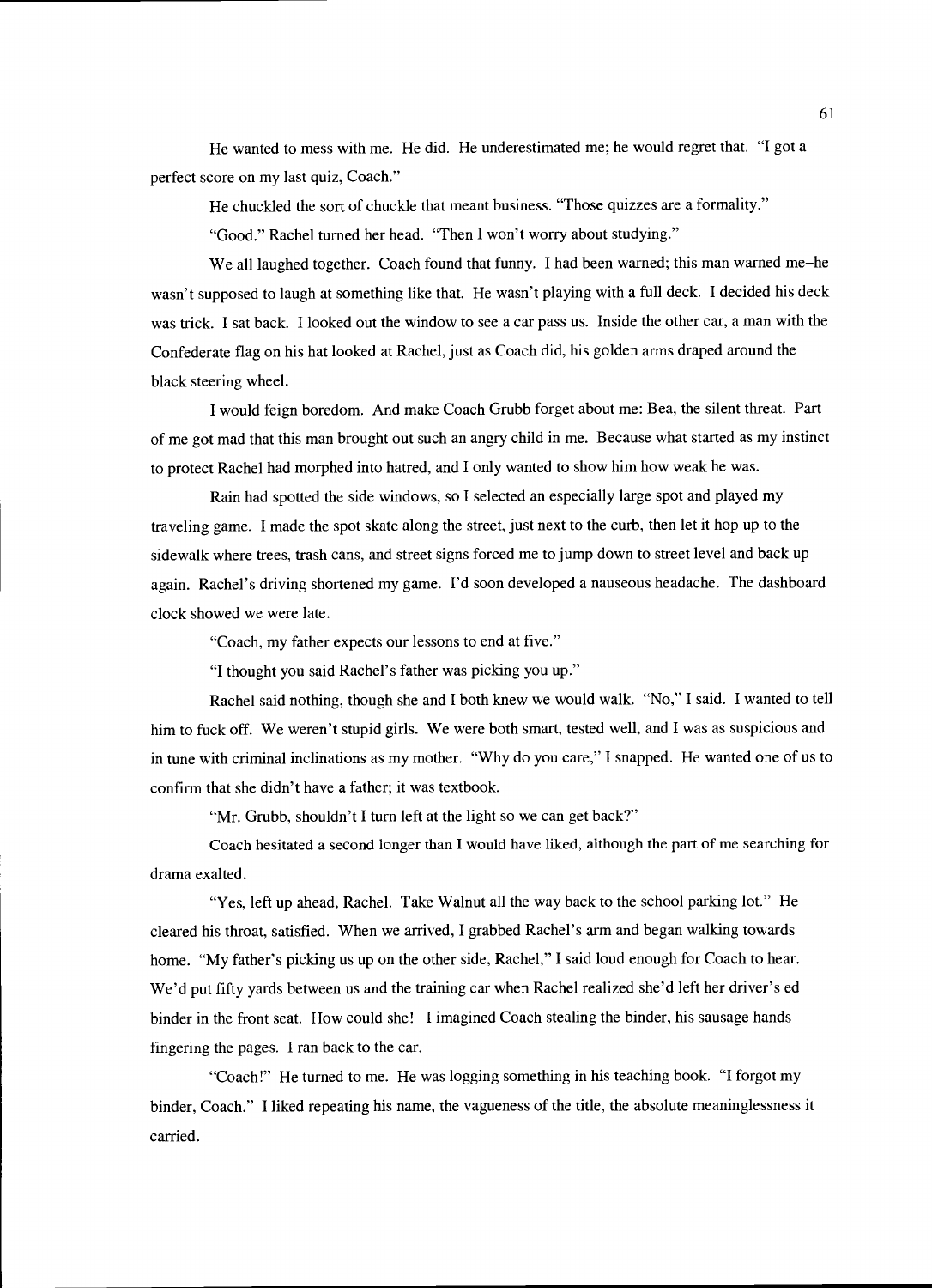He wanted to mess with me. He did. He underestimated me; he would regret that. "I got a perfect score on my last quiz, Coach."

He chuckled the sort of chuckle that meant business. "Those quizzes are a formality."

"Good." Rachel turned her head. "Then I won't worry about studying."

We all laughed together. Coach found that funny. I had been warned; this man warned me–he wasn't supposed to laugh at something like that. He wasn't playing with a full deck. I decided his deck was trick. I sat back. I looked out the window to see a car pass us. Inside the other car, a man with the Confederate flag on his hat looked at Rachel, just as Coach did, his golden arms draped around the black steering wheel.

I would feign boredom. And make Coach Grubb forget about me: Bea, the silent threat. Part of me got mad that this man brought out such an angry child in me. Because what started as my instinct to protect Rachel had morphed into hatred, and I only wanted to show him how weak he was.

Rain had spotted the side windows, so I selected an especially large spot and played my traveling game. I made the spot skate along the street, just next to the curb, then let it hop up to the sidewalk where trees, trash cans, and street signs forced me to jump down to street level and back up again. Rachel's driving shortened my game. I'd soon developed a nauseous headache. The dashboard clock showed we were late.

"Coach, my father expects our lessons to end at five."

"I thought you said Rachel's father was picking you up."

Rachel said nothing, though she and I both knew we would walk. "No," I said. I wanted to tell him to fuck off. We weren't stupid girls. We were both smart, tested well, and I was as suspicious and in tune with criminal inclinations as my mother. "Why do you care," I snapped. He wanted one of us to confirm that she didn't have a father; it was textbook.

"Mr. Grubb, shouldn't I turn left at the light so we can get back?"

Coach hesitated a second longer than I would have liked, although the part of me searching for drama exalted.

"Yes, left up ahead, Rachel. Take Walnut all the way back to the school parking lot." He cleared his throat, satisfied. When we arrived, I grabbed Rachel's arm and began walking towards home. "My father's picking us up on the other side, Rachel," I said loud enough for Coach to hear. We'd put fifty yards between us and the training car when Rachel realized she'd left her driver's ed binder in the front seat. How could she! I imagined Coach stealing the binder, his sausage hands fingering the pages. I ran back to the car.

"Coach!" He turned to me. He was logging something in his teaching book. "I forgot my binder, Coach." I liked repeating his name, the vagueness of the title, the absolute meaninglessness it carried.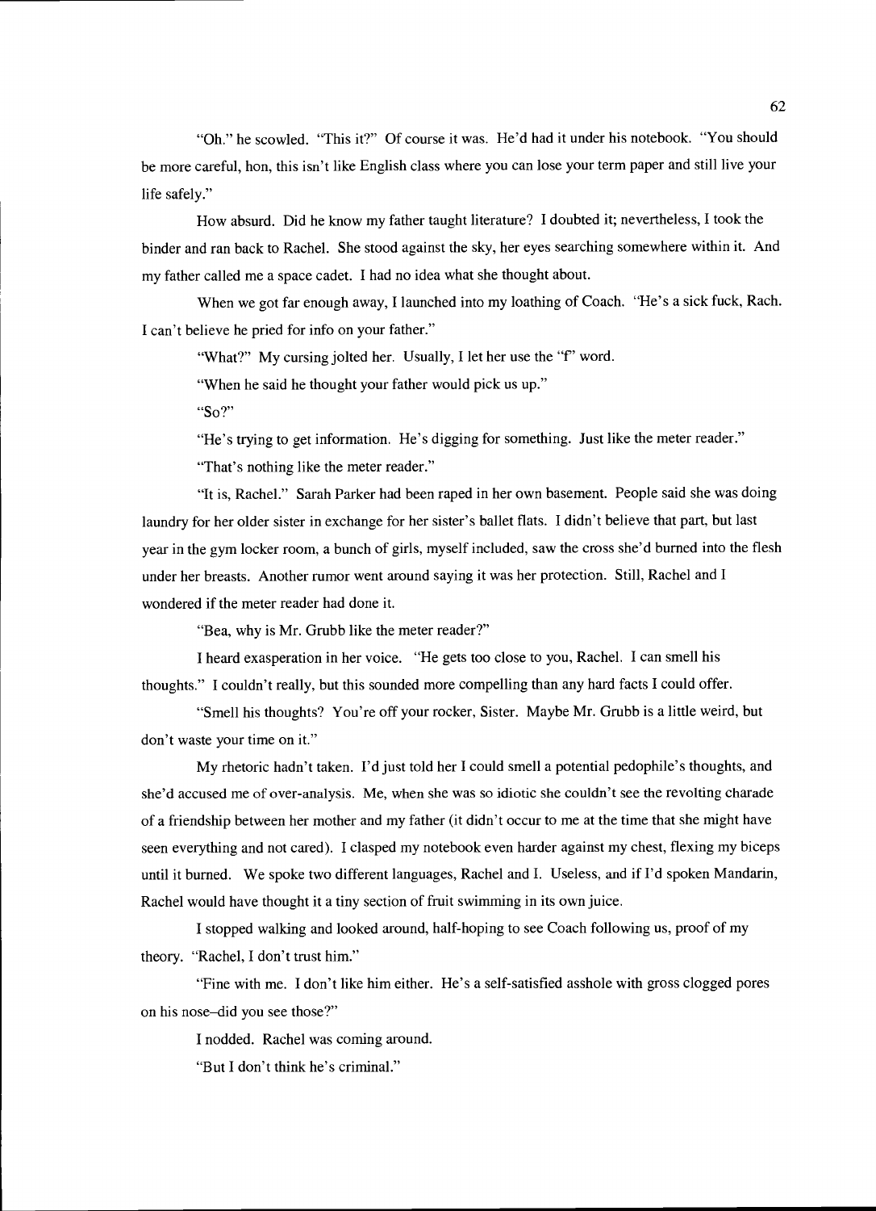"Oh." he scowled. "This it?" Of course it was. He'd had it under his notebook. "You should be more careful, hon, this isn't like English class where you can lose your term paper and still live your life safely."

How absurd. Did he know my father taught literature? I doubted it; nevertheless, I took the binder and ran back to Rachel. She stood against the sky, her eyes searching somewhere within it. And my father called me a space cadet. I had no idea what she thought about.

When we got far enough away, I launched into my loathing of Coach. "He's a sick fuck, Rach. I can't believe he pried for info on your father."

"What?" My cursing jolted her. Usually, I let her use the "f" word.

"When he said he thought your father would pick us up."

"So?"

"He's trying to get information. He's digging for something. Just like the meter reader."

"That's nothing like the meter reader."

"It is, Rachel." Sarah Parker had been raped in her own basement. People said she was doing laundry for her older sister in exchange for her sister's ballet flats. I didn't believe that part, but last year in the gym locker room, a bunch of girls, myself included, saw the cross she'd burned into the flesh under her breasts. Another rumor went around saying it was her protection. Still, Rachel and I wondered if the meter reader had done it.

"Bea, why is Mr. Grubb like the meter reader?"

I heard exasperation in her voice. "He gets too close to you, Rachel. I can smell his thoughts." I couldn't really, but this sounded more compelling than any hard facts I could offer.

"Smell his thoughts? You're off your rocker, Sister. Maybe Mr. Grubb is a little weird, but don't waste your time on it."

My rhetoric hadn't taken. I'd just told her I could smell a potential pedophile's thoughts, and she'd accused me of over-analysis. Me, when she was so idiotic she couldn't see the revolting charade of a friendship between her mother and my father (it didn't occur to me at the time that she might have seen everything and not cared). I clasped my notebook even harder against my chest, flexing my biceps until it burned. We spoke two different languages, Rachel and I. Useless, and if I'd spoken Mandarin, Rachel would have thought it a tiny section of fruit swimming in its own juice.

I stopped walking and looked around, half-hoping to see Coach following us, proof of my theory. "Rachel, I don't trust him."

"Fine with me. I don't like him either. He's a self-satisfied asshole with gross clogged pores on his nose–did you see those?"

I nodded. Rachel was coming around.

"But I don't think he's criminal."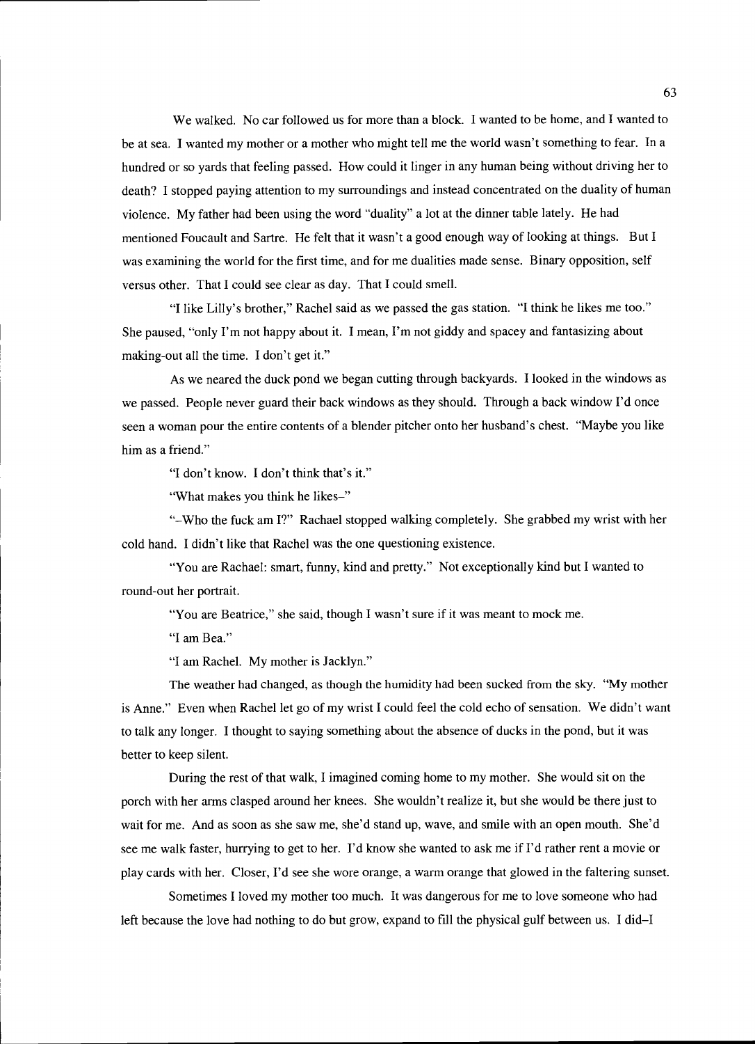We walked. No car followed us for more than a block. I wanted to be home, and I wanted to be at sea. I wanted my mother or a mother who might tell me the world wasn't something to fear. In a hundred or so yards that feeling passed. How could it linger in any human being without driving her to death? I stopped paying attention to my surroundings and instead concentrated on the duality of human violence. My father had been using the word "duality" a lot at the dinner table lately. He had mentioned Foucault and Sartre. He felt that it wasn't a good enough way of looking at things. But I was examining the world for the first time, and for me dualities made sense. Binary opposition, self versus other. That I could see clear as day. That I could smell.

"I like Lilly's brother," Rachel said as we passed the gas station. "I think he likes me too." She paused, "only I'm not happy about it. I mean, I'm not giddy and spacey and fantasizing about making-out all the time. I don't get it."

As we neared the duck pond we began cutting through backyards. I looked in the windows as we passed. People never guard their back windows as they should. Through a back window I'd once seen a woman pour the entire contents of a blender pitcher onto her husband's chest. "Maybe you like him as a friend."

"I don't know. I don't think that's it."

"What makes you think he likes–"

"–Who the fuck am I?" Rachael stopped walking completely. She grabbed my wrist with her cold hand. I didn't like that Rachel was the one questioning existence.

"You are Rachael: smart, funny, kind and pretty." Not exceptionally kind but I wanted to round-out her portrait.

"You are Beatrice," she said, though I wasn't sure if it was meant to mock me.

"I am Bea."

"I am Rachel. My mother is Jacklyn."

The weather had changed, as though the humidity had been sucked from the sky. "My mother is Anne." Even when Rachel let go of my wrist I could feel the cold echo of sensation. We didn't want to talk any longer. I thought to saying something about the absence of ducks in the pond, but it was better to keep silent.

During the rest of that walk, I imagined coming home to my mother. She would sit on the porch with her arms clasped around her knees. She wouldn't realize it, but she would be there just to wait for me. And as soon as she saw me, she'd stand up, wave, and smile with an open mouth. She'd see me walk faster, hurrying to get to her. I'd know she wanted to ask me if I'd rather rent a movie or play cards with her. Closer, I'd see she wore orange, a warm orange that glowed in the faltering sunset.

Sometimes I loved my mother too much. It was dangerous for me to love someone who had left because the love had nothing to do but grow, expand to fill the physical gulf between us. I did–I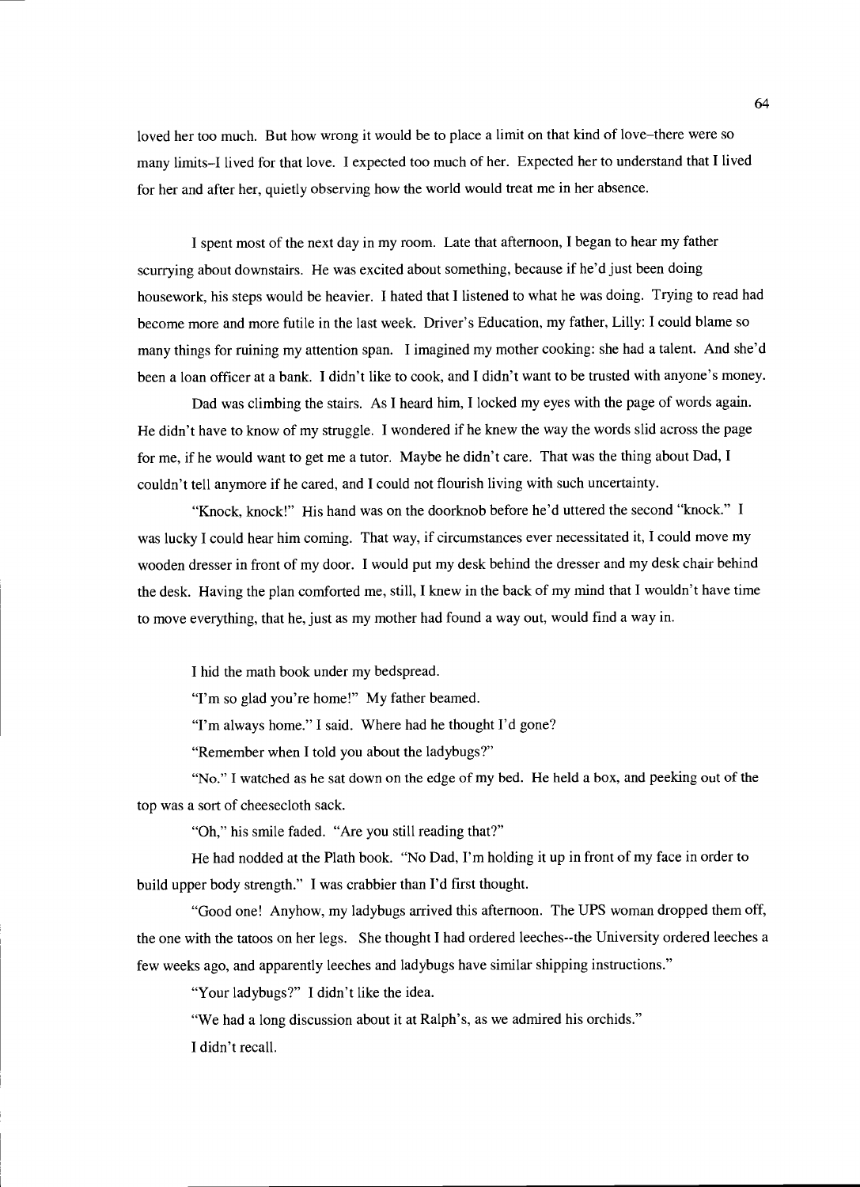loved her too much. But how wrong it would be to place a limit on that kind of love–there were so many limits–I lived for that love. I expected too much of her. Expected her to understand that I lived for her and after her, quietly observing how the world would treat me in her absence.

I spent most of the next day in my room. Late that afternoon, I began to hear my father scurrying about downstairs. He was excited about something, because if he'd just been doing housework, his steps would be heavier. I hated that I listened to what he was doing. Trying to read had become more and more futile in the last week. Driver's Education, my father, Lilly: I could blame so many things for ruining my attention span. I imagined my mother cooking: she had a talent. And she'd been a loan officer at a bank. I didn't like to cook, and I didn't want to be trusted with anyone's money.

Dad was climbing the stairs. As I heard him, I locked my eyes with the page of words again. He didn't have to know of my struggle. I wondered if he knew the way the words slid across the page for me, if he would want to get me a tutor. Maybe he didn't care. That was the thing about Dad, I couldn't tell anymore if he cared, and I could not flourish living with such uncertainty.

"Knock, knock!" His hand was on the doorknob before he'd uttered the second "knock." I was lucky I could hear him coming. That way, if circumstances ever necessitated it, I could move my wooden dresser in front of my door. I would put my desk behind the dresser and my desk chair behind the desk. Having the plan comforted me, still, I knew in the back of my mind that I wouldn't have time to move everything, that he, just as my mother had found a way out, would find a way in.

I hid the math book under my bedspread.

"I'm so glad you're home!" My father beamed.

"I'm always home." I said. Where had he thought I'd gone?

"Remember when I told you about the ladybugs?"

"No." I watched as he sat down on the edge of my bed. He held a box, and peeking out of the top was a sort of cheesecloth sack.

"Oh," his smile faded. "Are you still reading that?"

He had nodded at the Plath book. "No Dad, I'm holding it up in front of my face in order to build upper body strength." I was crabbier than I'd first thought.

"Good one! Anyhow, my ladybugs arrived this afternoon. The UPS woman dropped them off, the one with the tatoos on her legs. She thought I had ordered leeches--the University ordered leeches a few weeks ago, and apparently leeches and ladybugs have similar shipping instructions."

"Your ladybugs?" I didn't like the idea.

"We had a long discussion about it at Ralph's, as we admired his orchids."

I didn't recall.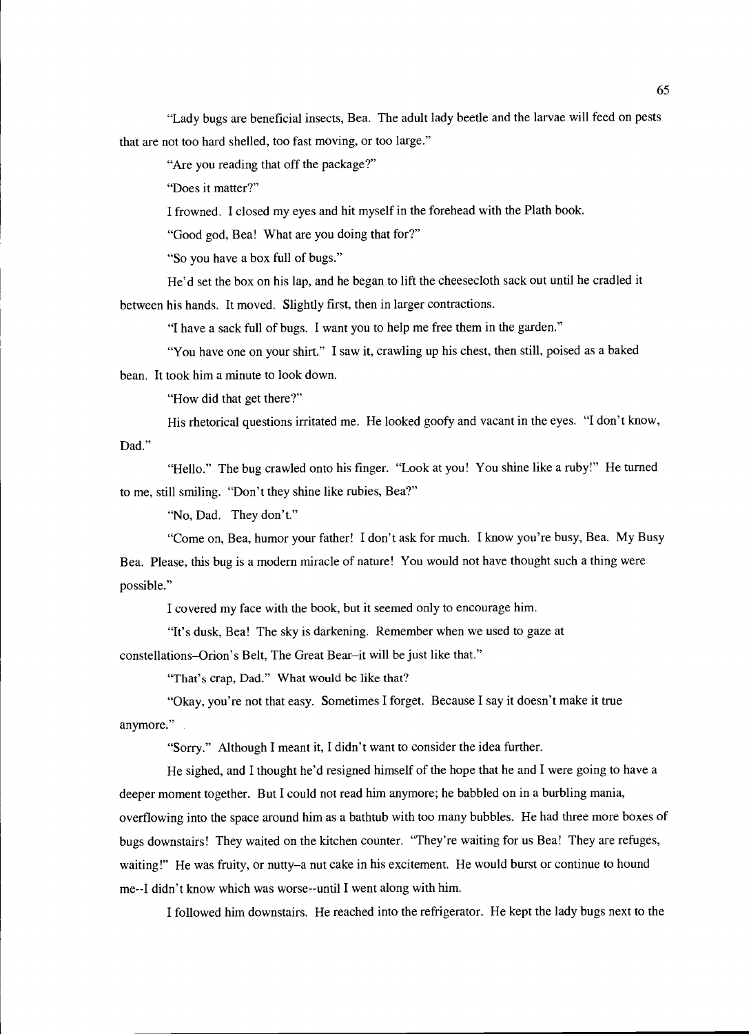"Lady bugs are beneficial insects, Bea. The adult lady beetle and the larvae will feed on pests that are not too hard shelled, too fast moving, or too large."

"Are you reading that off the package?"

"Does it matter?"

I frowned. I closed my eyes and hit myself in the forehead with the Plath book.

"Good god, Bea! What are you doing that for?"

"So you have a box full of bugs."

He'd set the box on his lap, and he began to lift the cheesecloth sack out until he cradled it between his hands. It moved. Slightly first, then in larger contractions.

"I have a sack full of bugs. I want you to help me free them in the garden."

"You have one on your shirt." I saw it, crawling up his chest, then still, poised as a baked bean. It took him a minute to look down.

"How did that get there?"

His rhetorical questions irritated me. He looked goofy and vacant in the eyes. "I don't know, Dad."

"Hello." The bug crawled onto his finger. "Look at you! You shine like a ruby!" He turned to me, still smiling. "Don't they shine like rubies, Bea?"

"No, Dad. They don't."

"Come on, Bea, humor your father! I don't ask for much. I know you're busy, Bea. My Busy Bea. Please, this bug is a modern miracle of nature! You would not have thought such a thing were possible."

I covered my face with the book, but it seemed only to encourage him.

"It's dusk, Bea! The sky is darkening. Remember when we used to gaze at constellations–Orion's Belt, The Great Bear–it will be just like that."

"That's crap, Dad." What would be like that?

"Okay, you're not that easy. Sometimes I forget. Because I say it doesn't make it true anymore."

"Sorry." Although I meant it, I didn't want to consider the idea further.

He sighed, and I thought he'd resigned himself of the hope that he and I were going to have a deeper moment together. But I could not read him anymore; he babbled on in a burbling mania, overflowing into the space around him as a bathtub with too many bubbles. He had three more boxes of bugs downstairs! They waited on the kitchen counter. "They're waiting for us Bea! They are refuges, waiting!" He was fruity, or nutty–a nut cake in his excitement. He would burst or continue to hound me--I didn't know which was worse--until I went along with him.

I followed him downstairs. He reached into the refrigerator. He kept the lady bugs next to the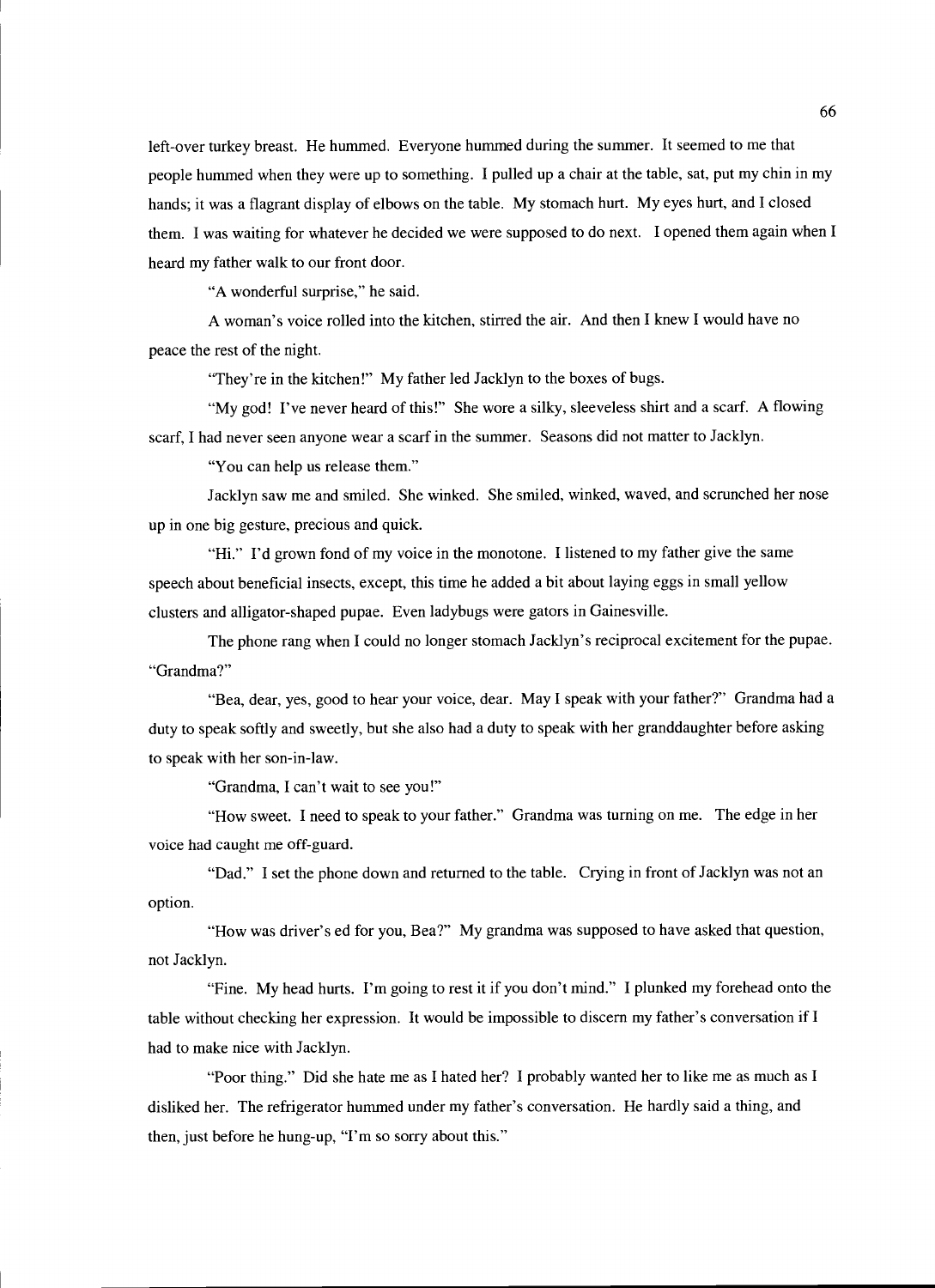left-over turkey breast. He hummed. Everyone hummed during the summer. It seemed to me that people hummed when they were up to something. I pulled up a chair at the table, sat, put my chin in my hands; it was a flagrant display of elbows on the table. My stomach hurt. My eyes hurt, and I closed them. I was waiting for whatever he decided we were supposed to do next. I opened them again when I heard my father walk to our front door.

"A wonderful surprise," he said.

A woman's voice rolled into the kitchen, stirred the air. And then I knew I would have no peace the rest of the night.

"They're in the kitchen!" My father led Jacklyn to the boxes of bugs.

"My god! I've never heard of this!" She wore a silky, sleeveless shirt and a scarf. A flowing scarf, I had never seen anyone wear a scarf in the summer. Seasons did not matter to Jacklyn.

"You can help us release them."

Jacklyn saw me and smiled. She winked. She smiled, winked, waved, and scrunched her nose up in one big gesture, precious and quick.

"Hi." I'd grown fond of my voice in the monotone. I listened to my father give the same speech about beneficial insects, except, this time he added a bit about laying eggs in small yellow clusters and alligator-shaped pupae. Even ladybugs were gators in Gainesville.

The phone rang when I could no longer stomach Jacklyn's reciprocal excitement for the pupae. "Grandma?"

"Bea, dear, yes, good to hear your voice, dear. May I speak with your father?" Grandma had a duty to speak softly and sweetly, but she also had a duty to speak with her granddaughter before asking to speak with her son-in-law.

"Grandma, I can't wait to see you!"

"How sweet. I need to speak to your father." Grandma was turning on me. The edge in her voice had caught me off-guard.

"Dad." I set the phone down and returned to the table. Crying in front of Jacklyn was not an option.

"How was driver's ed for you, Bea?" My grandma was supposed to have asked that question, not Jacklyn.

"Fine. My head hurts. I'm going to rest it if you don't mind." I plunked my forehead onto the table without checking her expression. It would be impossible to discern my father's conversation if I had to make nice with Jacklyn.

"Poor thing." Did she hate me as I hated her? I probably wanted her to like me as much as I disliked her. The refrigerator hummed under my father's conversation. He hardly said a thing, and then, just before he hung-up, "I'm so sorry about this."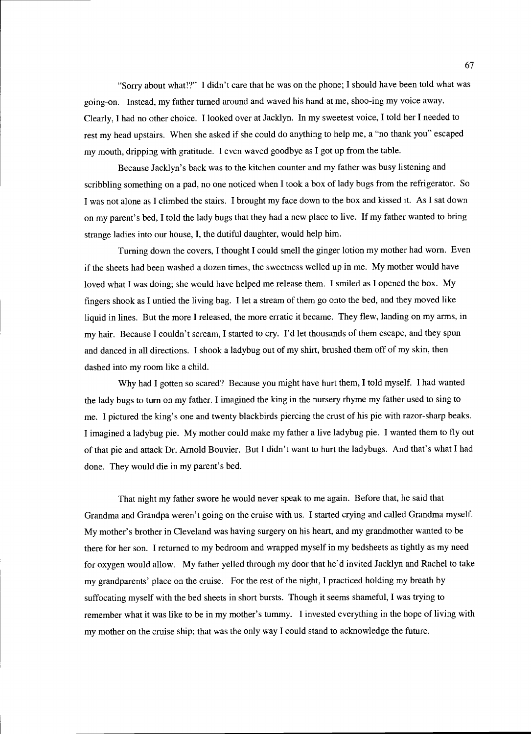"Sorry about what!?" I didn't care that he was on the phone; I should have been told what was going-on. Instead, my father turned around and waved his hand at me, shoo-ing my voice away. Clearly, I had no other choice. I looked over at Jacklyn. In my sweetest voice, I told her I needed to rest my head upstairs. When she asked if she could do anything to help me, a "no thank you" escaped my mouth, dripping with gratitude. I even waved goodbye as I got up from the table.

Because Jacklyn's back was to the kitchen counter and my father was busy listening and scribbling something on a pad, no one noticed when I took a box of lady bugs from the refrigerator. So I was not alone as I climbed the stairs. I brought my face down to the box and kissed it. As I sat down on my parent's bed, I told the lady bugs that they had a new place to live. If my father wanted to bring strange ladies into our house, I, the dutiful daughter, would help him.

Turning down the covers, I thought I could smell the ginger lotion my mother had worn. Even if the sheets had been washed a dozen times, the sweetness welled up in me. My mother would have loved what I was doing; she would have helped me release them. I smiled as I opened the box. My fingers shook as I untied the living bag. I let a stream of them go onto the bed, and they moved like liquid in lines. But the more I released, the more erratic it became. They flew, landing on my arms, in my hair. Because I couldn't scream, I started to cry. I'd let thousands of them escape, and they spun and danced in all directions. I shook a ladybug out of my shirt, brushed them off of my skin, then dashed into my room like a child.

Why had I gotten so scared? Because you might have hurt them, I told myself. I had wanted the lady bugs to turn on my father. I imagined the king in the nursery rhyme my father used to sing to me. I pictured the king's one and twenty blackbirds piercing the crust of his pie with razor-sharp beaks. I imagined a ladybug pie. My mother could make my father a live ladybug pie. I wanted them to fly out of that pie and attack Dr. Arnold Bouvier. But I didn't want to hurt the ladybugs. And that's what I had done. They would die in my parent's bed.

That night my father swore he would never speak to me again. Before that, he said that Grandma and Grandpa weren't going on the cruise with us. I started crying and called Grandma myself. My mother's brother in Cleveland was having surgery on his heart, and my grandmother wanted to be there for her son. I returned to my bedroom and wrapped myself in my bedsheets as tightly as my need for oxygen would allow. My father yelled through my door that he'd invited Jacklyn and Rachel to take my grandparents' place on the cruise. For the rest of the night, I practiced holding my breath by suffocating myself with the bed sheets in short bursts. Though it seems shameful, I was trying to remember what it was like to be in my mother's tummy. I invested everything in the hope of living with my mother on the cruise ship; that was the only way I could stand to acknowledge the future.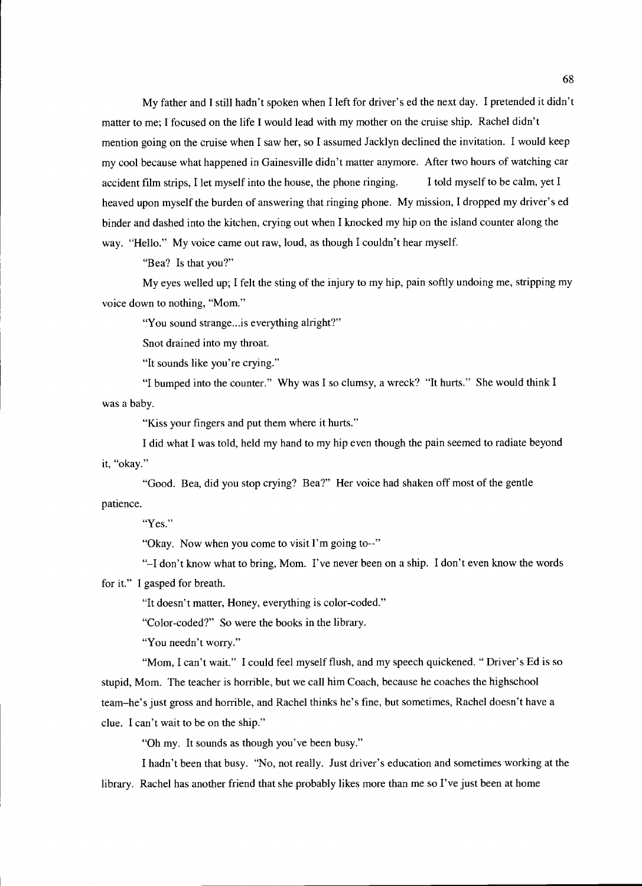My father and I still hadn't spoken when I left for driver's ed the next day. I pretended it didn't matter to me; I focused on the life I would lead with my mother on the cruise ship. Rachel didn't mention going on the cruise when I saw her, so I assumed Jacklyn declined the invitation. I would keep my cool because what happened in Gainesville didn't matter anymore. After two hours of watching car accident film strips, I let myself into the house, the phone ringing. I told myself to be calm, yet I heaved upon myself the burden of answering that ringing phone. My mission, I dropped my driver's ed binder and dashed into the kitchen, crying out when I knocked my hip on the island counter along the way. "Hello." My voice came out raw, loud, as though I couldn't hear myself.

"Bea? Is that you?"

My eyes welled up; I felt the sting of the injury to my hip, pain softly undoing me, stripping my voice down to nothing, "Mom."

"You sound strange...is everything alright?"

Snot drained into my throat.

"It sounds like you're crying."

"I bumped into the counter." Why was I so clumsy, a wreck? "It hurts." She would think I was a baby.

"Kiss your fingers and put them where it hurts."

I did what I was told, held my hand to my hip even though the pain seemed to radiate beyond it, "okay."

"Good. Bea, did you stop crying? Bea?" Her voice had shaken off most of the gentle patience.

"Yes."

"Okay. Now when you come to visit I'm going to--"

"–I don't know what to bring, Mom. I've never been on a ship. I don't even know the words for it." I gasped for breath.

"It doesn't matter, Honey, everything is color-coded."

"Color-coded?" So were the books in the library.

"You needn't worry."

"Mom, I can't wait." I could feel myself flush, and my speech quickened. " Driver's Ed is so stupid, Mom. The teacher is horrible, but we call him Coach, because he coaches the highschool team–he's just gross and horrible, and Rachel thinks he's fine, but sometimes, Rachel doesn't have a clue. I can't wait to be on the ship."

"Oh my. It sounds as though you've been busy."

I hadn't been that busy. "No, not really. Just driver's education and sometimes working at the library. Rachel has another friend that she probably likes more than me so I've just been at home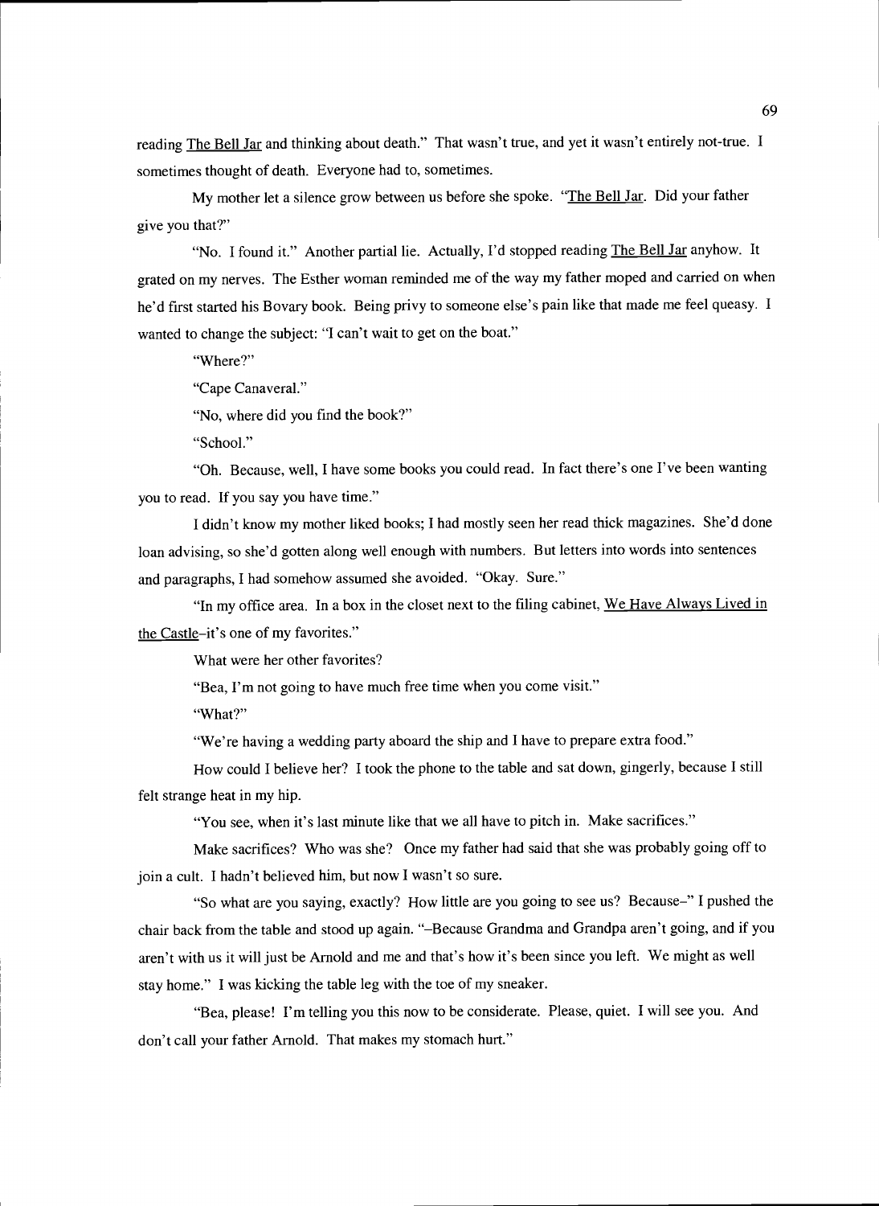reading The Bell Jar and thinking about death." That wasn't true, and yet it wasn't entirely not-true. I sometimes thought of death. Everyone had to, sometimes.

My mother let a silence grow between us before she spoke. "The Bell Jar. Did your father give you that?"

"No. I found it." Another partial lie. Actually, I'd stopped reading The Bell Jar anyhow. It grated on my nerves. The Esther woman reminded me of the way my father moped and carried on when he'd first started his Bovary book. Being privy to someone else's pain like that made me feel queasy. I wanted to change the subject: "I can't wait to get on the boat."

"Where?"

"Cape Canaveral."

"No, where did you find the book?"

"School."

"Oh. Because, well, I have some books you could read. In fact there's one I've been wanting you to read. If you say you have time."

I didn't know my mother liked books; I had mostly seen her read thick magazines. She'd done loan advising, so she'd gotten along well enough with numbers. But letters into words into sentences and paragraphs, I had somehow assumed she avoided. "Okay. Sure."

"In my office area. In a box in the closet next to the filing cabinet, We Have Always Lived in the Castle–it's one of my favorites."

What were her other favorites?

"Bea, I'm not going to have much free time when you come visit."

"What?"

"We're having a wedding party aboard the ship and I have to prepare extra food."

How could I believe her? I took the phone to the table and sat down, gingerly, because I still felt strange heat in my hip.

"You see, when it's last minute like that we all have to pitch in. Make sacrifices."

Make sacrifices? Who was she? Once my father had said that she was probably going off to join a cult. I hadn't believed him, but now I wasn't so sure.

"So what are you saying, exactly? How little are you going to see us? Because–" I pushed the chair back from the table and stood up again. "–Because Grandma and Grandpa aren't going, and if you aren't with us it will just be Arnold and me and that's how it's been since you left. We might as well stay home." I was kicking the table leg with the toe of my sneaker.

"Bea, please! I'm telling you this now to be considerate. Please, quiet. I will see you. And don't call your father Arnold. That makes my stomach hurt."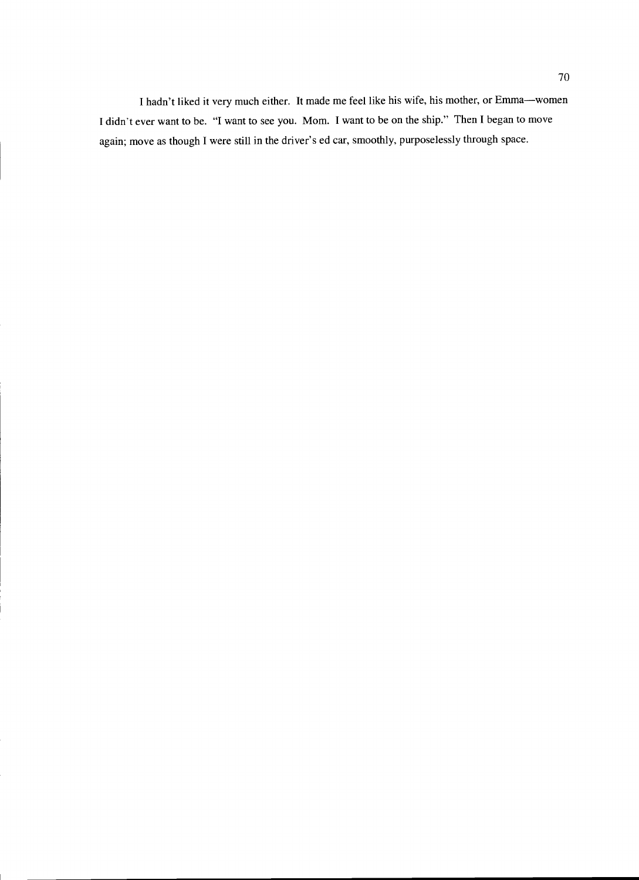I hadn't liked it very much either. It made me feel like his wife, his mother, or Emma—women I didn't ever want to be. "I want to see you. Mom. I want to be on the ship." Then I began to move again; move as though I were still in the driver's ed car, smoothly, purposelessly through space.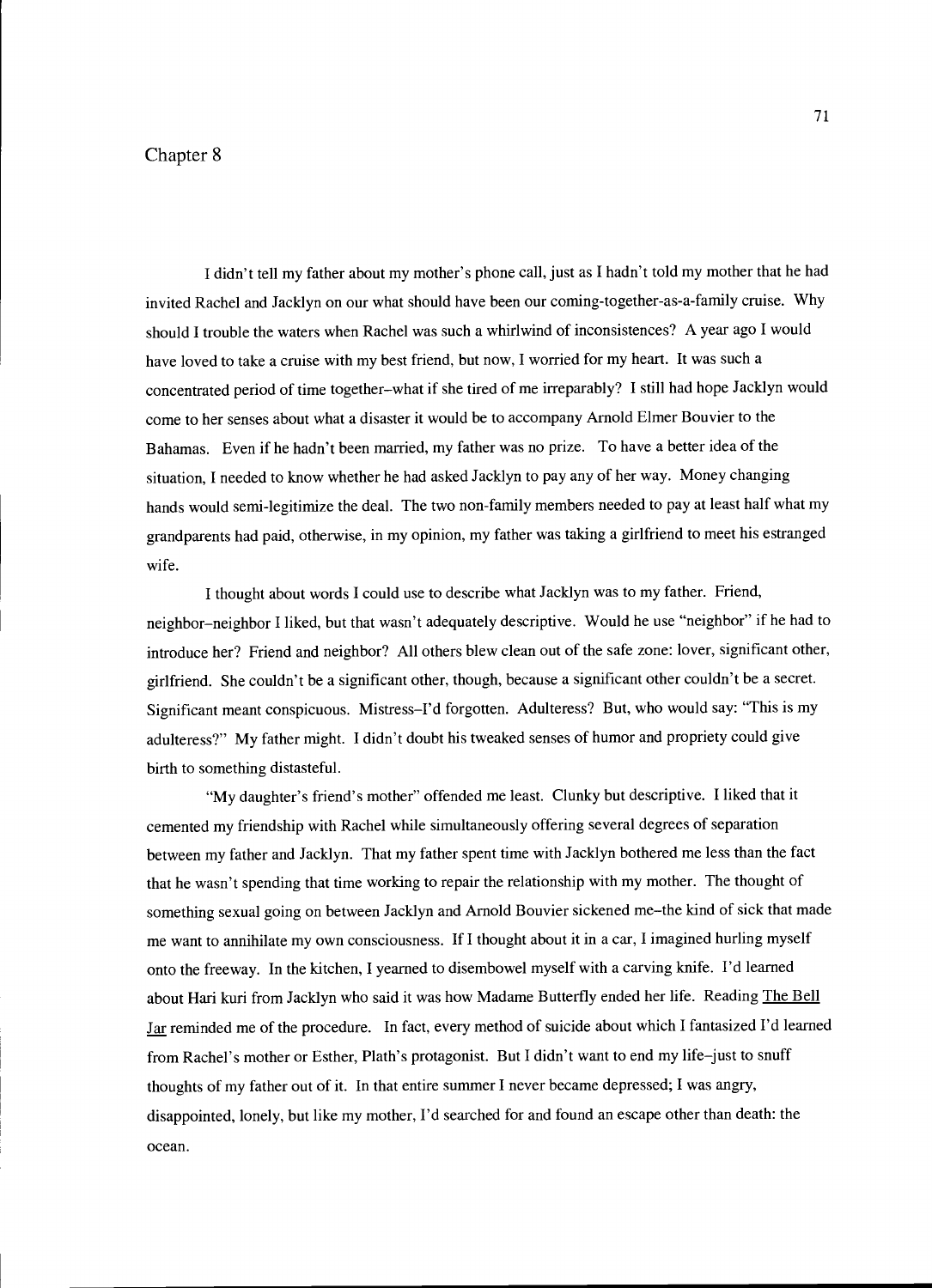# Chapter 8

I didn't tell my father about my mother's phone call, just as I hadn't told my mother that he had invited Rachel and Jacklyn on our what should have been our coming-together-as-a-family cruise. Why should I trouble the waters when Rachel was such a whirlwind of inconsistences? A year ago I would have loved to take a cruise with my best friend, but now, I worried for my heart. It was such a concentrated period of time together–what if she tired of me irreparably? I still had hope Jacklyn would come to her senses about what a disaster it would be to accompany Arnold Elmer Bouvier to the Bahamas. Even if he hadn't been married, my father was no prize. To have a better idea of the situation, I needed to know whether he had asked Jacklyn to pay any of her way. Money changing hands would semi-legitimize the deal. The two non-family members needed to pay at least half what my grandparents had paid, otherwise, in my opinion, my father was taking a girlfriend to meet his estranged wife.

I thought about words I could use to describe what Jacklyn was to my father. Friend, neighbor–neighbor I liked, but that wasn't adequately descriptive. Would he use "neighbor" if he had to introduce her? Friend and neighbor? All others blew clean out of the safe zone: lover, significant other, girlfriend. She couldn't be a significant other, though, because a significant other couldn't be a secret. Significant meant conspicuous. Mistress–I'd forgotten. Adulteress? But, who would say: "This is my adulteress?" My father might. I didn't doubt his tweaked senses of humor and propriety could give birth to something distasteful.

"My daughter's friend's mother" offended me least. Clunky but descriptive. I liked that it cemented my friendship with Rachel while simultaneously offering several degrees of separation between my father and Jacklyn. That my father spent time with Jacklyn bothered me less than the fact that he wasn't spending that time working to repair the relationship with my mother. The thought of something sexual going on between Jacklyn and Arnold Bouvier sickened me–the kind of sick that made me want to annihilate my own consciousness. If I thought about it in a car, I imagined hurling myself onto the freeway. In the kitchen, I yearned to disembowel myself with a carving knife. I'd learned about Hari kuri from Jacklyn who said it was how Madame Butterfly ended her life. Reading <u>The Bell Jar</u> reminded me of the procedure. In fact, every method of suicide about which I fantasized I'd learned from Rachel's mother or Esther, Plath's protagonist. But I didn't want to end my life–just to snuff thoughts of my father out of it. In that entire summer I never became depressed; I was angry, disappointed, lonely, but like my mother, I'd searched for and found an escape other than death: the ocean.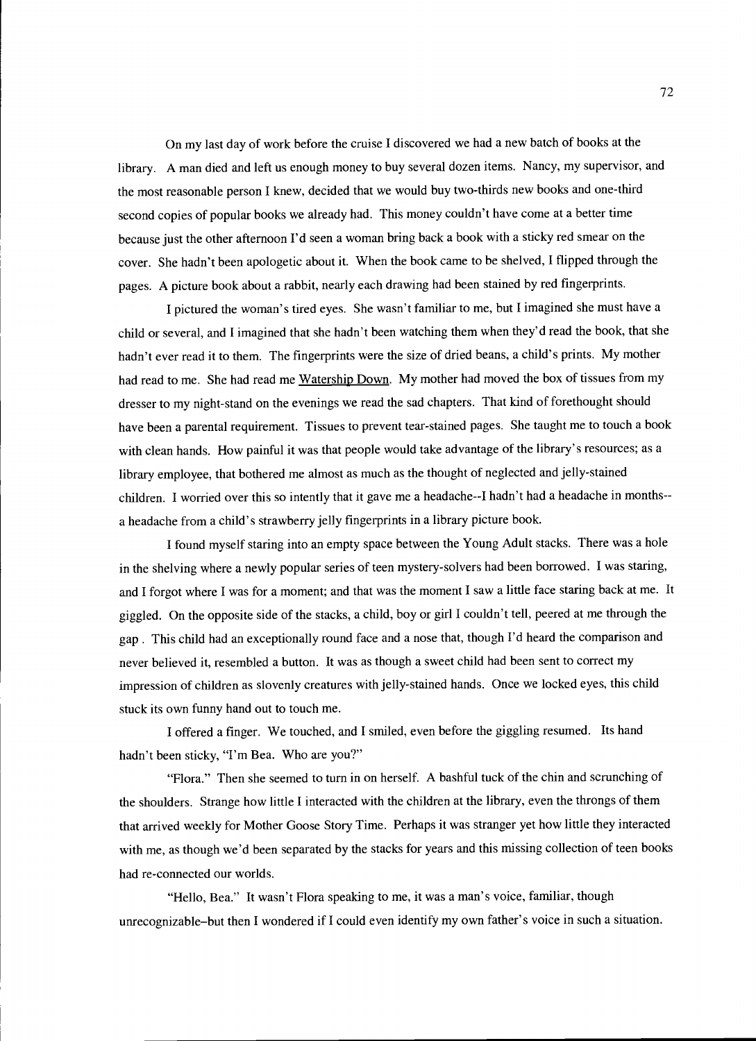On my last day of work before the cruise I discovered we had a new batch of books at the library. A man died and left us enough money to buy several dozen items. Nancy, my supervisor, and the most reasonable person I knew, decided that we would buy two-thirds new books and one-third second copies of popular books we already had. This money couldn't have come at a better time because just the other afternoon I'd seen a woman bring back a book with a sticky red smear on the cover. She hadn't been apologetic about it. When the book came to be shelved, I flipped through the pages. A picture book about a rabbit, nearly each drawing had been stained by red fingerprints.

I pictured the woman's tired eyes. She wasn't familiar to me, but I imagined she must have a child or several, and I imagined that she hadn't been watching them when they'd read the book, that she hadn't ever read it to them. The fingerprints were the size of dried beans, a child's prints. My mother had read to me. She had read me Watership Down. My mother had moved the box of tissues from my dresser to my night-stand on the evenings we read the sad chapters. That kind of forethought should have been a parental requirement. Tissues to prevent tear-stained pages. She taught me to touch a book with clean hands. How painful it was that people would take advantage of the library's resources; as a library employee, that bothered me almost as much as the thought of neglected and jelly-stained children. I worried over this so intently that it gave me a headache--I hadn't had a headache in months--a headache from a child's strawberry jelly fingerprints in a library picture book.

I found myself staring into an empty space between the Young Adult stacks. There was a hole in the shelving where a newly popular series of teen mystery-solvers had been borrowed. I was staring, and I forgot where I was for a moment; and that was the moment I saw a little face staring back at me. It giggled. On the opposite side of the stacks, a child, boy or girl I couldn't tell, peered at me through the gap . This child had an exceptionally round face and a nose that, though I'd heard the comparison and never believed it, resembled a button. It was as though a sweet child had been sent to correct my impression of children as slovenly creatures with jelly-stained hands. Once we locked eyes, this child stuck its own funny hand out to touch me.

I offered a finger. We touched, and I smiled, even before the giggling resumed. Its hand hadn't been sticky, "I'm Bea. Who are you?"

"Flora." Then she seemed to turn in on herself. A bashful tuck of the chin and scrunching of the shoulders. Strange how little I interacted with the children at the library, even the throngs of them that arrived weekly for Mother Goose Story Time. Perhaps it was stranger yet how little they interacted with me, as though we'd been separated by the stacks for years and this missing collection of teen books had re-connected our worlds.

"Hello, Bea." It wasn't Flora speaking to me, it was a man's voice, familiar, though unrecognizable–but then I wondered if I could even identify my own father's voice in such a situation.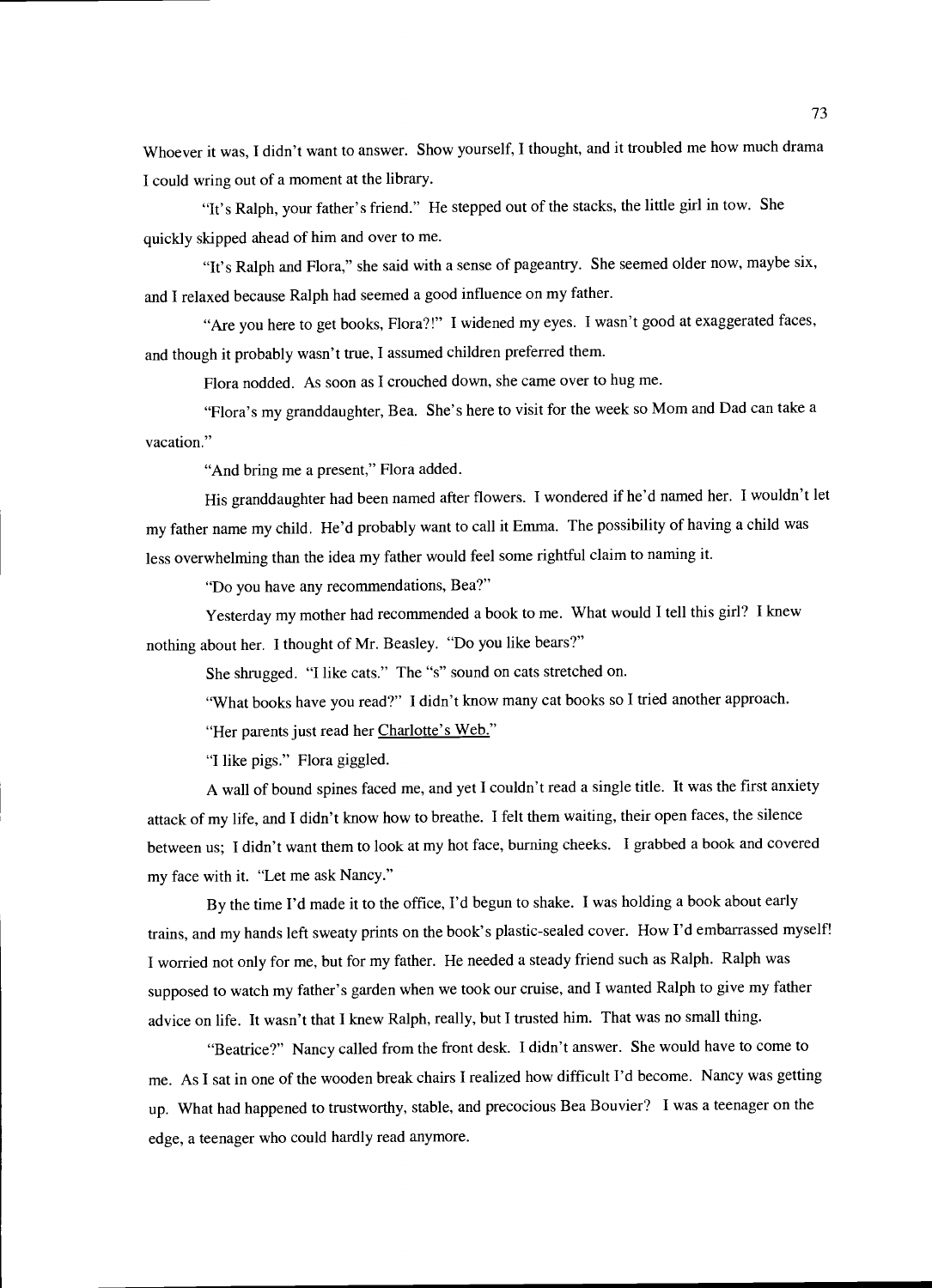Whoever it was, I didn't want to answer. Show yourself, I thought, and it troubled me how much drama I could wring out of a moment at the library.

"It's Ralph, your father's friend." He stepped out of the stacks, the little girl in tow. She quickly skipped ahead of him and over to me.

"It's Ralph and Flora," she said with a sense of pageantry. She seemed older now, maybe six, and I relaxed because Ralph had seemed a good influence on my father.

"Are you here to get books, Flora?!" I widened my eyes. I wasn't good at exaggerated faces, and though it probably wasn't true, I assumed children preferred them.

Flora nodded. As soon as I crouched down, she came over to hug me.

"Flora's my granddaughter, Bea. She's here to visit for the week so Mom and Dad can take a vacation."

"And bring me a present," Flora added.

His granddaughter had been named after flowers. I wondered if he'd named her. I wouldn't let my father name my child. He'd probably want to call it Emma. The possibility of having a child was less overwhelming than the idea my father would feel some rightful claim to naming it.

"Do you have any recommendations, Bea?"

Yesterday my mother had recommended a book to me. What would I tell this girl? I knew nothing about her. I thought of Mr. Beasley. "Do you like bears?"

She shrugged. "I like cats." The "s" sound on cats stretched on.

"What books have you read?" I didn't know many cat books so I tried another approach.

"Her parents just read her Charlotte's Web."

"I like pigs." Flora giggled.

A wall of bound spines faced me, and yet I couldn't read a single title. It was the first anxiety attack of my life, and I didn't know how to breathe. I felt them waiting, their open faces, the silence between us; I didn't want them to look at my hot face, burning cheeks. I grabbed a book and covered my face with it. "Let me ask Nancy."

By the time I'd made it to the office, I'd begun to shake. I was holding a book about early trains, and my hands left sweaty prints on the book's plastic-sealed cover. How I'd embarrassed myself! I worried not only for me, but for my father. He needed a steady friend such as Ralph. Ralph was supposed to watch my father's garden when we took our cruise, and I wanted Ralph to give my father advice on life. It wasn't that I knew Ralph, really, but I trusted him. That was no small thing.

"Beatrice?" Nancy called from the front desk. I didn't answer. She would have to come to me. As I sat in one of the wooden break chairs I realized how difficult I'd become. Nancy was getting up. What had happened to trustworthy, stable, and precocious Bea Bouvier? I was a teenager on the edge, a teenager who could hardly read anymore.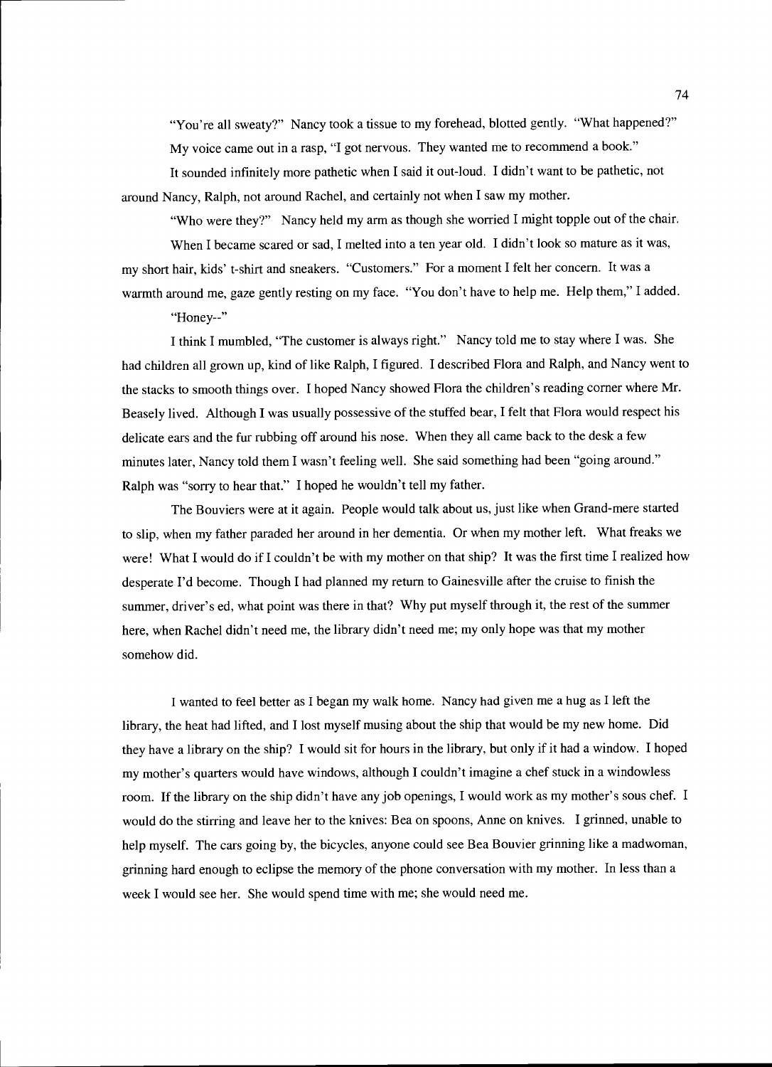"You're all sweaty?" Nancy took a tissue to my forehead, blotted gently. "What happened?"

My voice came out in a rasp, "I got nervous. They wanted me to recommend a book."

It sounded infinitely more pathetic when I said it out-loud. I didn't want to be pathetic, not around Nancy, Ralph, not around Rachel, and certainly not when I saw my mother.

"Who were they?" Nancy held my arm as though she worried I might topple out of the chair.

When I became scared or sad, I melted into a ten year old. I didn't look so mature as it was, my short hair, kids' t-shirt and sneakers. "Customers." For a moment I felt her concern. It was a warmth around me, gaze gently resting on my face. "You don't have to help me. Help them," I added.

"Honey--"

I think I mumbled, "The customer is always right." Nancy told me to stay where I was. She had children all grown up, kind of like Ralph, I figured. I described Flora and Ralph, and Nancy went to the stacks to smooth things over. I hoped Nancy showed Flora the children's reading corner where Mr. Beasely lived. Although I was usually possessive of the stuffed bear, I felt that Flora would respect his delicate ears and the fur rubbing off around his nose. When they all came back to the desk a few minutes later, Nancy told them I wasn't feeling well. She said something had been "going around." Ralph was "sorry to hear that." I hoped he wouldn't tell my father.

The Bouviers were at it again. People would talk about us, just like when Grand-mere started to slip, when my father paraded her around in her dementia. Or when my mother left. What freaks we were! What I would do if I couldn't be with my mother on that ship? It was the first time I realized how desperate I'd become. Though I had planned my return to Gainesville after the cruise to finish the summer, driver's ed, what point was there in that? Why put myself through it, the rest of the summer here, when Rachel didn't need me, the library didn't need me; my only hope was that my mother somehow did.

I wanted to feel better as I began my walk home. Nancy had given me a hug as I left the library, the heat had lifted, and I lost myself musing about the ship that would be my new home. Did they have a library on the ship? I would sit for hours in the library, but only if it had a window. I hoped my mother's quarters would have windows, although I couldn't imagine a chef stuck in a windowless room. If the library on the ship didn't have any job openings, I would work as my mother's sous chef. I would do the stirring and leave her to the knives: Bea on spoons, Anne on knives. I grinned, unable to help myself. The cars going by, the bicycles, anyone could see Bea Bouvier grinning like a madwoman, grinning hard enough to eclipse the memory of the phone conversation with my mother. In less than a week I would see her. She would spend time with me; she would need me.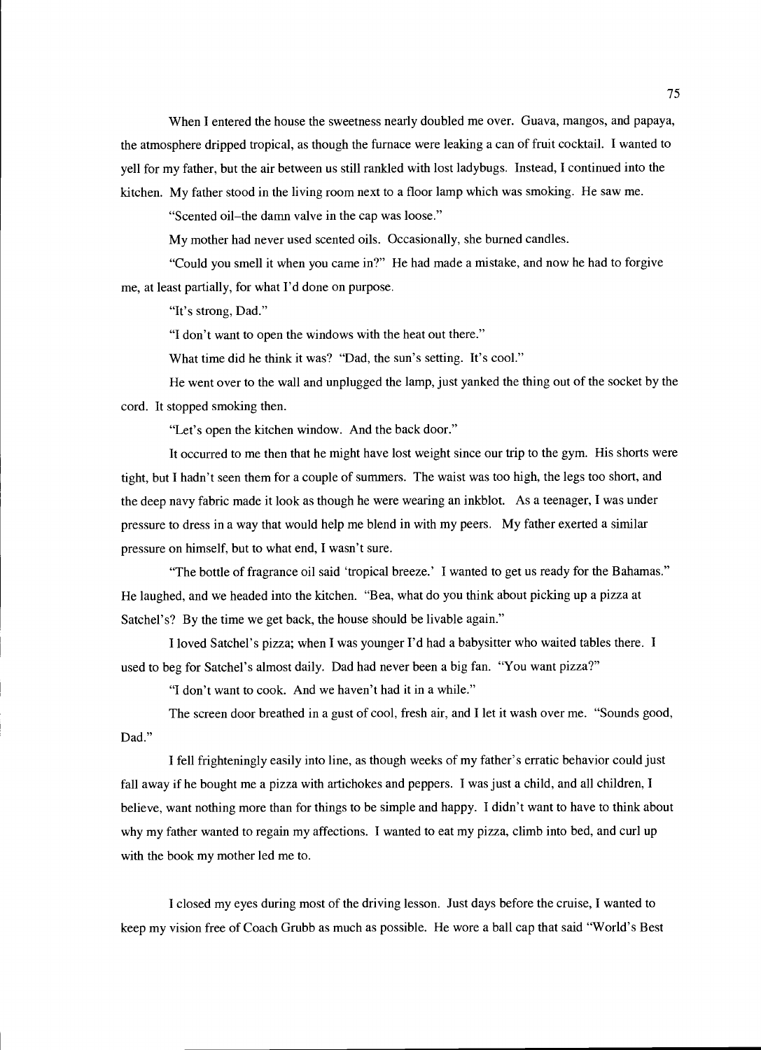When I entered the house the sweetness nearly doubled me over. Guava, mangos, and papaya, the atmosphere dripped tropical, as though the furnace were leaking a can of fruit cocktail. I wanted to yell for my father, but the air between us still rankled with lost ladybugs. Instead, I continued into the kitchen. My father stood in the living room next to a floor lamp which was smoking. He saw me.

"Scented oil–the damn valve in the cap was loose."

My mother had never used scented oils. Occasionally, she burned candles.

"Could you smell it when you came in?" He had made a mistake, and now he had to forgive me, at least partially, for what I'd done on purpose.

"It's strong, Dad."

"I don't want to open the windows with the heat out there."

What time did he think it was? "Dad, the sun's setting. It's cool."

He went over to the wall and unplugged the lamp, just yanked the thing out of the socket by the cord. It stopped smoking then.

"Let's open the kitchen window. And the back door."

It occurred to me then that he might have lost weight since our trip to the gym. His shorts were tight, but I hadn't seen them for a couple of summers. The waist was too high, the legs too short, and the deep navy fabric made it look as though he were wearing an inkblot. As a teenager, I was under pressure to dress in a way that would help me blend in with my peers. My father exerted a similar pressure on himself, but to what end, I wasn't sure.

"The bottle of fragrance oil said 'tropical breeze.' I wanted to get us ready for the Bahamas." He laughed, and we headed into the kitchen. "Bea, what do you think about picking up a pizza at Satchel's? By the time we get back, the house should be livable again."

I loved Satchel's pizza; when I was younger I'd had a babysitter who waited tables there. I used to beg for Satchel's almost daily. Dad had never been a big fan. "You want pizza?"

"I don't want to cook. And we haven't had it in a while."

The screen door breathed in a gust of cool, fresh air, and I let it wash over me. "Sounds good, Dad."

I fell frighteningly easily into line, as though weeks of my father's erratic behavior could just fall away if he bought me a pizza with artichokes and peppers. I was just a child, and all children, I believe, want nothing more than for things to be simple and happy. I didn't want to have to think about why my father wanted to regain my affections. I wanted to eat my pizza, climb into bed, and curl up with the book my mother led me to.

I closed my eyes during most of the driving lesson. Just days before the cruise, I wanted to keep my vision free of Coach Grubb as much as possible. He wore a ball cap that said "World's Best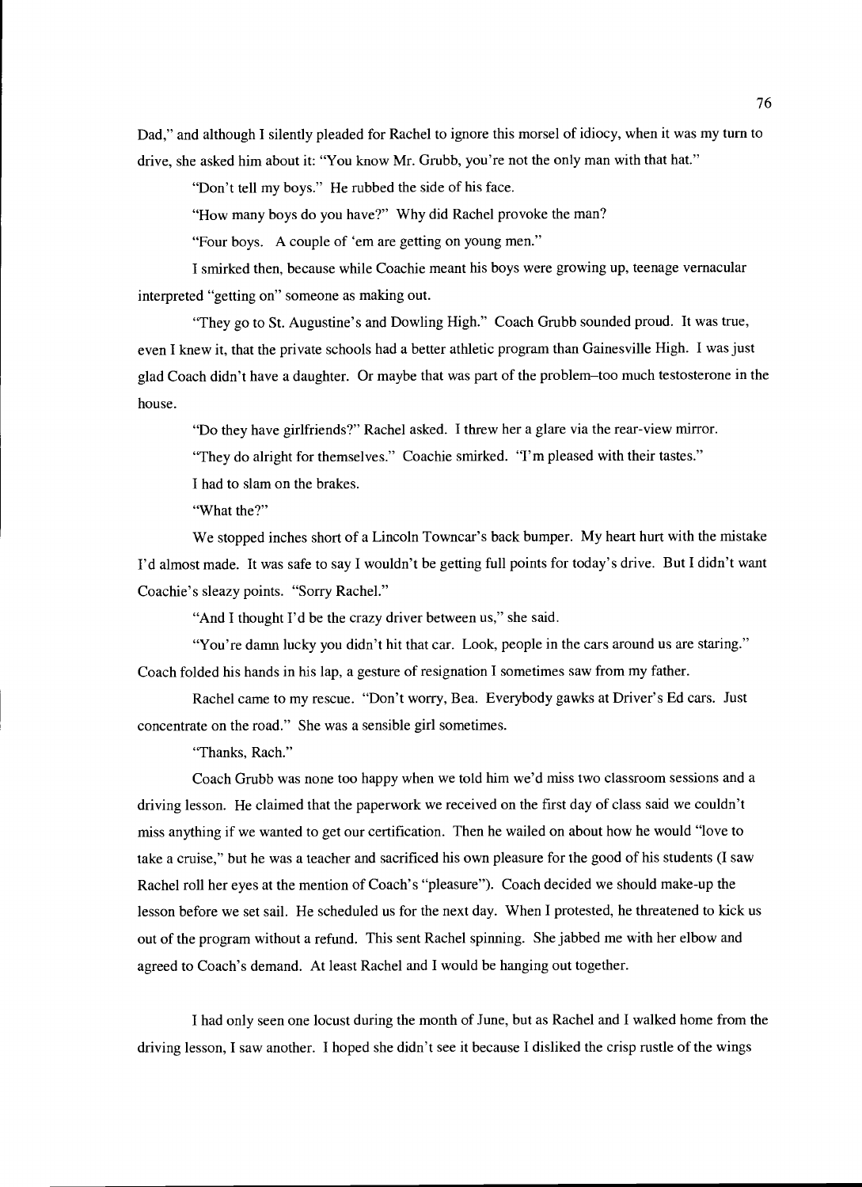Dad," and although I silently pleaded for Rachel to ignore this morsel of idiocy, when it was my turn to drive, she asked him about it: "You know Mr. Grubb, you're not the only man with that hat."

"Don't tell my boys." He rubbed the side of his face.

"How many boys do you have?" Why did Rachel provoke the man?

"Four boys. A couple of 'em are getting on young men."

I smirked then, because while Coachie meant his boys were growing up, teenage vernacular interpreted "getting on" someone as making out.

"They go to St. Augustine's and Dowling High." Coach Grubb sounded proud. It was true, even I knew it, that the private schools had a better athletic program than Gainesville High. I was just glad Coach didn't have a daughter. Or maybe that was part of the problem–too much testosterone in the house.

"Do they have girlfriends?" Rachel asked. I threw her a glare via the rear-view mirror.

"They do alright for themselves." Coachie smirked. "I'm pleased with their tastes."

I had to slam on the brakes.

"What the?"

We stopped inches short of a Lincoln Towncar's back bumper. My heart hurt with the mistake I'd almost made. It was safe to say I wouldn't be getting full points for today's drive. But I didn't want Coachie's sleazy points. "Sorry Rachel."

"And I thought I'd be the crazy driver between us," she said.

"You're damn lucky you didn't hit that car. Look, people in the cars around us are staring." Coach folded his hands in his lap, a gesture of resignation I sometimes saw from my father.

Rachel came to my rescue. "Don't worry, Bea. Everybody gawks at Driver's Ed cars. Just concentrate on the road." She was a sensible girl sometimes.

"Thanks, Rach."

Coach Grubb was none too happy when we told him we'd miss two classroom sessions and a driving lesson. He claimed that the paperwork we received on the first day of class said we couldn't miss anything if we wanted to get our certification. Then he wailed on about how he would "love to take a cruise," but he was a teacher and sacrificed his own pleasure for the good of his students (I saw Rachel roll her eyes at the mention of Coach's "pleasure"). Coach decided we should make-up the lesson before we set sail. He scheduled us for the next day. When I protested, he threatened to kick us out of the program without a refund. This sent Rachel spinning. She jabbed me with her elbow and agreed to Coach's demand. At least Rachel and I would be hanging out together.

I had only seen one locust during the month of June, but as Rachel and I walked home from the driving lesson, I saw another. I hoped she didn't see it because I disliked the crisp rustle of the wings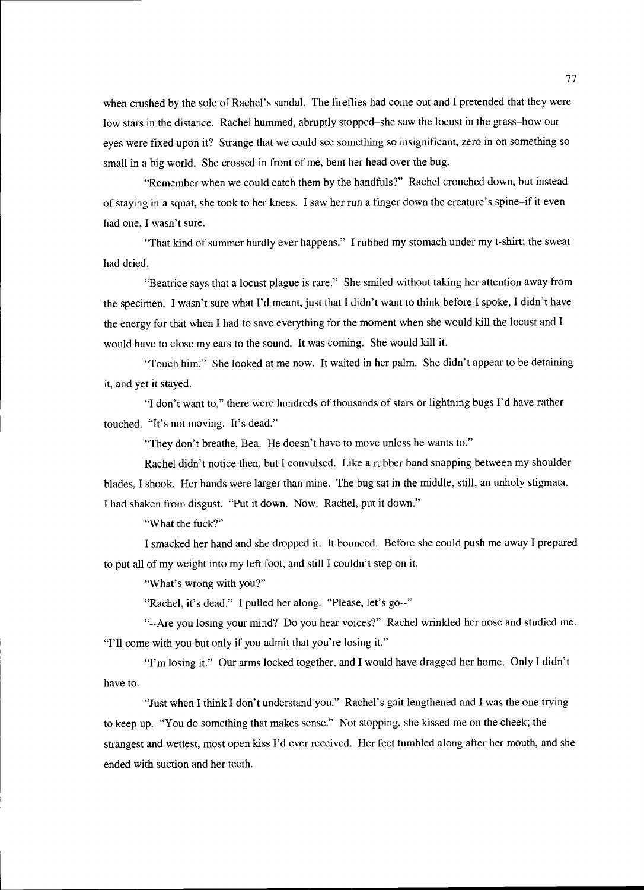when crushed by the sole of Rachel's sandal. The fireflies had come out and I pretended that they were low stars in the distance. Rachel hummed, abruptly stopped–she saw the locust in the grass–how our eyes were fixed upon it? Strange that we could see something so insignificant, zero in on something so small in a big world. She crossed in front of me, bent her head over the bug.

"Remember when we could catch them by the handfuls?" Rachel crouched down, but instead of staying in a squat, she took to her knees. I saw her run a finger down the creature's spine–if it even had one, I wasn't sure.

"That kind of summer hardly ever happens." I rubbed my stomach under my t-shirt; the sweat had dried.

"Beatrice says that a locust plague is rare." She smiled without taking her attention away from the specimen. I wasn't sure what I'd meant, just that I didn't want to think before I spoke, I didn't have the energy for that when I had to save everything for the moment when she would kill the locust and I would have to close my ears to the sound. It was coming. She would kill it.

"Touch him." She looked at me now. It waited in her palm. She didn't appear to be detaining it, and yet it stayed.

"I don't want to," there were hundreds of thousands of stars or lightning bugs I'd have rather touched. "It's not moving. It's dead."

"They don't breathe, Bea. He doesn't have to move unless he wants to."

Rachel didn't notice then, but I convulsed. Like a rubber band snapping between my shoulder blades, I shook. Her hands were larger than mine. The bug sat in the middle, still, an unholy stigmata. I had shaken from disgust. "Put it down. Now. Rachel, put it down."

"What the fuck?"

I smacked her hand and she dropped it. It bounced. Before she could push me away I prepared to put all of my weight into my left foot, and still I couldn't step on it.

"What's wrong with you?"

"Rachel, it's dead." I pulled her along. "Please, let's go--"

"--Are you losing your mind? Do you hear voices?" Rachel wrinkled her nose and studied me. "I'll come with you but only if you admit that you're losing it."

"I'm losing it." Our arms locked together, and I would have dragged her home. Only I didn't have to.

"Just when I think I don't understand you." Rachel's gait lengthened and I was the one trying to keep up. "You do something that makes sense." Not stopping, she kissed me on the cheek; the strangest and wettest, most open kiss I'd ever received. Her feet tumbled along after her mouth, and she ended with suction and her teeth.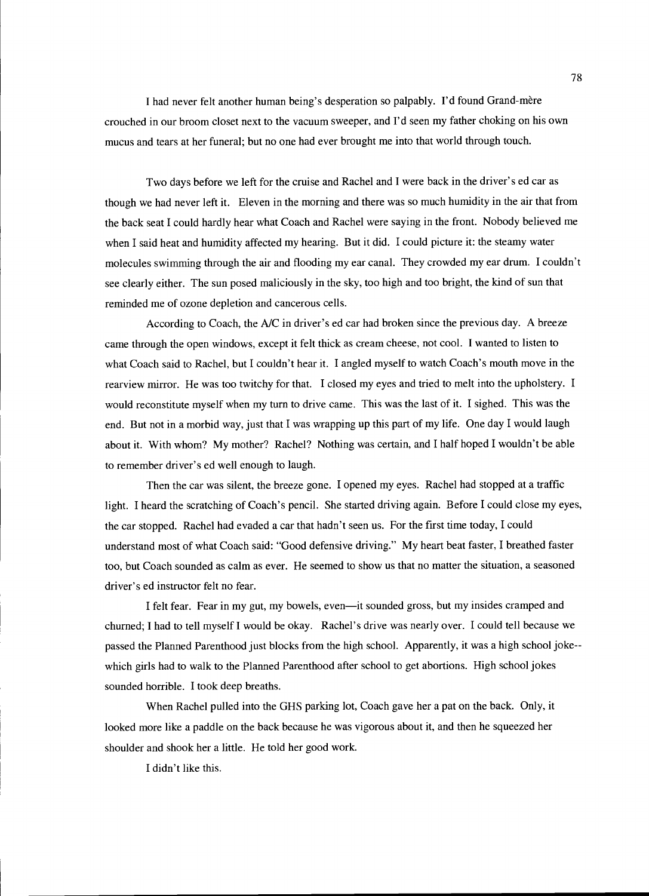I had never felt another human being's desperation so palpably. I'd found Grand-mère crouched in our broom closet next to the vacuum sweeper, and I'd seen my father choking on his own mucus and tears at her funeral; but no one had ever brought me into that world through touch.

Two days before we left for the cruise and Rachel and I were back in the driver's ed car as though we had never left it. Eleven in the morning and there was so much humidity in the air that from the back seat I could hardly hear what Coach and Rachel were saying in the front. Nobody believed me when I said heat and humidity affected my hearing. But it did. I could picture it: the steamy water molecules swimming through the air and flooding my ear canal. They crowded my ear drum. I couldn't see clearly either. The sun posed maliciously in the sky, too high and too bright, the kind of sun that reminded me of ozone depletion and cancerous cells.

According to Coach, the A/C in driver's ed car had broken since the previous day. A breeze came through the open windows, except it felt thick as cream cheese, not cool. I wanted to listen to what Coach said to Rachel, but I couldn't hear it. I angled myself to watch Coach's mouth move in the rearview mirror. He was too twitchy for that. I closed my eyes and tried to melt into the upholstery. I would reconstitute myself when my turn to drive came. This was the last of it. I sighed. This was the end. But not in a morbid way, just that I was wrapping up this part of my life. One day I would laugh about it. With whom? My mother? Rachel? Nothing was certain, and I half hoped I wouldn't be able to remember driver's ed well enough to laugh.

Then the car was silent, the breeze gone. I opened my eyes. Rachel had stopped at a traffic light. I heard the scratching of Coach's pencil. She started driving again. Before I could close my eyes, the car stopped. Rachel had evaded a car that hadn't seen us. For the first time today, I could understand most of what Coach said: "Good defensive driving." My heart beat faster, I breathed faster too, but Coach sounded as calm as ever. He seemed to show us that no matter the situation, a seasoned driver's ed instructor felt no fear.

I felt fear. Fear in my gut, my bowels, even—it sounded gross, but my insides cramped and churned; I had to tell myself I would be okay. Rachel's drive was nearly over. I could tell because we passed the Planned Parenthood just blocks from the high school. Apparently, it was a high school joke--which girls had to walk to the Planned Parenthood after school to get abortions. High school jokes sounded horrible. I took deep breaths.

When Rachel pulled into the GHS parking lot, Coach gave her a pat on the back. Only, it looked more like a paddle on the back because he was vigorous about it, and then he squeezed her shoulder and shook her a little. He told her good work.

I didn't like this.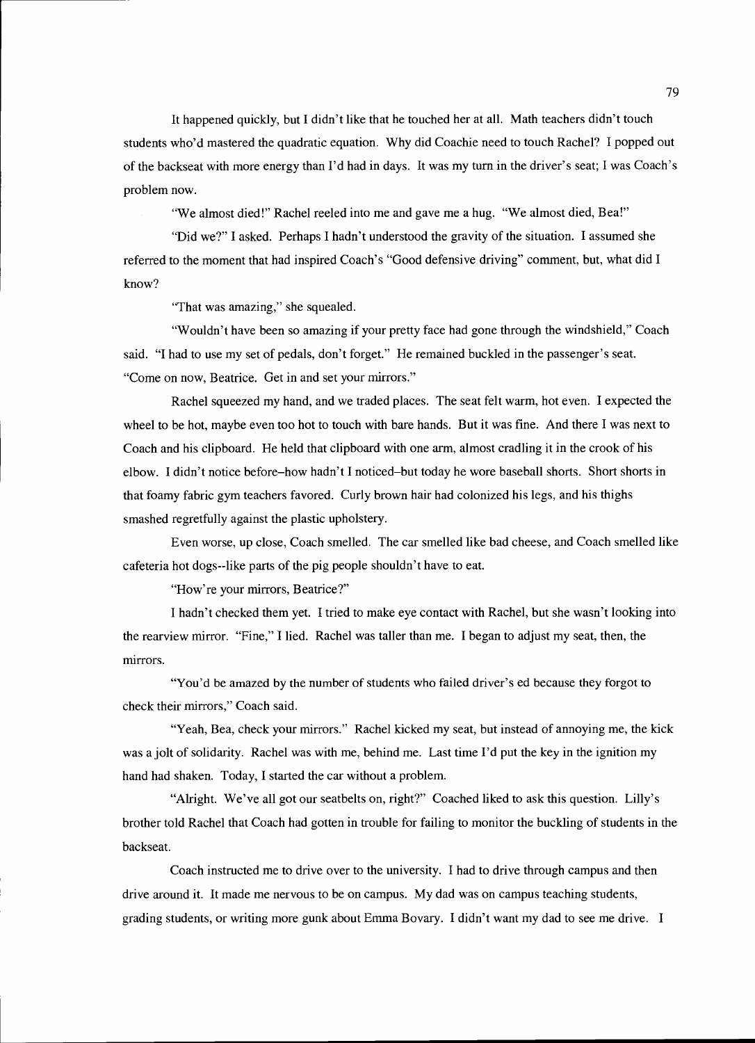It happened quickly, but I didn't like that he touched her at all. Math teachers didn't touch students who'd mastered the quadratic equation. Why did Coachie need to touch Rachel? I popped out of the backseat with more energy than I'd had in days. It was my turn in the driver's seat; I was Coach's problem now.

"We almost died!" Rachel reeled into me and gave me a hug. "We almost died, Bea!"

"Did we?" I asked. Perhaps I hadn't understood the gravity of the situation. I assumed she referred to the moment that had inspired Coach's "Good defensive driving" comment, but, what did I know?

"That was amazing," she squealed.

"Wouldn't have been so amazing if your pretty face had gone through the windshield," Coach said. "I had to use my set of pedals, don't forget." He remained buckled in the passenger's seat. "Come on now, Beatrice. Get in and set your mirrors."

Rachel squeezed my hand, and we traded places. The seat felt warm, hot even. I expected the wheel to be hot, maybe even too hot to touch with bare hands. But it was fine. And there I was next to Coach and his clipboard. He held that clipboard with one arm, almost cradling it in the crook of his elbow. I didn't notice before–how hadn't I noticed–but today he wore baseball shorts. Short shorts in that foamy fabric gym teachers favored. Curly brown hair had colonized his legs, and his thighs smashed regretfully against the plastic upholstery.

Even worse, up close, Coach smelled. The car smelled like bad cheese, and Coach smelled like cafeteria hot dogs--like parts of the pig people shouldn't have to eat.

"How're your mirrors, Beatrice?"

I hadn't checked them yet. I tried to make eye contact with Rachel, but she wasn't looking into the rearview mirror. "Fine," I lied. Rachel was taller than me. I began to adjust my seat, then, the mirrors.

"You'd be amazed by the number of students who failed driver's ed because they forgot to check their mirrors," Coach said.

"Yeah, Bea, check your mirrors." Rachel kicked my seat, but instead of annoying me, the kick was a jolt of solidarity. Rachel was with me, behind me. Last time I'd put the key in the ignition my hand had shaken. Today, I started the car without a problem.

"Alright. We've all got our seatbelts on, right?" Coached liked to ask this question. Lilly's brother told Rachel that Coach had gotten in trouble for failing to monitor the buckling of students in the backseat.

Coach instructed me to drive over to the university. I had to drive through campus and then drive around it. It made me nervous to be on campus. My dad was on campus teaching students, grading students, or writing more gunk about Emma Bovary. I didn't want my dad to see me drive. I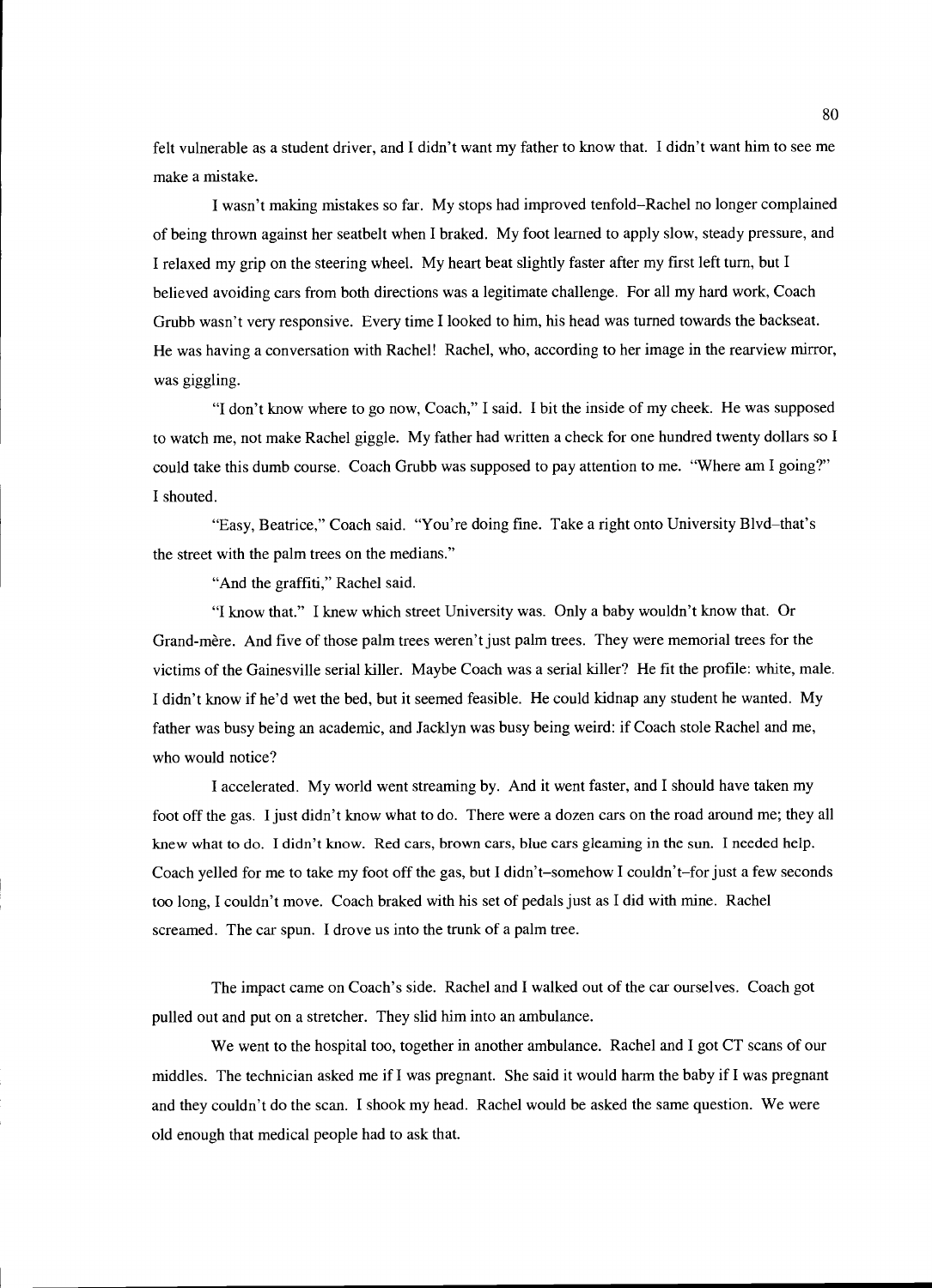felt vulnerable as a student driver, and I didn't want my father to know that. I didn't want him to see me make a mistake.

I wasn't making mistakes so far. My stops had improved tenfold–Rachel no longer complained of being thrown against her seatbelt when I braked. My foot learned to apply slow, steady pressure, and I relaxed my grip on the steering wheel. My heart beat slightly faster after my first left turn, but I believed avoiding cars from both directions was a legitimate challenge. For all my hard work, Coach Grubb wasn't very responsive. Every time I looked to him, his head was turned towards the backseat. He was having a conversation with Rachel! Rachel, who, according to her image in the rearview mirror, was giggling.

"I don't know where to go now, Coach," I said. I bit the inside of my cheek. He was supposed to watch me, not make Rachel giggle. My father had written a check for one hundred twenty dollars so I could take this dumb course. Coach Grubb was supposed to pay attention to me. "Where am I going?" I shouted.

"Easy, Beatrice," Coach said. "You're doing fine. Take a right onto University Blvd–that's the street with the palm trees on the medians."

"And the graffiti," Rachel said.

"I know that." I knew which street University was. Only a baby wouldn't know that. Or Grand-mère. And five of those palm trees weren't just palm trees. They were memorial trees for the victims of the Gainesville serial killer. Maybe Coach was a serial killer? He fit the profile: white, male. I didn't know if he'd wet the bed, but it seemed feasible. He could kidnap any student he wanted. My father was busy being an academic, and Jacklyn was busy being weird: if Coach stole Rachel and me, who would notice?

I accelerated. My world went streaming by. And it went faster, and I should have taken my foot off the gas. I just didn't know what to do. There were a dozen cars on the road around me; they all knew what to do. I didn't know. Red cars, brown cars, blue cars gleaming in the sun. I needed help. Coach yelled for me to take my foot off the gas, but I didn't–somehow I couldn't–for just a few seconds too long, I couldn't move. Coach braked with his set of pedals just as I did with mine. Rachel screamed. The car spun. I drove us into the trunk of a palm tree.

The impact came on Coach's side. Rachel and I walked out of the car ourselves. Coach got pulled out and put on a stretcher. They slid him into an ambulance.

We went to the hospital too, together in another ambulance. Rachel and I got CT scans of our middles. The technician asked me if I was pregnant. She said it would harm the baby if I was pregnant and they couldn't do the scan. I shook my head. Rachel would be asked the same question. We were old enough that medical people had to ask that.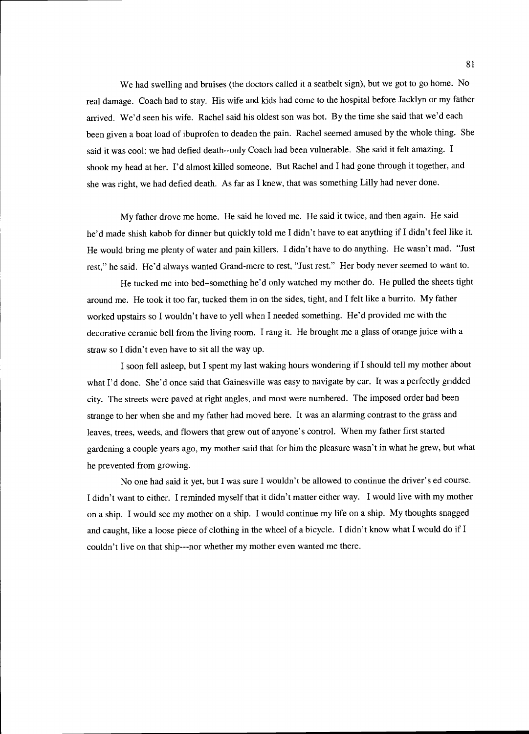We had swelling and bruises (the doctors called it a seatbelt sign), but we got to go home. No real damage. Coach had to stay. His wife and kids had come to the hospital before Jacklyn or my father arrived. We'd seen his wife. Rachel said his oldest son was hot. By the time she said that we'd each been given a boat load of ibuprofen to deaden the pain. Rachel seemed amused by the whole thing. She said it was cool: we had defied death--only Coach had been vulnerable. She said it felt amazing. I shook my head at her. I'd almost killed someone. But Rachel and I had gone through it together, and she was right, we had defied death. As far as I knew, that was something Lilly had never done.

My father drove me home. He said he loved me. He said it twice, and then again. He said he'd made shish kabob for dinner but quickly told me I didn't have to eat anything if I didn't feel like it. He would bring me plenty of water and pain killers. I didn't have to do anything. He wasn't mad. "Just rest," he said. He'd always wanted Grand-mere to rest, "Just rest." Her body never seemed to want to.

He tucked me into bed–something he'd only watched my mother do. He pulled the sheets tight around me. He took it too far, tucked them in on the sides, tight, and I felt like a burrito. My father worked upstairs so I wouldn't have to yell when I needed something. He'd provided me with the decorative ceramic bell from the living room. I rang it. He brought me a glass of orange juice with a straw so I didn't even have to sit all the way up.

I soon fell asleep, but I spent my last waking hours wondering if I should tell my mother about what I'd done. She'd once said that Gainesville was easy to navigate by car. It was a perfectly gridded city. The streets were paved at right angles, and most were numbered. The imposed order had been strange to her when she and my father had moved here. It was an alarming contrast to the grass and leaves, trees, weeds, and flowers that grew out of anyone's control. When my father first started gardening a couple years ago, my mother said that for him the pleasure wasn't in what he grew, but what he prevented from growing.

No one had said it yet, but I was sure I wouldn't be allowed to continue the driver's ed course. I didn't want to either. I reminded myself that it didn't matter either way. I would live with my mother on a ship. I would see my mother on a ship. I would continue my life on a ship. My thoughts snagged and caught, like a loose piece of clothing in the wheel of a bicycle. I didn't know what I would do if I couldn't live on that ship---nor whether my mother even wanted me there.